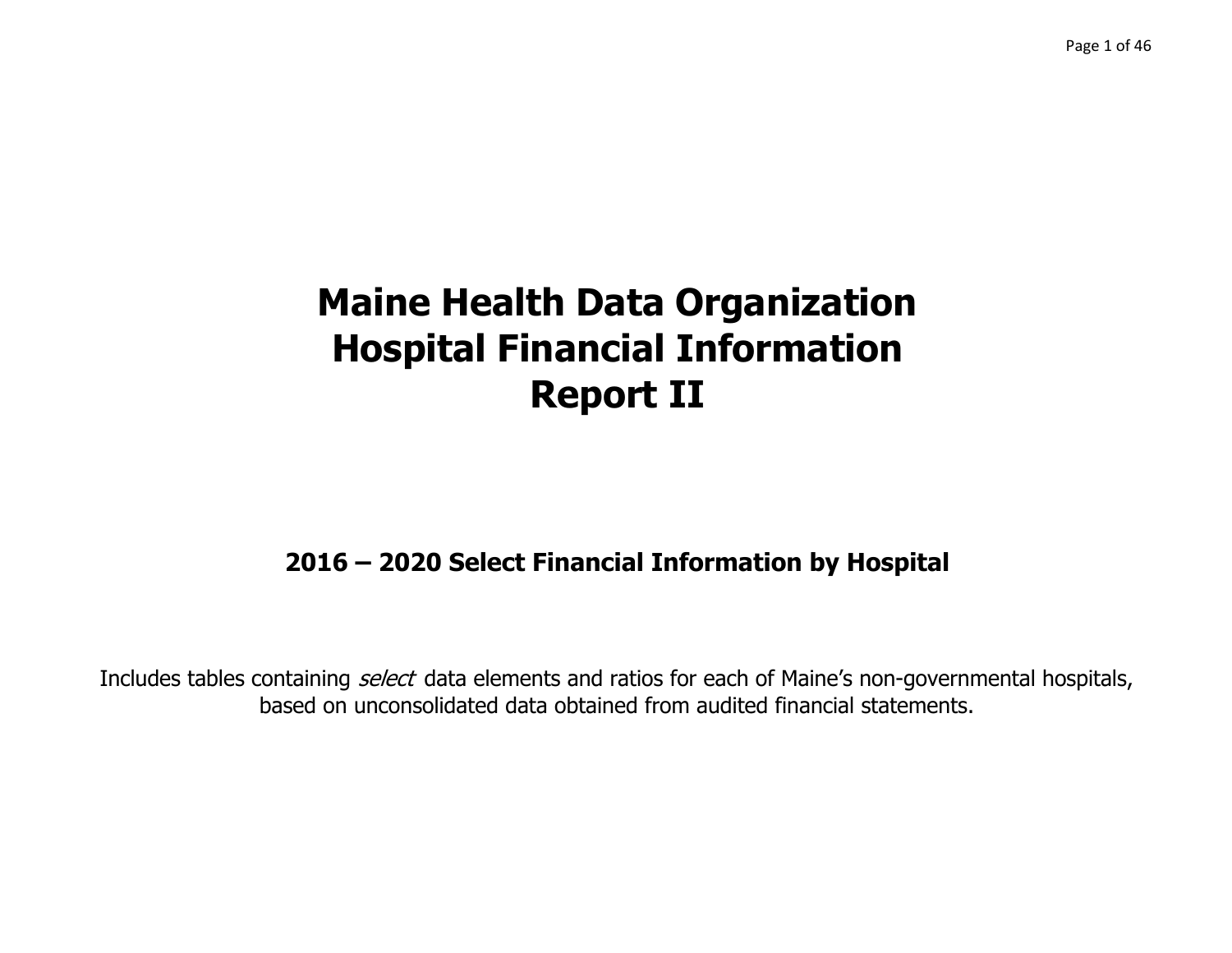# Maine Health Data Organization
# Hospital Financial Information
# Report II

## 2016 – 2020 Select Financial Information by Hospital

Includes tables containing *select* data elements and ratios for each of Maine's non-governmental hospitals, based on unconsolidated data obtained from audited financial statements.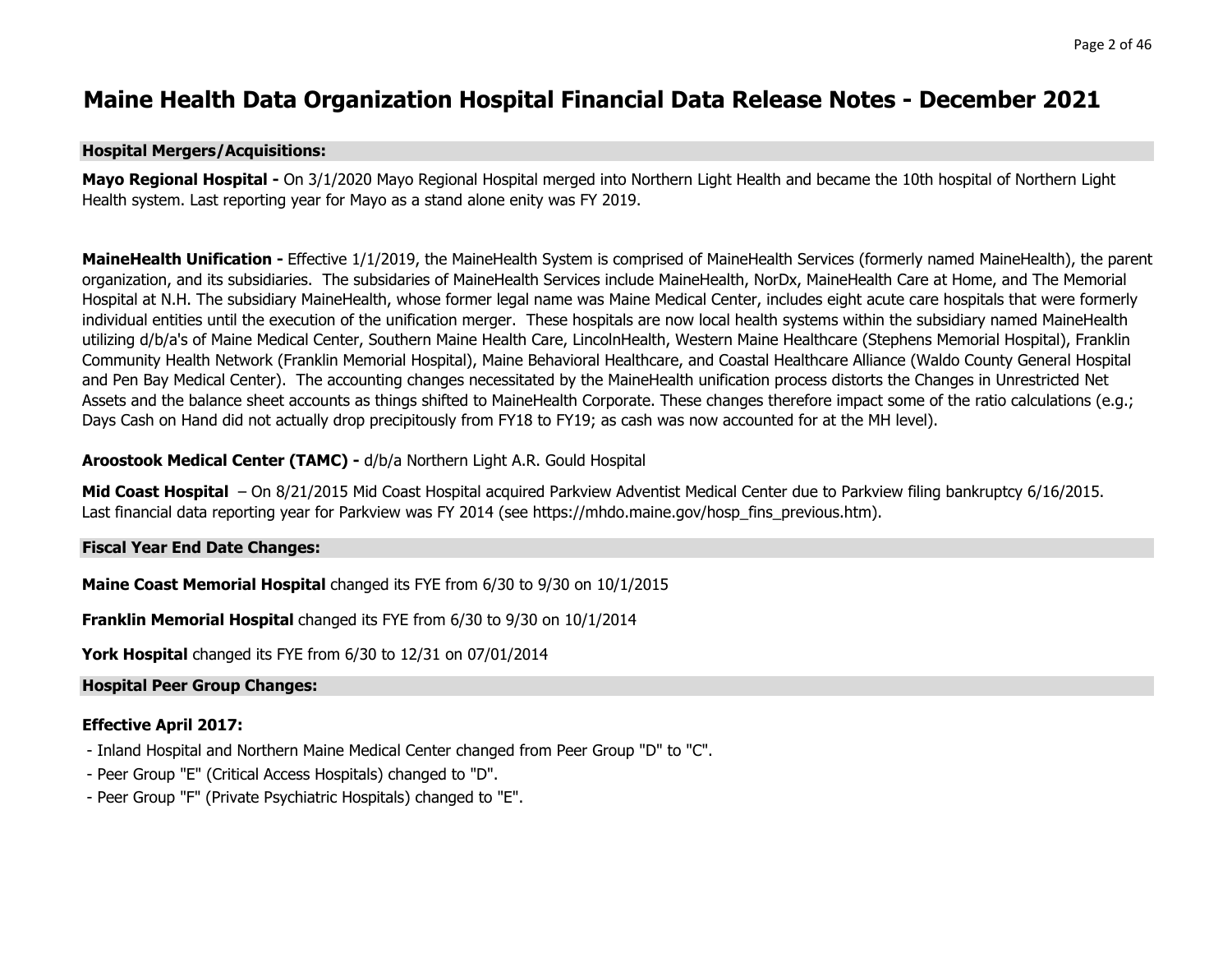# Maine Health Data Organization Hospital Financial Data Release Notes - December 2021

## Hospital Mergers/Acquisitions:

**Mayo Regional Hospital -** On 3/1/2020 Mayo Regional Hospital merged into Northern Light Health and became the 10th hospital of Northern Light Health system. Last reporting year for Mayo as a stand alone enity was FY 2019.

**MaineHealth Unification -** Effective 1/1/2019, the MaineHealth System is comprised of MaineHealth Services (formerly named MaineHealth), the parent organization, and its subsidiaries. The subsidaries of MaineHealth Services include MaineHealth, NorDx, MaineHealth Care at Home, and The Memorial Hospital at N.H. The subsidiary MaineHealth, whose former legal name was Maine Medical Center, includes eight acute care hospitals that were formerly individual entities until the execution of the unification merger. These hospitals are now local health systems within the subsidiary named MaineHealth utilizing d/b/a's of Maine Medical Center, Southern Maine Health Care, LincolnHealth, Western Maine Healthcare (Stephens Memorial Hospital), Franklin Community Health Network (Franklin Memorial Hospital), Maine Behavioral Healthcare, and Coastal Healthcare Alliance (Waldo County General Hospital and Pen Bay Medical Center). The accounting changes necessitated by the MaineHealth unification process distorts the Changes in Unrestricted Net Assets and the balance sheet accounts as things shifted to MaineHealth Corporate. These changes therefore impact some of the ratio calculations (e.g.; Days Cash on Hand did not actually drop precipitously from FY18 to FY19; as cash was now accounted for at the MH level).

**Aroostook Medical Center (TAMC) -** d/b/a Northern Light A.R. Gould Hospital

**Mid Coast Hospital** – On 8/21/2015 Mid Coast Hospital acquired Parkview Adventist Medical Center due to Parkview filing bankruptcy 6/16/2015. Last financial data reporting year for Parkview was FY 2014 (see https://mhdo.maine.gov/hosp_fins_previous.htm).

## Fiscal Year End Date Changes:

**Maine Coast Memorial Hospital** changed its FYE from 6/30 to 9/30 on 10/1/2015

**Franklin Memorial Hospital** changed its FYE from 6/30 to 9/30 on 10/1/2014

**York Hospital** changed its FYE from 6/30 to 12/31 on 07/01/2014

## Hospital Peer Group Changes:

**Effective April 2017:**

- Inland Hospital and Northern Maine Medical Center changed from Peer Group "D" to "C".
- Peer Group "E" (Critical Access Hospitals) changed to "D".
- Peer Group "F" (Private Psychiatric Hospitals) changed to "E".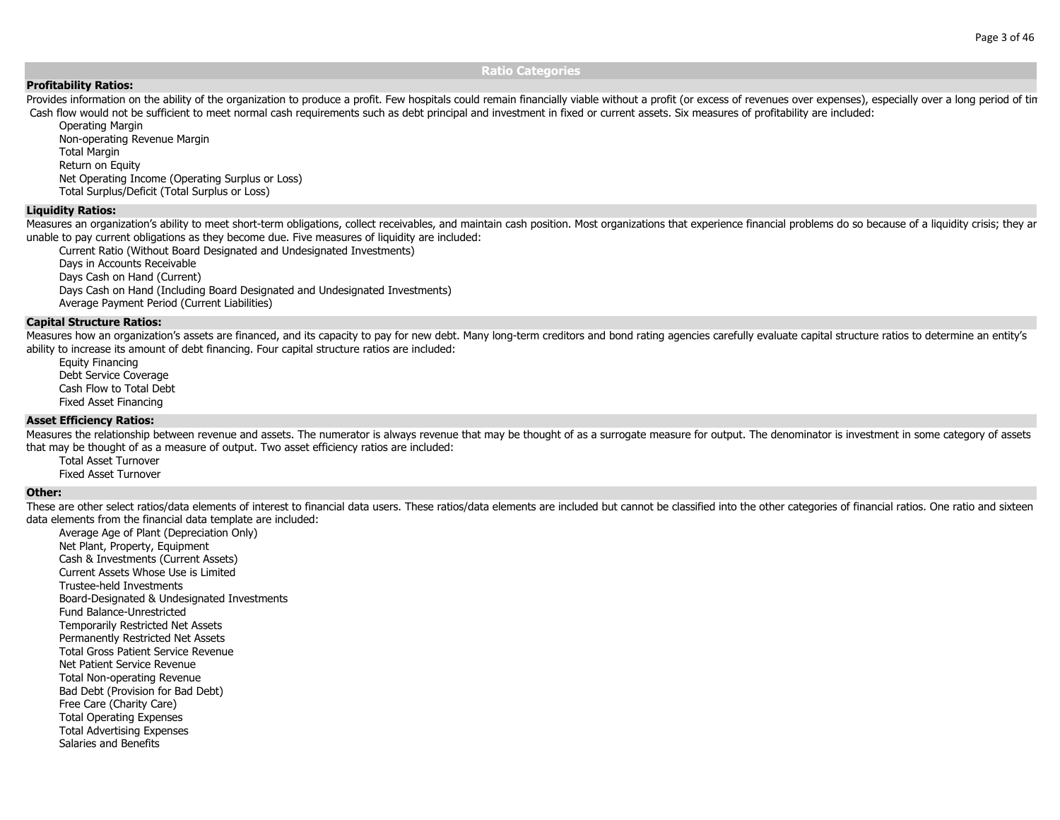## Ratio Categories

### Profitability Ratios:

Provides information on the ability of the organization to produce a profit. Few hospitals could remain financially viable without a profit (or excess of revenues over expenses), especially over a long period of tin Cash flow would not be sufficient to meet normal cash requirements such as debt principal and investment in fixed or current assets. Six measures of profitability are included:

- Operating Margin
- Non-operating Revenue Margin
- Total Margin
- Return on Equity
- Net Operating Income (Operating Surplus or Loss)
- Total Surplus/Deficit (Total Surplus or Loss)

### Liquidity Ratios:

Measures an organization's ability to meet short-term obligations, collect receivables, and maintain cash position. Most organizations that experience financial problems do so because of a liquidity crisis; they ar unable to pay current obligations as they become due. Five measures of liquidity are included:

- Current Ratio (Without Board Designated and Undesignated Investments)
- Days in Accounts Receivable
- Days Cash on Hand (Current)
- Days Cash on Hand (Including Board Designated and Undesignated Investments)
- Average Payment Period (Current Liabilities)

### Capital Structure Ratios:

Measures how an organization's assets are financed, and its capacity to pay for new debt. Many long-term creditors and bond rating agencies carefully evaluate capital structure ratios to determine an entity's ability to increase its amount of debt financing. Four capital structure ratios are included:

- Equity Financing
- Debt Service Coverage
- Cash Flow to Total Debt
- Fixed Asset Financing

### Asset Efficiency Ratios:

Measures the relationship between revenue and assets. The numerator is always revenue that may be thought of as a surrogate measure for output. The denominator is investment in some category of assets that may be thought of as a measure of output. Two asset efficiency ratios are included:

- Total Asset Turnover
- Fixed Asset Turnover

### Other:

These are other select ratios/data elements of interest to financial data users. These ratios/data elements are included but cannot be classified into the other categories of financial ratios. One ratio and sixteen data elements from the financial data template are included:

- Average Age of Plant (Depreciation Only)
- Net Plant, Property, Equipment
- Cash & Investments (Current Assets)
- Current Assets Whose Use is Limited
- Trustee-held Investments
- Board-Designated & Undesignated Investments
- Fund Balance-Unrestricted
- Temporarily Restricted Net Assets
- Permanently Restricted Net Assets
- Total Gross Patient Service Revenue
- Net Patient Service Revenue
- Total Non-operating Revenue
- Bad Debt (Provision for Bad Debt)
- Free Care (Charity Care)
- Total Operating Expenses
- Total Advertising Expenses
- Salaries and Benefits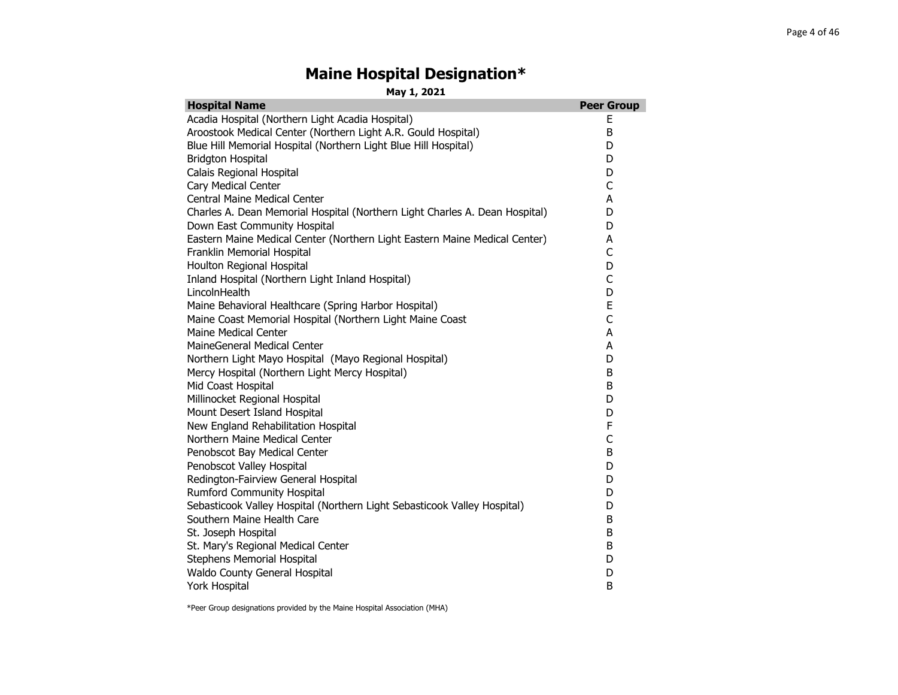# Maine Hospital Designation*

**May 1, 2021**

| Hospital Name | Peer Group |
|---|---|
| Acadia Hospital (Northern Light Acadia Hospital) | E |
| Aroostook Medical Center (Northern Light A.R. Gould Hospital) | B |
| Blue Hill Memorial Hospital (Northern Light Blue Hill Hospital) | D |
| Bridgton Hospital | D |
| Calais Regional Hospital | D |
| Cary Medical Center | C |
| Central Maine Medical Center | A |
| Charles A. Dean Memorial Hospital (Northern Light Charles A. Dean Hospital) | D |
| Down East Community Hospital | D |
| Eastern Maine Medical Center (Northern Light Eastern Maine Medical Center) | A |
| Franklin Memorial Hospital | C |
| Houlton Regional Hospital | D |
| Inland Hospital (Northern Light Inland Hospital) | C |
| LincolnHealth | D |
| Maine Behavioral Healthcare (Spring Harbor Hospital) | E |
| Maine Coast Memorial Hospital (Northern Light Maine Coast | C |
| Maine Medical Center | A |
| MaineGeneral Medical Center | A |
| Northern Light Mayo Hospital (Mayo Regional Hospital) | D |
| Mercy Hospital (Northern Light Mercy Hospital) | B |
| Mid Coast Hospital | B |
| Millinocket Regional Hospital | D |
| Mount Desert Island Hospital | D |
| New England Rehabilitation Hospital | F |
| Northern Maine Medical Center | C |
| Penobscot Bay Medical Center | B |
| Penobscot Valley Hospital | D |
| Redington-Fairview General Hospital | D |
| Rumford Community Hospital | D |
| Sebasticook Valley Hospital (Northern Light Sebasticook Valley Hospital) | D |
| Southern Maine Health Care | B |
| St. Joseph Hospital | B |
| St. Mary's Regional Medical Center | B |
| Stephens Memorial Hospital | D |
| Waldo County General Hospital | D |
| York Hospital | B |

*Peer Group designations provided by the Maine Hospital Association (MHA)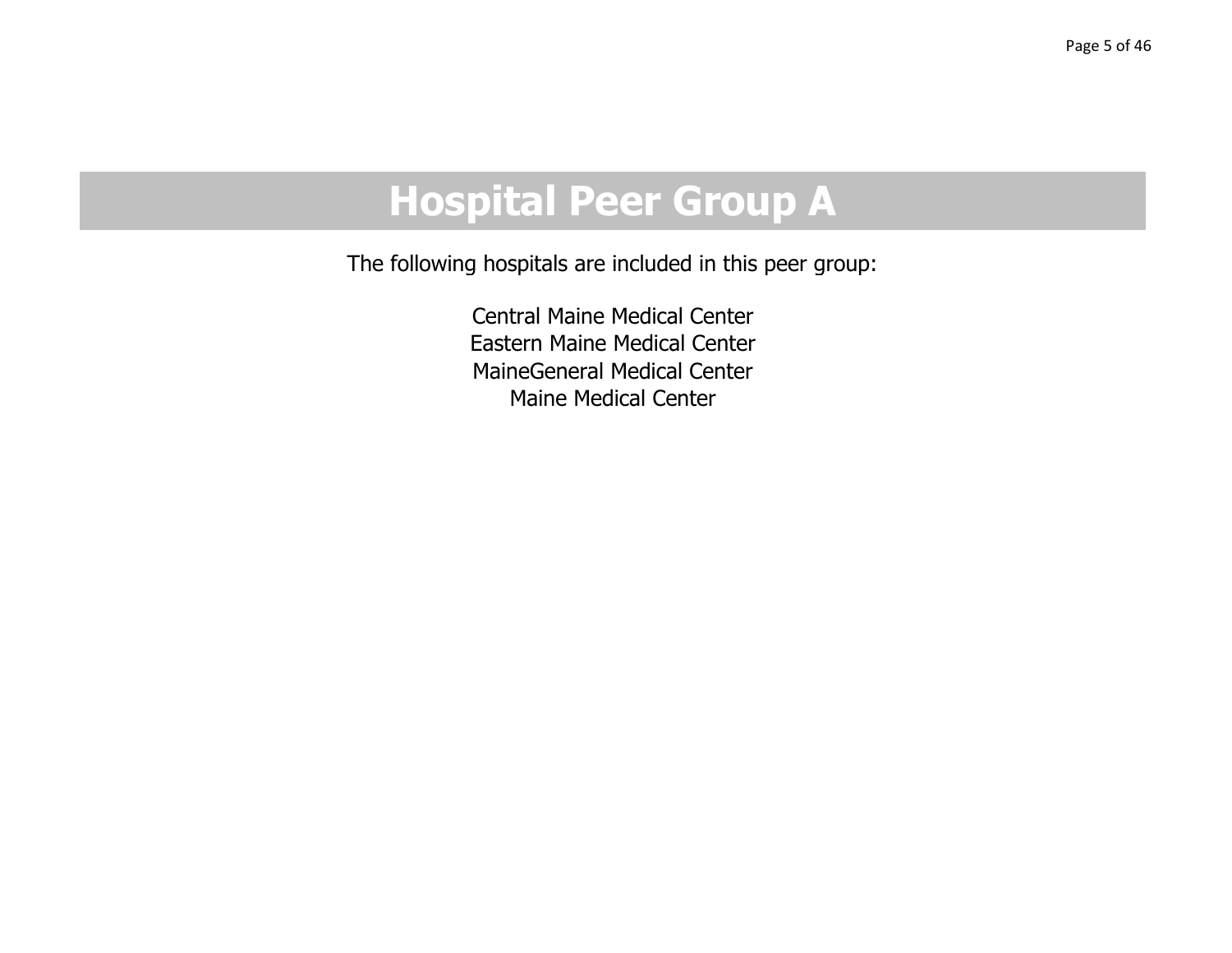# Hospital Peer Group A

The following hospitals are included in this peer group:

Central Maine Medical Center
Eastern Maine Medical Center
MaineGeneral Medical Center
Maine Medical Center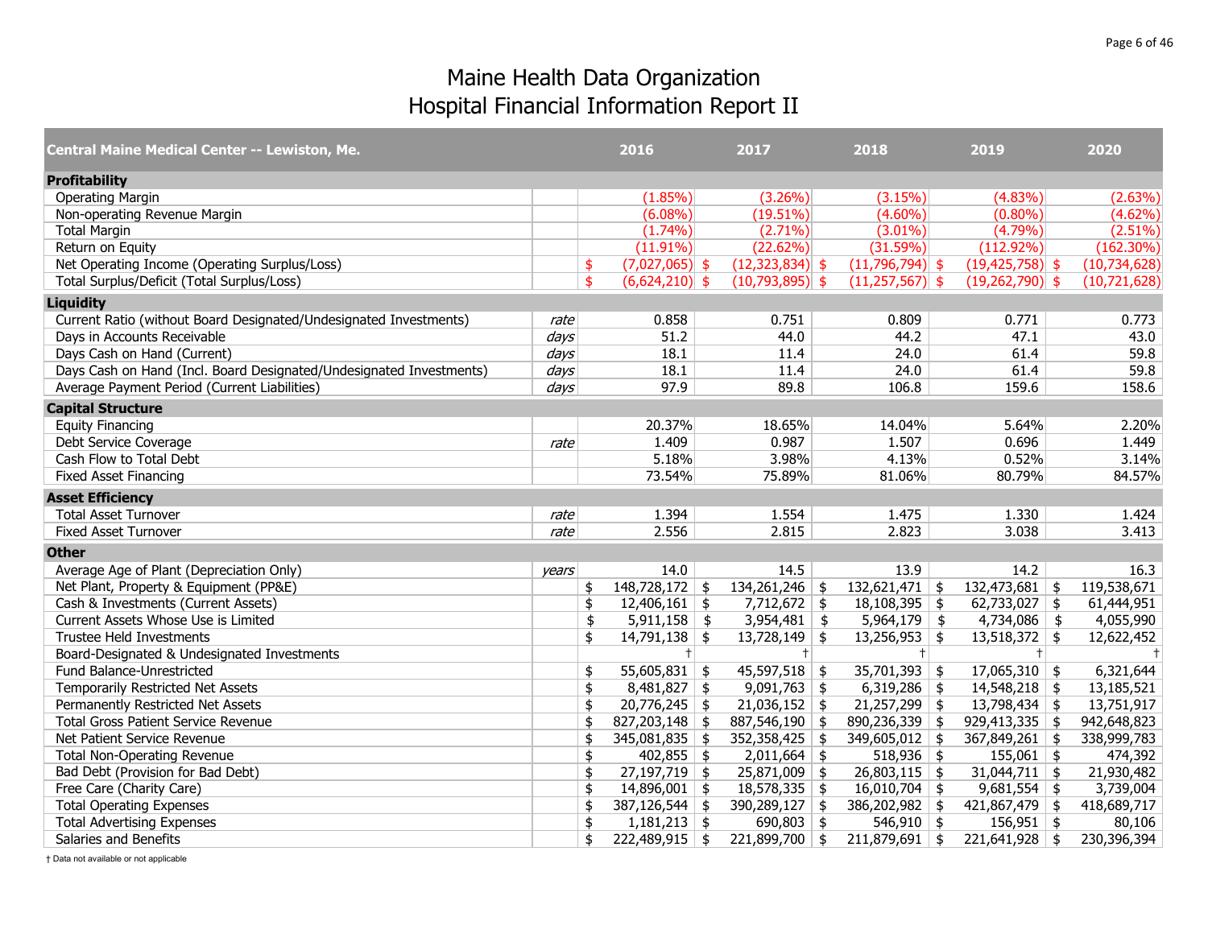# Maine Health Data Organization
## Hospital Financial Information Report II

| Central Maine Medical Center -- Lewiston, Me. | | 2016 | 2017 | 2018 | 2019 | 2020 |
|---|---|---|---|---|---|---|
| **Profitability** | | | | | | |
| Operating Margin | | (1.85%) | (3.26%) | (3.15%) | (4.83%) | (2.63%) |
| Non-operating Revenue Margin | | (6.08%) | (19.51%) | (4.60%) | (0.80%) | (4.62%) |
| Total Margin | | (1.74%) | (2.71%) | (3.01%) | (4.79%) | (2.51%) |
| Return on Equity | | (11.91%) | (22.62%) | (31.59%) | (112.92%) | (162.30%) |
| Net Operating Income (Operating Surplus/Loss) | | $ (7,027,065) | $ (12,323,834) | $ (11,796,794) | $ (19,425,758) | $ (10,734,628) |
| Total Surplus/Deficit (Total Surplus/Loss) | | $ (6,624,210) | $ (10,793,895) | $ (11,257,567) | $ (19,262,790) | $ (10,721,628) |
| **Liquidity** | | | | | | |
| Current Ratio (without Board Designated/Undesignated Investments) | *rate* | 0.858 | 0.751 | 0.809 | 0.771 | 0.773 |
| Days in Accounts Receivable | *days* | 51.2 | 44.0 | 44.2 | 47.1 | 43.0 |
| Days Cash on Hand (Current) | *days* | 18.1 | 11.4 | 24.0 | 61.4 | 59.8 |
| Days Cash on Hand (Incl. Board Designated/Undesignated Investments) | *days* | 18.1 | 11.4 | 24.0 | 61.4 | 59.8 |
| Average Payment Period (Current Liabilities) | *days* | 97.9 | 89.8 | 106.8 | 159.6 | 158.6 |
| **Capital Structure** | | | | | | |
| Equity Financing | | 20.37% | 18.65% | 14.04% | 5.64% | 2.20% |
| Debt Service Coverage | *rate* | 1.409 | 0.987 | 1.507 | 0.696 | 1.449 |
| Cash Flow to Total Debt | | 5.18% | 3.98% | 4.13% | 0.52% | 3.14% |
| Fixed Asset Financing | | 73.54% | 75.89% | 81.06% | 80.79% | 84.57% |
| **Asset Efficiency** | | | | | | |
| Total Asset Turnover | *rate* | 1.394 | 1.554 | 1.475 | 1.330 | 1.424 |
| Fixed Asset Turnover | *rate* | 2.556 | 2.815 | 2.823 | 3.038 | 3.413 |
| **Other** | | | | | | |
| Average Age of Plant (Depreciation Only) | *years* | 14.0 | 14.5 | 13.9 | 14.2 | 16.3 |
| Net Plant, Property & Equipment (PP&E) | | $ 148,728,172 | $ 134,261,246 | $ 132,621,471 | $ 132,473,681 | $ 119,538,671 |
| Cash & Investments (Current Assets) | | $ 12,406,161 | $ 7,712,672 | $ 18,108,395 | $ 62,733,027 | $ 61,444,951 |
| Current Assets Whose Use is Limited | | $ 5,911,158 | $ 3,954,481 | $ 5,964,179 | $ 4,734,086 | $ 4,055,990 |
| Trustee Held Investments | | $ 14,791,138 | $ 13,728,149 | $ 13,256,953 | $ 13,518,372 | $ 12,622,452 |
| Board-Designated & Undesignated Investments | | † | † | † | † | † |
| Fund Balance-Unrestricted | | $ 55,605,831 | $ 45,597,518 | $ 35,701,393 | $ 17,065,310 | $ 6,321,644 |
| Temporarily Restricted Net Assets | | $ 8,481,827 | $ 9,091,763 | $ 6,319,286 | $ 14,548,218 | $ 13,185,521 |
| Permanently Restricted Net Assets | | $ 20,776,245 | $ 21,036,152 | $ 21,257,299 | $ 13,798,434 | $ 13,751,917 |
| Total Gross Patient Service Revenue | | $ 827,203,148 | $ 887,546,190 | $ 890,236,339 | $ 929,413,335 | $ 942,648,823 |
| Net Patient Service Revenue | | $ 345,081,835 | $ 352,358,425 | $ 349,605,012 | $ 367,849,261 | $ 338,999,783 |
| Total Non-Operating Revenue | | $ 402,855 | $ 2,011,664 | $ 518,936 | $ 155,061 | $ 474,392 |
| Bad Debt (Provision for Bad Debt) | | $ 27,197,719 | $ 25,871,009 | $ 26,803,115 | $ 31,044,711 | $ 21,930,482 |
| Free Care (Charity Care) | | $ 14,896,001 | $ 18,578,335 | $ 16,010,704 | $ 9,681,554 | $ 3,739,004 |
| Total Operating Expenses | | $ 387,126,544 | $ 390,289,127 | $ 386,202,982 | $ 421,867,479 | $ 418,689,717 |
| Total Advertising Expenses | | $ 1,181,213 | $ 690,803 | $ 546,910 | $ 156,951 | $ 80,106 |
| Salaries and Benefits | | $ 222,489,915 | $ 221,899,700 | $ 211,879,691 | $ 221,641,928 | $ 230,396,394 |

† Data not available or not applicable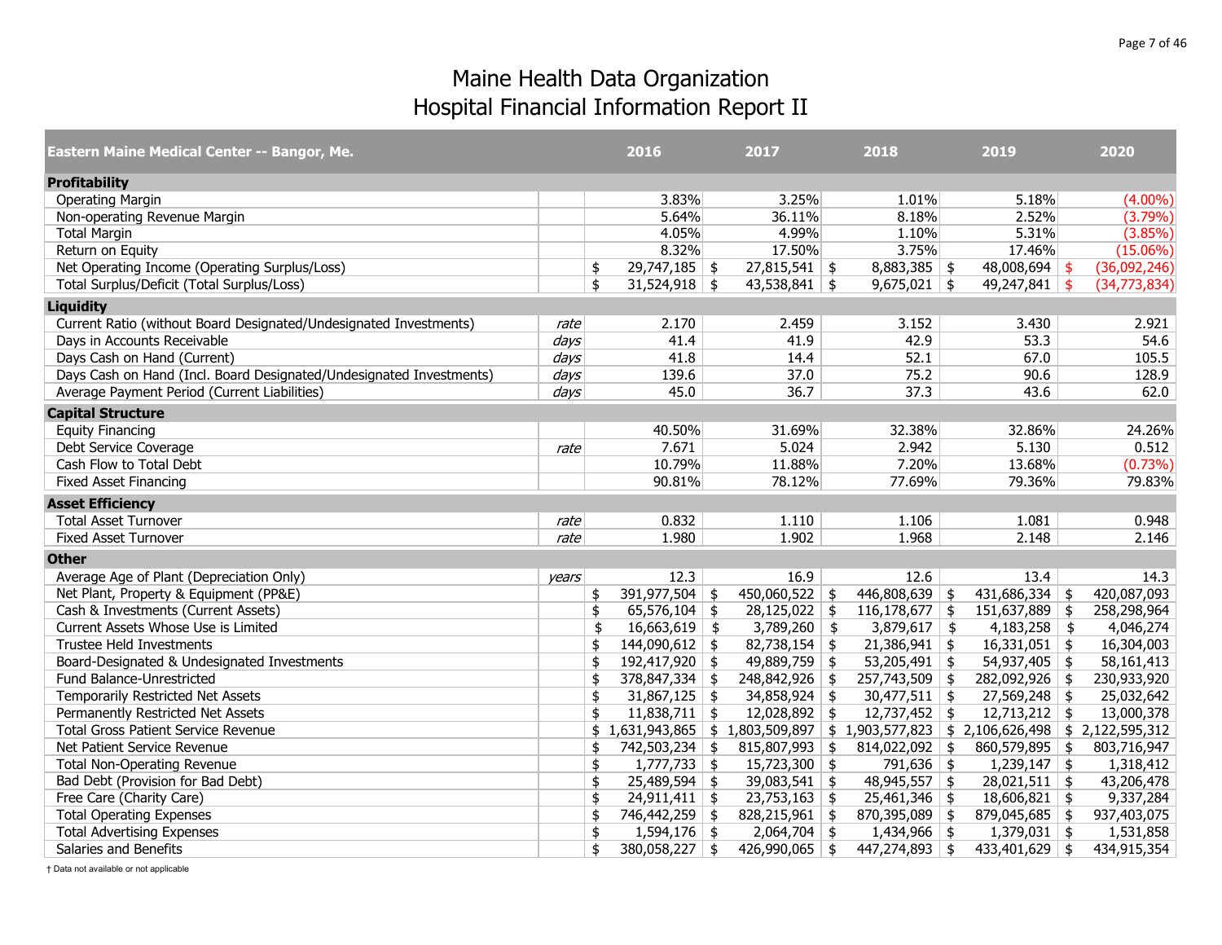# Maine Health Data Organization
# Hospital Financial Information Report II

| Eastern Maine Medical Center -- Bangor, Me. | | 2016 | 2017 | 2018 | 2019 | 2020 |
|---|---|---|---|---|---|---|
| **Profitability** | | | | | | |
| Operating Margin | | 3.83% | 3.25% | 1.01% | 5.18% | (4.00%) |
| Non-operating Revenue Margin | | 5.64% | 36.11% | 8.18% | 2.52% | (3.79%) |
| Total Margin | | 4.05% | 4.99% | 1.10% | 5.31% | (3.85%) |
| Return on Equity | | 8.32% | 17.50% | 3.75% | 17.46% | (15.06%) |
| Net Operating Income (Operating Surplus/Loss) | | $ 29,747,185 | $ 27,815,541 | $ 8,883,385 | $ 48,008,694 | $ (36,092,246) |
| Total Surplus/Deficit (Total Surplus/Loss) | | $ 31,524,918 | $ 43,538,841 | $ 9,675,021 | $ 49,247,841 | $ (34,773,834) |
| **Liquidity** | | | | | | |
| Current Ratio (without Board Designated/Undesignated Investments) | *rate* | 2.170 | 2.459 | 3.152 | 3.430 | 2.921 |
| Days in Accounts Receivable | *days* | 41.4 | 41.9 | 42.9 | 53.3 | 54.6 |
| Days Cash on Hand (Current) | *days* | 41.8 | 14.4 | 52.1 | 67.0 | 105.5 |
| Days Cash on Hand (Incl. Board Designated/Undesignated Investments) | *days* | 139.6 | 37.0 | 75.2 | 90.6 | 128.9 |
| Average Payment Period (Current Liabilities) | *days* | 45.0 | 36.7 | 37.3 | 43.6 | 62.0 |
| **Capital Structure** | | | | | | |
| Equity Financing | | 40.50% | 31.69% | 32.38% | 32.86% | 24.26% |
| Debt Service Coverage | *rate* | 7.671 | 5.024 | 2.942 | 5.130 | 0.512 |
| Cash Flow to Total Debt | | 10.79% | 11.88% | 7.20% | 13.68% | (0.73%) |
| Fixed Asset Financing | | 90.81% | 78.12% | 77.69% | 79.36% | 79.83% |
| **Asset Efficiency** | | | | | | |
| Total Asset Turnover | *rate* | 0.832 | 1.110 | 1.106 | 1.081 | 0.948 |
| Fixed Asset Turnover | *rate* | 1.980 | 1.902 | 1.968 | 2.148 | 2.146 |
| **Other** | | | | | | |
| Average Age of Plant (Depreciation Only) | *years* | 12.3 | 16.9 | 12.6 | 13.4 | 14.3 |
| Net Plant, Property & Equipment (PP&E) | | $ 391,977,504 | $ 450,060,522 | $ 446,808,639 | $ 431,686,334 | $ 420,087,093 |
| Cash & Investments (Current Assets) | | $ 65,576,104 | $ 28,125,022 | $ 116,178,677 | $ 151,637,889 | $ 258,298,964 |
| Current Assets Whose Use is Limited | | $ 16,663,619 | $ 3,789,260 | $ 3,879,617 | $ 4,183,258 | $ 4,046,274 |
| Trustee Held Investments | | $ 144,090,612 | $ 82,738,154 | $ 21,386,941 | $ 16,331,051 | $ 16,304,003 |
| Board-Designated & Undesignated Investments | | $ 192,417,920 | $ 49,889,759 | $ 53,205,491 | $ 54,937,405 | $ 58,161,413 |
| Fund Balance-Unrestricted | | $ 378,847,334 | $ 248,842,926 | $ 257,743,509 | $ 282,092,926 | $ 230,933,920 |
| Temporarily Restricted Net Assets | | $ 31,867,125 | $ 34,858,924 | $ 30,477,511 | $ 27,569,248 | $ 25,032,642 |
| Permanently Restricted Net Assets | | $ 11,838,711 | $ 12,028,892 | $ 12,737,452 | $ 12,713,212 | $ 13,000,378 |
| Total Gross Patient Service Revenue | | $ 1,631,943,865 | $ 1,803,509,897 | $ 1,903,577,823 | $ 2,106,626,498 | $ 2,122,595,312 |
| Net Patient Service Revenue | | $ 742,503,234 | $ 815,807,993 | $ 814,022,092 | $ 860,579,895 | $ 803,716,947 |
| Total Non-Operating Revenue | | $ 1,777,733 | $ 15,723,300 | $ 791,636 | $ 1,239,147 | $ 1,318,412 |
| Bad Debt (Provision for Bad Debt) | | $ 25,489,594 | $ 39,083,541 | $ 48,945,557 | $ 28,021,511 | $ 43,206,478 |
| Free Care (Charity Care) | | $ 24,911,411 | $ 23,753,163 | $ 25,461,346 | $ 18,606,821 | $ 9,337,284 |
| Total Operating Expenses | | $ 746,442,259 | $ 828,215,961 | $ 870,395,089 | $ 879,045,685 | $ 937,403,075 |
| Total Advertising Expenses | | $ 1,594,176 | $ 2,064,704 | $ 1,434,966 | $ 1,379,031 | $ 1,531,858 |
| Salaries and Benefits | | $ 380,058,227 | $ 426,990,065 | $ 447,274,893 | $ 433,401,629 | $ 434,915,354 |

† Data not available or not applicable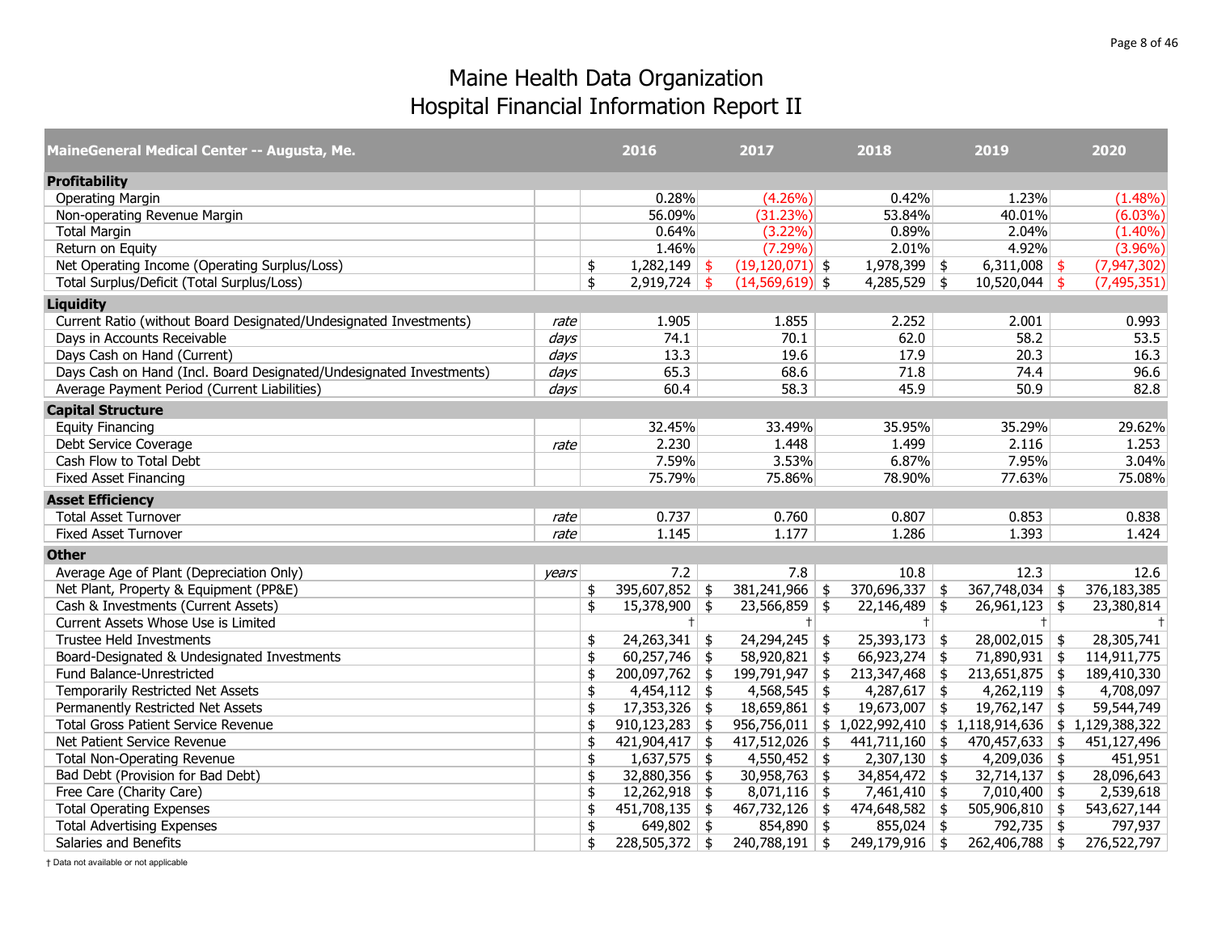# Maine Health Data Organization
## Hospital Financial Information Report II

| MaineGeneral Medical Center -- Augusta, Me. | | 2016 | 2017 | 2018 | 2019 | 2020 |
|---|---|---|---|---|---|---|
| **Profitability** | | | | | | |
| Operating Margin | | 0.28% | (4.26%) | 0.42% | 1.23% | (1.48%) |
| Non-operating Revenue Margin | | 56.09% | (31.23%) | 53.84% | 40.01% | (6.03%) |
| Total Margin | | 0.64% | (3.22%) | 0.89% | 2.04% | (1.40%) |
| Return on Equity | | 1.46% | (7.29%) | 2.01% | 4.92% | (3.96%) |
| Net Operating Income (Operating Surplus/Loss) | | $ 1,282,149 | $ (19,120,071) | $ 1,978,399 | $ 6,311,008 | $ (7,947,302) |
| Total Surplus/Deficit (Total Surplus/Loss) | | $ 2,919,724 | $ (14,569,619) | $ 4,285,529 | $ 10,520,044 | $ (7,495,351) |
| **Liquidity** | | | | | | |
| Current Ratio (without Board Designated/Undesignated Investments) | *rate* | 1.905 | 1.855 | 2.252 | 2.001 | 0.993 |
| Days in Accounts Receivable | *days* | 74.1 | 70.1 | 62.0 | 58.2 | 53.5 |
| Days Cash on Hand (Current) | *days* | 13.3 | 19.6 | 17.9 | 20.3 | 16.3 |
| Days Cash on Hand (Incl. Board Designated/Undesignated Investments) | *days* | 65.3 | 68.6 | 71.8 | 74.4 | 96.6 |
| Average Payment Period (Current Liabilities) | *days* | 60.4 | 58.3 | 45.9 | 50.9 | 82.8 |
| **Capital Structure** | | | | | | |
| Equity Financing | | 32.45% | 33.49% | 35.95% | 35.29% | 29.62% |
| Debt Service Coverage | *rate* | 2.230 | 1.448 | 1.499 | 2.116 | 1.253 |
| Cash Flow to Total Debt | | 7.59% | 3.53% | 6.87% | 7.95% | 3.04% |
| Fixed Asset Financing | | 75.79% | 75.86% | 78.90% | 77.63% | 75.08% |
| **Asset Efficiency** | | | | | | |
| Total Asset Turnover | *rate* | 0.737 | 0.760 | 0.807 | 0.853 | 0.838 |
| Fixed Asset Turnover | *rate* | 1.145 | 1.177 | 1.286 | 1.393 | 1.424 |
| **Other** | | | | | | |
| Average Age of Plant (Depreciation Only) | *years* | 7.2 | 7.8 | 10.8 | 12.3 | 12.6 |
| Net Plant, Property & Equipment (PP&E) | | $ 395,607,852 | $ 381,241,966 | $ 370,696,337 | $ 367,748,034 | $ 376,183,385 |
| Cash & Investments (Current Assets) | | $ 15,378,900 | $ 23,566,859 | $ 22,146,489 | $ 26,961,123 | $ 23,380,814 |
| Current Assets Whose Use is Limited | | † | † | † | † | † |
| Trustee Held Investments | | $ 24,263,341 | $ 24,294,245 | $ 25,393,173 | $ 28,002,015 | $ 28,305,741 |
| Board-Designated & Undesignated Investments | | $ 60,257,746 | $ 58,920,821 | $ 66,923,274 | $ 71,890,931 | $ 114,911,775 |
| Fund Balance-Unrestricted | | $ 200,097,762 | $ 199,791,947 | $ 213,347,468 | $ 213,651,875 | $ 189,410,330 |
| Temporarily Restricted Net Assets | | $ 4,454,112 | $ 4,568,545 | $ 4,287,617 | $ 4,262,119 | $ 4,708,097 |
| Permanently Restricted Net Assets | | $ 17,353,326 | $ 18,659,861 | $ 19,673,007 | $ 19,762,147 | $ 59,544,749 |
| Total Gross Patient Service Revenue | | $ 910,123,283 | $ 956,756,011 | $ 1,022,992,410 | $ 1,118,914,636 | $ 1,129,388,322 |
| Net Patient Service Revenue | | $ 421,904,417 | $ 417,512,026 | $ 441,711,160 | $ 470,457,633 | $ 451,127,496 |
| Total Non-Operating Revenue | | $ 1,637,575 | $ 4,550,452 | $ 2,307,130 | $ 4,209,036 | $ 451,951 |
| Bad Debt (Provision for Bad Debt) | | $ 32,880,356 | $ 30,958,763 | $ 34,854,472 | $ 32,714,137 | $ 28,096,643 |
| Free Care (Charity Care) | | $ 12,262,918 | $ 8,071,116 | $ 7,461,410 | $ 7,010,400 | $ 2,539,618 |
| Total Operating Expenses | | $ 451,708,135 | $ 467,732,126 | $ 474,648,582 | $ 505,906,810 | $ 543,627,144 |
| Total Advertising Expenses | | $ 649,802 | $ 854,890 | $ 855,024 | $ 792,735 | $ 797,937 |
| Salaries and Benefits | | $ 228,505,372 | $ 240,788,191 | $ 249,179,916 | $ 262,406,788 | $ 276,522,797 |

† Data not available or not applicable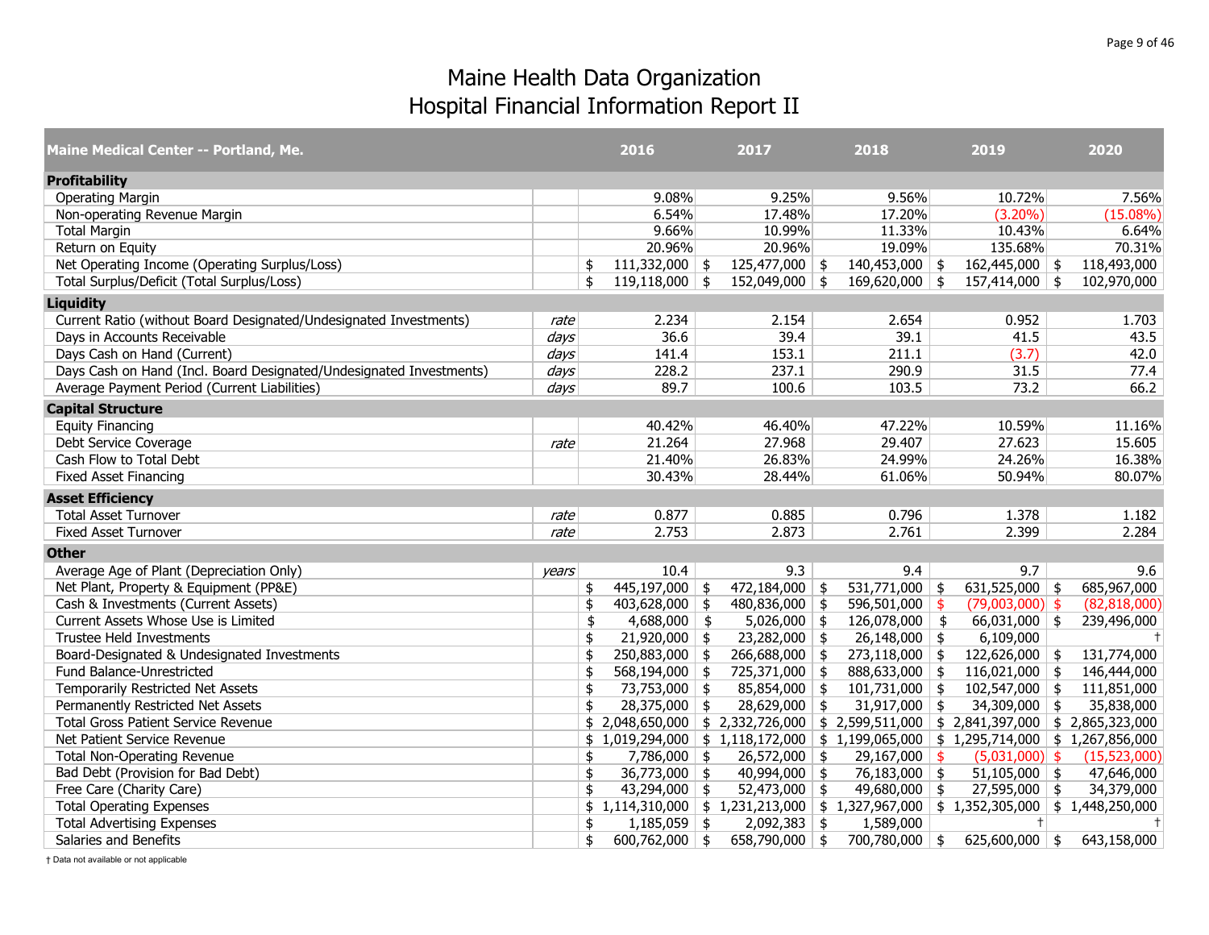# Maine Health Data Organization
# Hospital Financial Information Report II

| Maine Medical Center -- Portland, Me. | | 2016 | 2017 | 2018 | 2019 | 2020 |
|---|---|---|---|---|---|---|
| **Profitability** | | | | | | |
| Operating Margin | | 9.08% | 9.25% | 9.56% | 10.72% | 7.56% |
| Non-operating Revenue Margin | | 6.54% | 17.48% | 17.20% | (3.20%) | (15.08%) |
| Total Margin | | 9.66% | 10.99% | 11.33% | 10.43% | 6.64% |
| Return on Equity | | 20.96% | 20.96% | 19.09% | 135.68% | 70.31% |
| Net Operating Income (Operating Surplus/Loss) | | $ 111,332,000 | $ 125,477,000 | $ 140,453,000 | $ 162,445,000 | $ 118,493,000 |
| Total Surplus/Deficit (Total Surplus/Loss) | | $ 119,118,000 | $ 152,049,000 | $ 169,620,000 | $ 157,414,000 | $ 102,970,000 |
| **Liquidity** | | | | | | |
| Current Ratio (without Board Designated/Undesignated Investments) | *rate* | 2.234 | 2.154 | 2.654 | 0.952 | 1.703 |
| Days in Accounts Receivable | *days* | 36.6 | 39.4 | 39.1 | 41.5 | 43.5 |
| Days Cash on Hand (Current) | *days* | 141.4 | 153.1 | 211.1 | (3.7) | 42.0 |
| Days Cash on Hand (Incl. Board Designated/Undesignated Investments) | *days* | 228.2 | 237.1 | 290.9 | 31.5 | 77.4 |
| Average Payment Period (Current Liabilities) | *days* | 89.7 | 100.6 | 103.5 | 73.2 | 66.2 |
| **Capital Structure** | | | | | | |
| Equity Financing | | 40.42% | 46.40% | 47.22% | 10.59% | 11.16% |
| Debt Service Coverage | *rate* | 21.264 | 27.968 | 29.407 | 27.623 | 15.605 |
| Cash Flow to Total Debt | | 21.40% | 26.83% | 24.99% | 24.26% | 16.38% |
| Fixed Asset Financing | | 30.43% | 28.44% | 61.06% | 50.94% | 80.07% |
| **Asset Efficiency** | | | | | | |
| Total Asset Turnover | *rate* | 0.877 | 0.885 | 0.796 | 1.378 | 1.182 |
| Fixed Asset Turnover | *rate* | 2.753 | 2.873 | 2.761 | 2.399 | 2.284 |
| **Other** | | | | | | |
| Average Age of Plant (Depreciation Only) | *years* | 10.4 | 9.3 | 9.4 | 9.7 | 9.6 |
| Net Plant, Property & Equipment (PP&E) | | $ 445,197,000 | $ 472,184,000 | $ 531,771,000 | $ 631,525,000 | $ 685,967,000 |
| Cash & Investments (Current Assets) | | $ 403,628,000 | $ 480,836,000 | $ 596,501,000 | $ (79,003,000) | $ (82,818,000) |
| Current Assets Whose Use is Limited | | $ 4,688,000 | $ 5,026,000 | $ 126,078,000 | $ 66,031,000 | $ 239,496,000 |
| Trustee Held Investments | | $ 21,920,000 | $ 23,282,000 | $ 26,148,000 | $ 6,109,000 | † |
| Board-Designated & Undesignated Investments | | $ 250,883,000 | $ 266,688,000 | $ 273,118,000 | $ 122,626,000 | $ 131,774,000 |
| Fund Balance-Unrestricted | | $ 568,194,000 | $ 725,371,000 | $ 888,633,000 | $ 116,021,000 | $ 146,444,000 |
| Temporarily Restricted Net Assets | | $ 73,753,000 | $ 85,854,000 | $ 101,731,000 | $ 102,547,000 | $ 111,851,000 |
| Permanently Restricted Net Assets | | $ 28,375,000 | $ 28,629,000 | $ 31,917,000 | $ 34,309,000 | $ 35,838,000 |
| Total Gross Patient Service Revenue | | $ 2,048,650,000 | $ 2,332,726,000 | $ 2,599,511,000 | $ 2,841,397,000 | $ 2,865,323,000 |
| Net Patient Service Revenue | | $ 1,019,294,000 | $ 1,118,172,000 | $ 1,199,065,000 | $ 1,295,714,000 | $ 1,267,856,000 |
| Total Non-Operating Revenue | | $ 7,786,000 | $ 26,572,000 | $ 29,167,000 | $ (5,031,000) | $ (15,523,000) |
| Bad Debt (Provision for Bad Debt) | | $ 36,773,000 | $ 40,994,000 | $ 76,183,000 | $ 51,105,000 | $ 47,646,000 |
| Free Care (Charity Care) | | $ 43,294,000 | $ 52,473,000 | $ 49,680,000 | $ 27,595,000 | $ 34,379,000 |
| Total Operating Expenses | | $ 1,114,310,000 | $ 1,231,213,000 | $ 1,327,967,000 | $ 1,352,305,000 | $ 1,448,250,000 |
| Total Advertising Expenses | | $ 1,185,059 | $ 2,092,383 | $ 1,589,000 | † | † |
| Salaries and Benefits | | $ 600,762,000 | $ 658,790,000 | $ 700,780,000 | $ 625,600,000 | $ 643,158,000 |

† Data not available or not applicable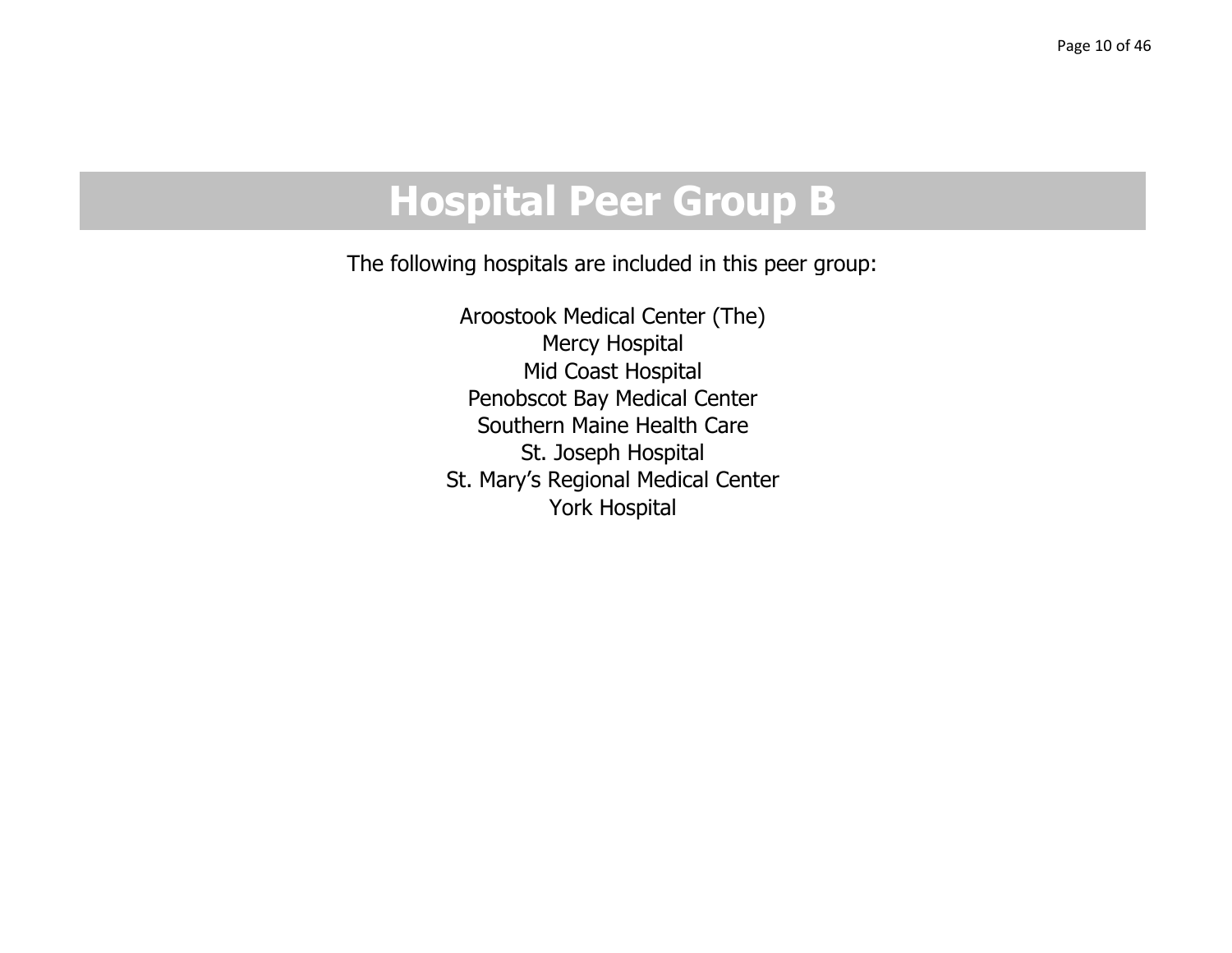# Hospital Peer Group B

The following hospitals are included in this peer group:

Aroostook Medical Center (The)
Mercy Hospital
Mid Coast Hospital
Penobscot Bay Medical Center
Southern Maine Health Care
St. Joseph Hospital
St. Mary's Regional Medical Center
York Hospital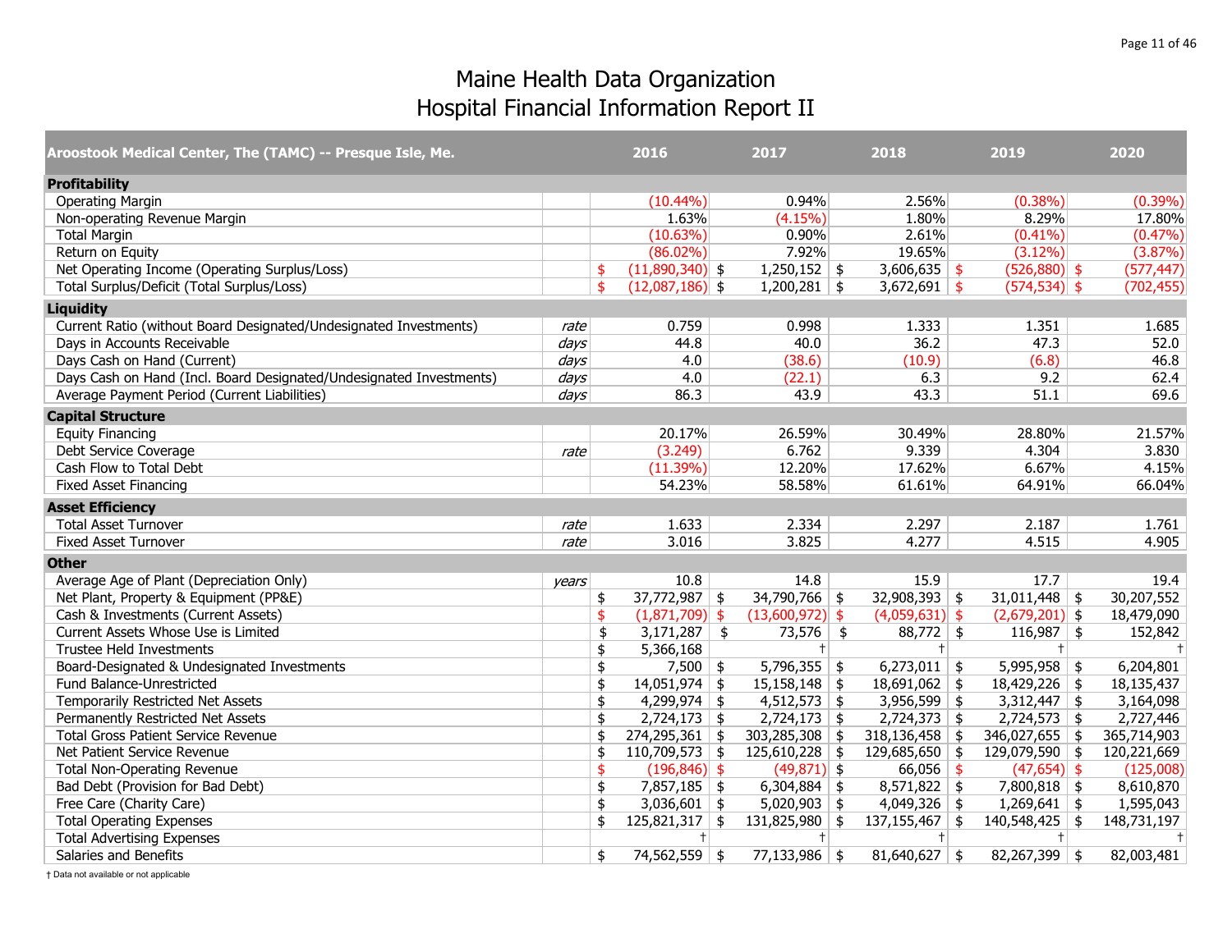# Maine Health Data Organization
# Hospital Financial Information Report II

| Aroostook Medical Center, The (TAMC) -- Presque Isle, Me. | | 2016 | 2017 | 2018 | 2019 | 2020 |
|---|---|---|---|---|---|---|
| **Profitability** | | | | | | |
| Operating Margin | | (10.44%) | 0.94% | 2.56% | (0.38%) | (0.39%) |
| Non-operating Revenue Margin | | 1.63% | (4.15%) | 1.80% | 8.29% | 17.80% |
| Total Margin | | (10.63%) | 0.90% | 2.61% | (0.41%) | (0.47%) |
| Return on Equity | | (86.02%) | 7.92% | 19.65% | (3.12%) | (3.87%) |
| Net Operating Income (Operating Surplus/Loss) | | $ (11,890,340) | $ 1,250,152 | $ 3,606,635 | $ (526,880) | $ (577,447) |
| Total Surplus/Deficit (Total Surplus/Loss) | | $ (12,087,186) | $ 1,200,281 | $ 3,672,691 | $ (574,534) | $ (702,455) |
| **Liquidity** | | | | | | |
| Current Ratio (without Board Designated/Undesignated Investments) | *rate* | 0.759 | 0.998 | 1.333 | 1.351 | 1.685 |
| Days in Accounts Receivable | *days* | 44.8 | 40.0 | 36.2 | 47.3 | 52.0 |
| Days Cash on Hand (Current) | *days* | 4.0 | (38.6) | (10.9) | (6.8) | 46.8 |
| Days Cash on Hand (Incl. Board Designated/Undesignated Investments) | *days* | 4.0 | (22.1) | 6.3 | 9.2 | 62.4 |
| Average Payment Period (Current Liabilities) | *days* | 86.3 | 43.9 | 43.3 | 51.1 | 69.6 |
| **Capital Structure** | | | | | | |
| Equity Financing | | 20.17% | 26.59% | 30.49% | 28.80% | 21.57% |
| Debt Service Coverage | *rate* | (3.249) | 6.762 | 9.339 | 4.304 | 3.830 |
| Cash Flow to Total Debt | | (11.39%) | 12.20% | 17.62% | 6.67% | 4.15% |
| Fixed Asset Financing | | 54.23% | 58.58% | 61.61% | 64.91% | 66.04% |
| **Asset Efficiency** | | | | | | |
| Total Asset Turnover | *rate* | 1.633 | 2.334 | 2.297 | 2.187 | 1.761 |
| Fixed Asset Turnover | *rate* | 3.016 | 3.825 | 4.277 | 4.515 | 4.905 |
| **Other** | | | | | | |
| Average Age of Plant (Depreciation Only) | *years* | 10.8 | 14.8 | 15.9 | 17.7 | 19.4 |
| Net Plant, Property & Equipment (PP&E) | | $ 37,772,987 | $ 34,790,766 | $ 32,908,393 | $ 31,011,448 | $ 30,207,552 |
| Cash & Investments (Current Assets) | | $ (1,871,709) | $ (13,600,972) | $ (4,059,631) | $ (2,679,201) | $ 18,479,090 |
| Current Assets Whose Use is Limited | | $ 3,171,287 | $ 73,576 | $ 88,772 | $ 116,987 | $ 152,842 |
| Trustee Held Investments | | $ 5,366,168 | † | † | † | † |
| Board-Designated & Undesignated Investments | | $ 7,500 | $ 5,796,355 | $ 6,273,011 | $ 5,995,958 | $ 6,204,801 |
| Fund Balance-Unrestricted | | $ 14,051,974 | $ 15,158,148 | $ 18,691,062 | $ 18,429,226 | $ 18,135,437 |
| Temporarily Restricted Net Assets | | $ 4,299,974 | $ 4,512,573 | $ 3,956,599 | $ 3,312,447 | $ 3,164,098 |
| Permanently Restricted Net Assets | | $ 2,724,173 | $ 2,724,173 | $ 2,724,373 | $ 2,724,573 | $ 2,727,446 |
| Total Gross Patient Service Revenue | | $ 274,295,361 | $ 303,285,308 | $ 318,136,458 | $ 346,027,655 | $ 365,714,903 |
| Net Patient Service Revenue | | $ 110,709,573 | $ 125,610,228 | $ 129,685,650 | $ 129,079,590 | $ 120,221,669 |
| Total Non-Operating Revenue | | $ (196,846) | $ (49,871) | $ 66,056 | $ (47,654) | $ (125,008) |
| Bad Debt (Provision for Bad Debt) | | $ 7,857,185 | $ 6,304,884 | $ 8,571,822 | $ 7,800,818 | $ 8,610,870 |
| Free Care (Charity Care) | | $ 3,036,601 | $ 5,020,903 | $ 4,049,326 | $ 1,269,641 | $ 1,595,043 |
| Total Operating Expenses | | $ 125,821,317 | $ 131,825,980 | $ 137,155,467 | $ 140,548,425 | $ 148,731,197 |
| Total Advertising Expenses | | † | † | † | † | † |
| Salaries and Benefits | | $ 74,562,559 | $ 77,133,986 | $ 81,640,627 | $ 82,267,399 | $ 82,003,481 |

† Data not available or not applicable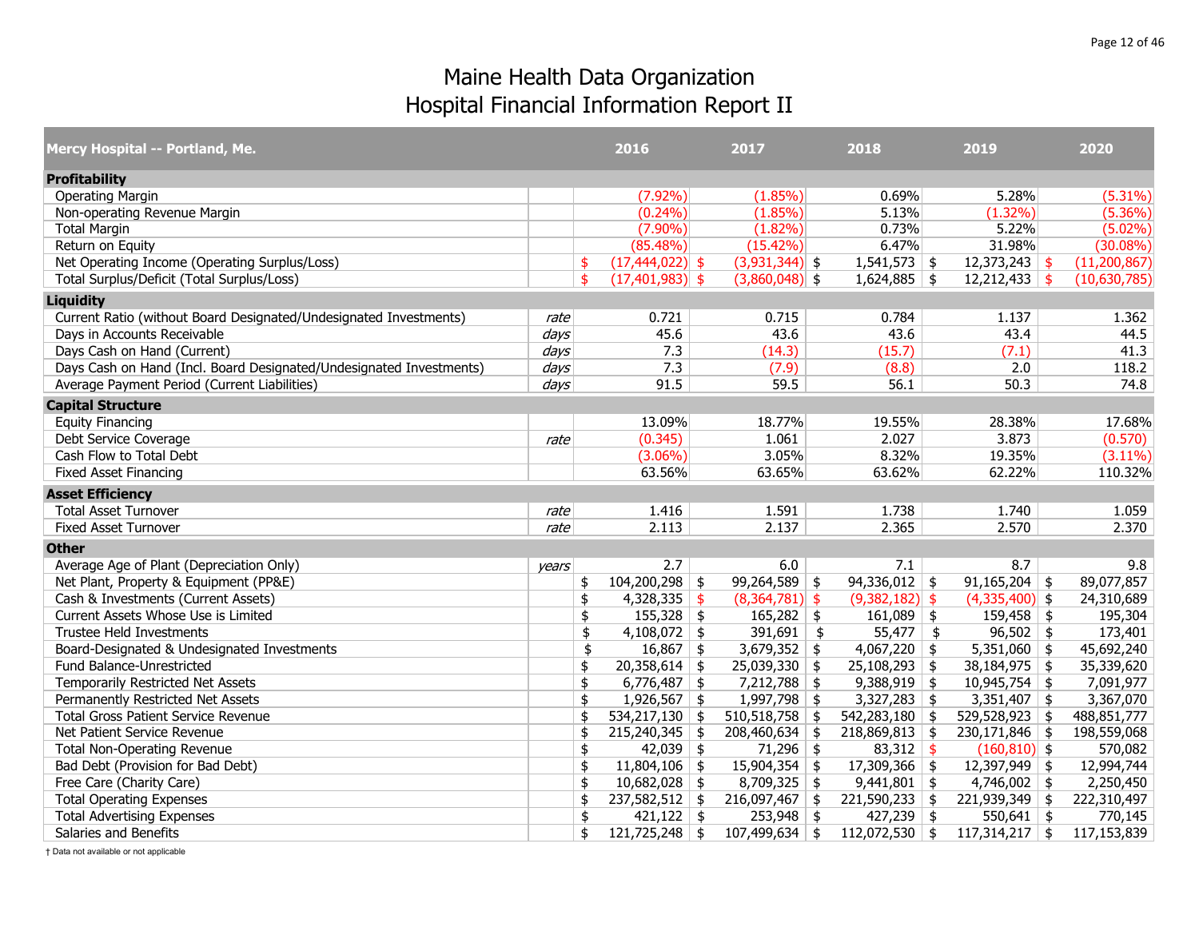# Maine Health Data Organization
# Hospital Financial Information Report II

| Mercy Hospital -- Portland, Me. | | 2016 | 2017 | 2018 | 2019 | 2020 |
|---|---|---|---|---|---|---|
| **Profitability** | | | | | | |
| Operating Margin | | (7.92%) | (1.85%) | 0.69% | 5.28% | (5.31%) |
| Non-operating Revenue Margin | | (0.24%) | (1.85%) | 5.13% | (1.32%) | (5.36%) |
| Total Margin | | (7.90%) | (1.82%) | 0.73% | 5.22% | (5.02%) |
| Return on Equity | | (85.48%) | (15.42%) | 6.47% | 31.98% | (30.08%) |
| Net Operating Income (Operating Surplus/Loss) | | $ (17,444,022) | $ (3,931,344) | $ 1,541,573 | $ 12,373,243 | $ (11,200,867) |
| Total Surplus/Deficit (Total Surplus/Loss) | | $ (17,401,983) | $ (3,860,048) | $ 1,624,885 | $ 12,212,433 | $ (10,630,785) |
| **Liquidity** | | | | | | |
| Current Ratio (without Board Designated/Undesignated Investments) | *rate* | 0.721 | 0.715 | 0.784 | 1.137 | 1.362 |
| Days in Accounts Receivable | *days* | 45.6 | 43.6 | 43.6 | 43.4 | 44.5 |
| Days Cash on Hand (Current) | *days* | 7.3 | (14.3) | (15.7) | (7.1) | 41.3 |
| Days Cash on Hand (Incl. Board Designated/Undesignated Investments) | *days* | 7.3 | (7.9) | (8.8) | 2.0 | 118.2 |
| Average Payment Period (Current Liabilities) | *days* | 91.5 | 59.5 | 56.1 | 50.3 | 74.8 |
| **Capital Structure** | | | | | | |
| Equity Financing | | 13.09% | 18.77% | 19.55% | 28.38% | 17.68% |
| Debt Service Coverage | *rate* | (0.345) | 1.061 | 2.027 | 3.873 | (0.570) |
| Cash Flow to Total Debt | | (3.06%) | 3.05% | 8.32% | 19.35% | (3.11%) |
| Fixed Asset Financing | | 63.56% | 63.65% | 63.62% | 62.22% | 110.32% |
| **Asset Efficiency** | | | | | | |
| Total Asset Turnover | *rate* | 1.416 | 1.591 | 1.738 | 1.740 | 1.059 |
| Fixed Asset Turnover | *rate* | 2.113 | 2.137 | 2.365 | 2.570 | 2.370 |
| **Other** | | | | | | |
| Average Age of Plant (Depreciation Only) | *years* | 2.7 | 6.0 | 7.1 | 8.7 | 9.8 |
| Net Plant, Property & Equipment (PP&E) | | $ 104,200,298 | $ 99,264,589 | $ 94,336,012 | $ 91,165,204 | $ 89,077,857 |
| Cash & Investments (Current Assets) | | $ 4,328,335 | $ (8,364,781) | $ (9,382,182) | $ (4,335,400) | $ 24,310,689 |
| Current Assets Whose Use is Limited | | $ 155,328 | $ 165,282 | $ 161,089 | $ 159,458 | $ 195,304 |
| Trustee Held Investments | | $ 4,108,072 | $ 391,691 | $ 55,477 | $ 96,502 | $ 173,401 |
| Board-Designated & Undesignated Investments | | $ 16,867 | $ 3,679,352 | $ 4,067,220 | $ 5,351,060 | $ 45,692,240 |
| Fund Balance-Unrestricted | | $ 20,358,614 | $ 25,039,330 | $ 25,108,293 | $ 38,184,975 | $ 35,339,620 |
| Temporarily Restricted Net Assets | | $ 6,776,487 | $ 7,212,788 | $ 9,388,919 | $ 10,945,754 | $ 7,091,977 |
| Permanently Restricted Net Assets | | $ 1,926,567 | $ 1,997,798 | $ 3,327,283 | $ 3,351,407 | $ 3,367,070 |
| Total Gross Patient Service Revenue | | $ 534,217,130 | $ 510,518,758 | $ 542,283,180 | $ 529,528,923 | $ 488,851,777 |
| Net Patient Service Revenue | | $ 215,240,345 | $ 208,460,634 | $ 218,869,813 | $ 230,171,846 | $ 198,559,068 |
| Total Non-Operating Revenue | | $ 42,039 | $ 71,296 | $ 83,312 | $ (160,810) | $ 570,082 |
| Bad Debt (Provision for Bad Debt) | | $ 11,804,106 | $ 15,904,354 | $ 17,309,366 | $ 12,397,949 | $ 12,994,744 |
| Free Care (Charity Care) | | $ 10,682,028 | $ 8,709,325 | $ 9,441,801 | $ 4,746,002 | $ 2,250,450 |
| Total Operating Expenses | | $ 237,582,512 | $ 216,097,467 | $ 221,590,233 | $ 221,939,349 | $ 222,310,497 |
| Total Advertising Expenses | | $ 421,122 | $ 253,948 | $ 427,239 | $ 550,641 | $ 770,145 |
| Salaries and Benefits | | $ 121,725,248 | $ 107,499,634 | $ 112,072,530 | $ 117,314,217 | $ 117,153,839 |

† Data not available or not applicable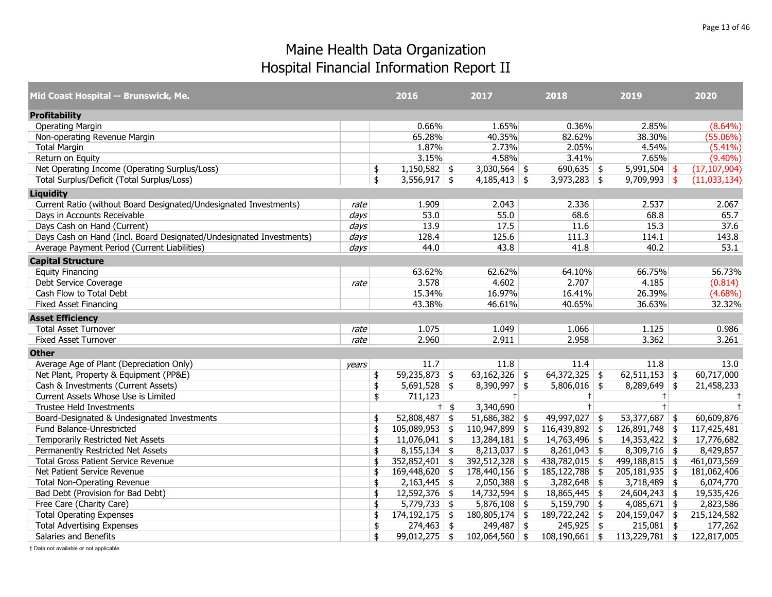# Maine Health Data Organization
## Hospital Financial Information Report II

| Mid Coast Hospital -- Brunswick, Me. | | 2016 | 2017 | 2018 | 2019 | 2020 |
|---|---|---|---|---|---|---|
| **Profitability** | | | | | | |
| Operating Margin | | 0.66% | 1.65% | 0.36% | 2.85% | (8.64%) |
| Non-operating Revenue Margin | | 65.28% | 40.35% | 82.62% | 38.30% | (55.06%) |
| Total Margin | | 1.87% | 2.73% | 2.05% | 4.54% | (5.41%) |
| Return on Equity | | 3.15% | 4.58% | 3.41% | 7.65% | (9.40%) |
| Net Operating Income (Operating Surplus/Loss) | | $ 1,150,582 | $ 3,030,564 | $ 690,635 | $ 5,991,504 | $ (17,107,904) |
| Total Surplus/Deficit (Total Surplus/Loss) | | $ 3,556,917 | $ 4,185,413 | $ 3,973,283 | $ 9,709,993 | $ (11,033,134) |
| **Liquidity** | | | | | | |
| Current Ratio (without Board Designated/Undesignated Investments) | *rate* | 1.909 | 2.043 | 2.336 | 2.537 | 2.067 |
| Days in Accounts Receivable | *days* | 53.0 | 55.0 | 68.6 | 68.8 | 65.7 |
| Days Cash on Hand (Current) | *days* | 13.9 | 17.5 | 11.6 | 15.3 | 37.6 |
| Days Cash on Hand (Incl. Board Designated/Undesignated Investments) | *days* | 128.4 | 125.6 | 111.3 | 114.1 | 143.8 |
| Average Payment Period (Current Liabilities) | *days* | 44.0 | 43.8 | 41.8 | 40.2 | 53.1 |
| **Capital Structure** | | | | | | |
| Equity Financing | | 63.62% | 62.62% | 64.10% | 66.75% | 56.73% |
| Debt Service Coverage | *rate* | 3.578 | 4.602 | 2.707 | 4.185 | (0.814) |
| Cash Flow to Total Debt | | 15.34% | 16.97% | 16.41% | 26.39% | (4.68%) |
| Fixed Asset Financing | | 43.38% | 46.61% | 40.65% | 36.63% | 32.32% |
| **Asset Efficiency** | | | | | | |
| Total Asset Turnover | *rate* | 1.075 | 1.049 | 1.066 | 1.125 | 0.986 |
| Fixed Asset Turnover | *rate* | 2.960 | 2.911 | 2.958 | 3.362 | 3.261 |
| **Other** | | | | | | |
| Average Age of Plant (Depreciation Only) | *years* | 11.7 | 11.8 | 11.4 | 11.8 | 13.0 |
| Net Plant, Property & Equipment (PP&E) | | $ 59,235,873 | $ 63,162,326 | $ 64,372,325 | $ 62,511,153 | $ 60,717,000 |
| Cash & Investments (Current Assets) | | $ 5,691,528 | $ 8,390,997 | $ 5,806,016 | $ 8,289,649 | $ 21,458,233 |
| Current Assets Whose Use is Limited | | $ 711,123 | † | † | † | † |
| Trustee Held Investments | | † | $ 3,340,690 | † | † | † |
| Board-Designated & Undesignated Investments | | $ 52,808,487 | $ 51,686,382 | $ 49,997,027 | $ 53,377,687 | $ 60,609,876 |
| Fund Balance-Unrestricted | | $ 105,089,953 | $ 110,947,899 | $ 116,439,892 | $ 126,891,748 | $ 117,425,481 |
| Temporarily Restricted Net Assets | | $ 11,076,041 | $ 13,284,181 | $ 14,763,496 | $ 14,353,422 | $ 17,776,682 |
| Permanently Restricted Net Assets | | $ 8,155,134 | $ 8,213,037 | $ 8,261,043 | $ 8,309,716 | $ 8,429,857 |
| Total Gross Patient Service Revenue | | $ 352,852,401 | $ 392,512,328 | $ 438,782,015 | $ 499,188,815 | $ 461,073,569 |
| Net Patient Service Revenue | | $ 169,448,620 | $ 178,440,156 | $ 185,122,788 | $ 205,181,935 | $ 181,062,406 |
| Total Non-Operating Revenue | | $ 2,163,445 | $ 2,050,388 | $ 3,282,648 | $ 3,718,489 | $ 6,074,770 |
| Bad Debt (Provision for Bad Debt) | | $ 12,592,376 | $ 14,732,594 | $ 18,865,445 | $ 24,604,243 | $ 19,535,426 |
| Free Care (Charity Care) | | $ 5,779,733 | $ 5,876,108 | $ 5,159,790 | $ 4,085,671 | $ 2,823,586 |
| Total Operating Expenses | | $ 174,192,175 | $ 180,805,174 | $ 189,722,242 | $ 204,159,047 | $ 215,124,582 |
| Total Advertising Expenses | | $ 274,463 | $ 249,487 | $ 245,925 | $ 215,081 | $ 177,262 |
| Salaries and Benefits | | $ 99,012,275 | $ 102,064,560 | $ 108,190,661 | $ 113,229,781 | $ 122,817,005 |

† Data not available or not applicable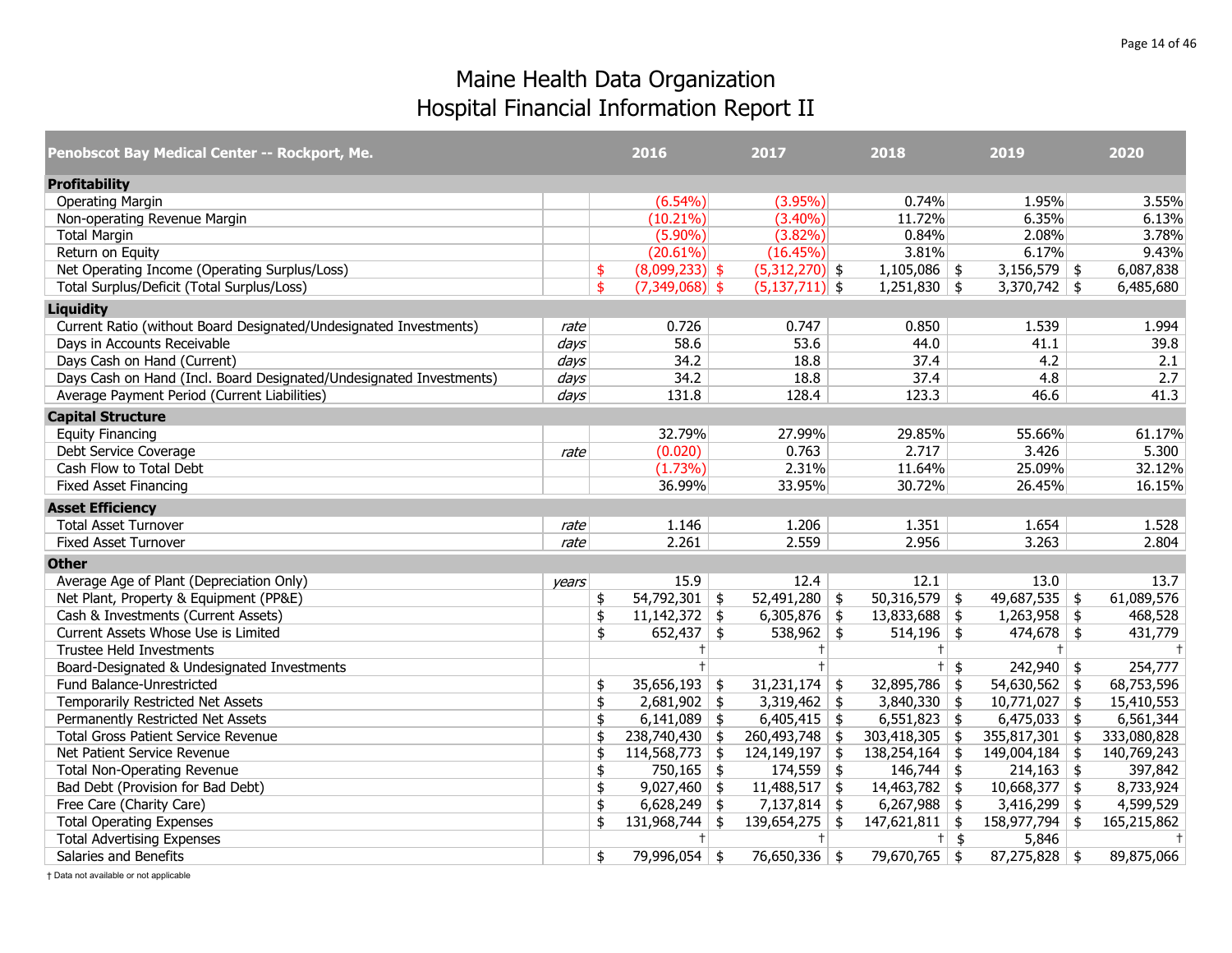# Maine Health Data Organization
# Hospital Financial Information Report II

| Penobscot Bay Medical Center -- Rockport, Me. | | 2016 | 2017 | 2018 | 2019 | 2020 |
|---|---|---|---|---|---|---|
| **Profitability** | | | | | | |
| Operating Margin | | (6.54%) | (3.95%) | 0.74% | 1.95% | 3.55% |
| Non-operating Revenue Margin | | (10.21%) | (3.40%) | 11.72% | 6.35% | 6.13% |
| Total Margin | | (5.90%) | (3.82%) | 0.84% | 2.08% | 3.78% |
| Return on Equity | | (20.61%) | (16.45%) | 3.81% | 6.17% | 9.43% |
| Net Operating Income (Operating Surplus/Loss) | | $ (8,099,233) | $ (5,312,270) | $ 1,105,086 | $ 3,156,579 | $ 6,087,838 |
| Total Surplus/Deficit (Total Surplus/Loss) | | $ (7,349,068) | $ (5,137,711) | $ 1,251,830 | $ 3,370,742 | $ 6,485,680 |
| **Liquidity** | | | | | | |
| Current Ratio (without Board Designated/Undesignated Investments) | *rate* | 0.726 | 0.747 | 0.850 | 1.539 | 1.994 |
| Days in Accounts Receivable | *days* | 58.6 | 53.6 | 44.0 | 41.1 | 39.8 |
| Days Cash on Hand (Current) | *days* | 34.2 | 18.8 | 37.4 | 4.2 | 2.1 |
| Days Cash on Hand (Incl. Board Designated/Undesignated Investments) | *days* | 34.2 | 18.8 | 37.4 | 4.8 | 2.7 |
| Average Payment Period (Current Liabilities) | *days* | 131.8 | 128.4 | 123.3 | 46.6 | 41.3 |
| **Capital Structure** | | | | | | |
| Equity Financing | | 32.79% | 27.99% | 29.85% | 55.66% | 61.17% |
| Debt Service Coverage | *rate* | (0.020) | 0.763 | 2.717 | 3.426 | 5.300 |
| Cash Flow to Total Debt | | (1.73%) | 2.31% | 11.64% | 25.09% | 32.12% |
| Fixed Asset Financing | | 36.99% | 33.95% | 30.72% | 26.45% | 16.15% |
| **Asset Efficiency** | | | | | | |
| Total Asset Turnover | *rate* | 1.146 | 1.206 | 1.351 | 1.654 | 1.528 |
| Fixed Asset Turnover | *rate* | 2.261 | 2.559 | 2.956 | 3.263 | 2.804 |
| **Other** | | | | | | |
| Average Age of Plant (Depreciation Only) | *years* | 15.9 | 12.4 | 12.1 | 13.0 | 13.7 |
| Net Plant, Property & Equipment (PP&E) | | $ 54,792,301 | $ 52,491,280 | $ 50,316,579 | $ 49,687,535 | $ 61,089,576 |
| Cash & Investments (Current Assets) | | $ 11,142,372 | $ 6,305,876 | $ 13,833,688 | $ 1,263,958 | $ 468,528 |
| Current Assets Whose Use is Limited | | $ 652,437 | $ 538,962 | $ 514,196 | $ 474,678 | $ 431,779 |
| Trustee Held Investments | | † | † | † | † | † |
| Board-Designated & Undesignated Investments | | † | † | † | $ 242,940 | $ 254,777 |
| Fund Balance-Unrestricted | | $ 35,656,193 | $ 31,231,174 | $ 32,895,786 | $ 54,630,562 | $ 68,753,596 |
| Temporarily Restricted Net Assets | | $ 2,681,902 | $ 3,319,462 | $ 3,840,330 | $ 10,771,027 | $ 15,410,553 |
| Permanently Restricted Net Assets | | $ 6,141,089 | $ 6,405,415 | $ 6,551,823 | $ 6,475,033 | $ 6,561,344 |
| Total Gross Patient Service Revenue | | $ 238,740,430 | $ 260,493,748 | $ 303,418,305 | $ 355,817,301 | $ 333,080,828 |
| Net Patient Service Revenue | | $ 114,568,773 | $ 124,149,197 | $ 138,254,164 | $ 149,004,184 | $ 140,769,243 |
| Total Non-Operating Revenue | | $ 750,165 | $ 174,559 | $ 146,744 | $ 214,163 | $ 397,842 |
| Bad Debt (Provision for Bad Debt) | | $ 9,027,460 | $ 11,488,517 | $ 14,463,782 | $ 10,668,377 | $ 8,733,924 |
| Free Care (Charity Care) | | $ 6,628,249 | $ 7,137,814 | $ 6,267,988 | $ 3,416,299 | $ 4,599,529 |
| Total Operating Expenses | | $ 131,968,744 | $ 139,654,275 | $ 147,621,811 | $ 158,977,794 | $ 165,215,862 |
| Total Advertising Expenses | | † | † | † | $ 5,846 | † |
| Salaries and Benefits | | $ 79,996,054 | $ 76,650,336 | $ 79,670,765 | $ 87,275,828 | $ 89,875,066 |

† Data not available or not applicable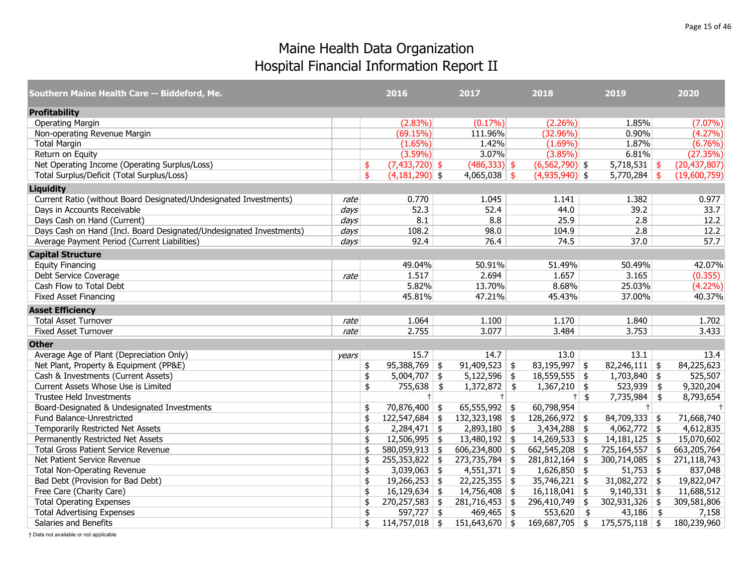# Maine Health Data Organization
## Hospital Financial Information Report II

| Southern Maine Health Care -- Biddeford, Me. | | 2016 | 2017 | 2018 | 2019 | 2020 |
|---|---|---|---|---|---|---|
| **Profitability** | | | | | | |
| Operating Margin | | (2.83%) | (0.17%) | (2.26%) | 1.85% | (7.07%) |
| Non-operating Revenue Margin | | (69.15%) | 111.96% | (32.96%) | 0.90% | (4.27%) |
| Total Margin | | (1.65%) | 1.42% | (1.69%) | 1.87% | (6.76%) |
| Return on Equity | | (3.59%) | 3.07% | (3.85%) | 6.81% | (27.35%) |
| Net Operating Income (Operating Surplus/Loss) | | $ (7,433,720) | $ (486,333) | $ (6,562,790) | $ 5,718,531 | $ (20,437,807) |
| Total Surplus/Deficit (Total Surplus/Loss) | | $ (4,181,290) | $ 4,065,038 | $ (4,935,940) | $ 5,770,284 | $ (19,600,759) |
| **Liquidity** | | | | | | |
| Current Ratio (without Board Designated/Undesignated Investments) | *rate* | 0.770 | 1.045 | 1.141 | 1.382 | 0.977 |
| Days in Accounts Receivable | *days* | 52.3 | 52.4 | 44.0 | 39.2 | 33.7 |
| Days Cash on Hand (Current) | *days* | 8.1 | 8.8 | 25.9 | 2.8 | 12.2 |
| Days Cash on Hand (Incl. Board Designated/Undesignated Investments) | *days* | 108.2 | 98.0 | 104.9 | 2.8 | 12.2 |
| Average Payment Period (Current Liabilities) | *days* | 92.4 | 76.4 | 74.5 | 37.0 | 57.7 |
| **Capital Structure** | | | | | | |
| Equity Financing | | 49.04% | 50.91% | 51.49% | 50.49% | 42.07% |
| Debt Service Coverage | *rate* | 1.517 | 2.694 | 1.657 | 3.165 | (0.355) |
| Cash Flow to Total Debt | | 5.82% | 13.70% | 8.68% | 25.03% | (4.22%) |
| Fixed Asset Financing | | 45.81% | 47.21% | 45.43% | 37.00% | 40.37% |
| **Asset Efficiency** | | | | | | |
| Total Asset Turnover | *rate* | 1.064 | 1.100 | 1.170 | 1.840 | 1.702 |
| Fixed Asset Turnover | *rate* | 2.755 | 3.077 | 3.484 | 3.753 | 3.433 |
| **Other** | | | | | | |
| Average Age of Plant (Depreciation Only) | *years* | 15.7 | 14.7 | 13.0 | 13.1 | 13.4 |
| Net Plant, Property & Equipment (PP&E) | | $ 95,388,769 | $ 91,409,523 | $ 83,195,997 | $ 82,246,111 | $ 84,225,623 |
| Cash & Investments (Current Assets) | | $ 5,004,707 | $ 5,122,596 | $ 18,559,555 | $ 1,703,840 | $ 525,507 |
| Current Assets Whose Use is Limited | | $ 755,638 | $ 1,372,872 | $ 1,367,210 | $ 523,939 | $ 9,320,204 |
| Trustee Held Investments | | † | † | † | $ 7,735,984 | $ 8,793,654 |
| Board-Designated & Undesignated Investments | | $ 70,876,400 | $ 65,555,992 | $ 60,798,954 | † | † |
| Fund Balance-Unrestricted | | $ 122,547,684 | $ 132,323,198 | $ 128,266,972 | $ 84,709,333 | $ 71,668,740 |
| Temporarily Restricted Net Assets | | $ 2,284,471 | $ 2,893,180 | $ 3,434,288 | $ 4,062,772 | $ 4,612,835 |
| Permanently Restricted Net Assets | | $ 12,506,995 | $ 13,480,192 | $ 14,269,533 | $ 14,181,125 | $ 15,070,602 |
| Total Gross Patient Service Revenue | | $ 580,059,913 | $ 606,234,800 | $ 662,545,208 | $ 725,164,557 | $ 663,205,764 |
| Net Patient Service Revenue | | $ 255,353,822 | $ 273,735,784 | $ 281,812,164 | $ 300,714,085 | $ 271,118,743 |
| Total Non-Operating Revenue | | $ 3,039,063 | $ 4,551,371 | $ 1,626,850 | $ 51,753 | $ 837,048 |
| Bad Debt (Provision for Bad Debt) | | $ 19,266,253 | $ 22,225,355 | $ 35,746,221 | $ 31,082,272 | $ 19,822,047 |
| Free Care (Charity Care) | | $ 16,129,634 | $ 14,756,408 | $ 16,118,041 | $ 9,140,331 | $ 11,688,512 |
| Total Operating Expenses | | $ 270,257,583 | $ 281,716,453 | $ 296,410,749 | $ 302,931,326 | $ 309,581,806 |
| Total Advertising Expenses | | $ 597,727 | $ 469,465 | $ 553,620 | $ 43,186 | $ 7,158 |
| Salaries and Benefits | | $ 114,757,018 | $ 151,643,670 | $ 169,687,705 | $ 175,575,118 | $ 180,239,960 |

† Data not available or not applicable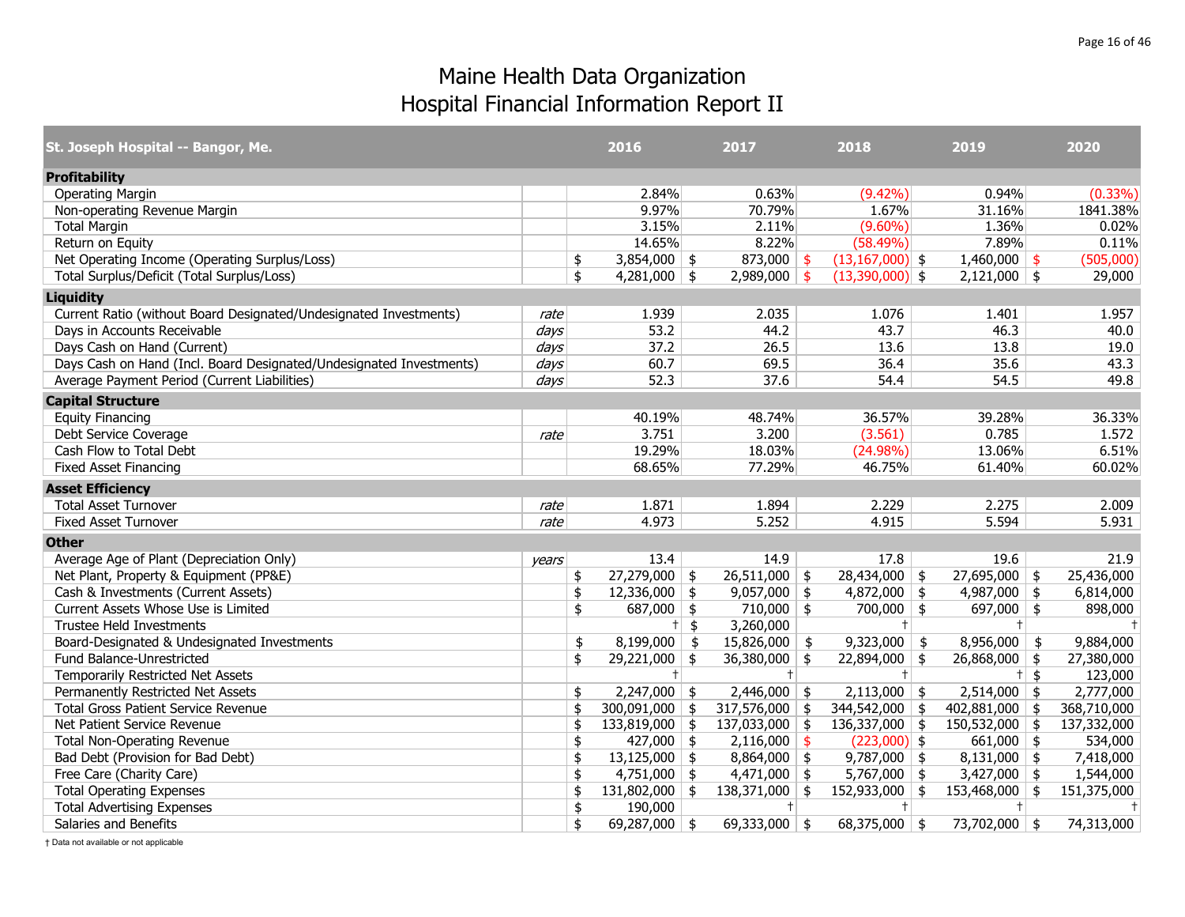# Maine Health Data Organization
## Hospital Financial Information Report II

| St. Joseph Hospital -- Bangor, Me. | | 2016 | 2017 | 2018 | 2019 | 2020 |
|---|---|---|---|---|---|---|
| **Profitability** | | | | | | |
| Operating Margin | | 2.84% | 0.63% | (9.42%) | 0.94% | (0.33%) |
| Non-operating Revenue Margin | | 9.97% | 70.79% | 1.67% | 31.16% | 1841.38% |
| Total Margin | | 3.15% | 2.11% | (9.60%) | 1.36% | 0.02% |
| Return on Equity | | 14.65% | 8.22% | (58.49%) | 7.89% | 0.11% |
| Net Operating Income (Operating Surplus/Loss) | | $ 3,854,000 | $ 873,000 | $ (13,167,000) | $ 1,460,000 | $ (505,000) |
| Total Surplus/Deficit (Total Surplus/Loss) | | $ 4,281,000 | $ 2,989,000 | $ (13,390,000) | $ 2,121,000 | $ 29,000 |
| **Liquidity** | | | | | | |
| Current Ratio (without Board Designated/Undesignated Investments) | *rate* | 1.939 | 2.035 | 1.076 | 1.401 | 1.957 |
| Days in Accounts Receivable | *days* | 53.2 | 44.2 | 43.7 | 46.3 | 40.0 |
| Days Cash on Hand (Current) | *days* | 37.2 | 26.5 | 13.6 | 13.8 | 19.0 |
| Days Cash on Hand (Incl. Board Designated/Undesignated Investments) | *days* | 60.7 | 69.5 | 36.4 | 35.6 | 43.3 |
| Average Payment Period (Current Liabilities) | *days* | 52.3 | 37.6 | 54.4 | 54.5 | 49.8 |
| **Capital Structure** | | | | | | |
| Equity Financing | | 40.19% | 48.74% | 36.57% | 39.28% | 36.33% |
| Debt Service Coverage | *rate* | 3.751 | 3.200 | (3.561) | 0.785 | 1.572 |
| Cash Flow to Total Debt | | 19.29% | 18.03% | (24.98%) | 13.06% | 6.51% |
| Fixed Asset Financing | | 68.65% | 77.29% | 46.75% | 61.40% | 60.02% |
| **Asset Efficiency** | | | | | | |
| Total Asset Turnover | *rate* | 1.871 | 1.894 | 2.229 | 2.275 | 2.009 |
| Fixed Asset Turnover | *rate* | 4.973 | 5.252 | 4.915 | 5.594 | 5.931 |
| **Other** | | | | | | |
| Average Age of Plant (Depreciation Only) | *years* | 13.4 | 14.9 | 17.8 | 19.6 | 21.9 |
| Net Plant, Property & Equipment (PP&E) | | $ 27,279,000 | $ 26,511,000 | $ 28,434,000 | $ 27,695,000 | $ 25,436,000 |
| Cash & Investments (Current Assets) | | $ 12,336,000 | $ 9,057,000 | $ 4,872,000 | $ 4,987,000 | $ 6,814,000 |
| Current Assets Whose Use is Limited | | $ 687,000 | $ 710,000 | $ 700,000 | $ 697,000 | $ 898,000 |
| Trustee Held Investments | | † | $ 3,260,000 | † | † | † |
| Board-Designated & Undesignated Investments | | $ 8,199,000 | $ 15,826,000 | $ 9,323,000 | $ 8,956,000 | $ 9,884,000 |
| Fund Balance-Unrestricted | | $ 29,221,000 | $ 36,380,000 | $ 22,894,000 | $ 26,868,000 | $ 27,380,000 |
| Temporarily Restricted Net Assets | | † | † | † | † | $ 123,000 |
| Permanently Restricted Net Assets | | $ 2,247,000 | $ 2,446,000 | $ 2,113,000 | $ 2,514,000 | $ 2,777,000 |
| Total Gross Patient Service Revenue | | $ 300,091,000 | $ 317,576,000 | $ 344,542,000 | $ 402,881,000 | $ 368,710,000 |
| Net Patient Service Revenue | | $ 133,819,000 | $ 137,033,000 | $ 136,337,000 | $ 150,532,000 | $ 137,332,000 |
| Total Non-Operating Revenue | | $ 427,000 | $ 2,116,000 | $ (223,000) | $ 661,000 | $ 534,000 |
| Bad Debt (Provision for Bad Debt) | | $ 13,125,000 | $ 8,864,000 | $ 9,787,000 | $ 8,131,000 | $ 7,418,000 |
| Free Care (Charity Care) | | $ 4,751,000 | $ 4,471,000 | $ 5,767,000 | $ 3,427,000 | $ 1,544,000 |
| Total Operating Expenses | | $ 131,802,000 | $ 138,371,000 | $ 152,933,000 | $ 153,468,000 | $ 151,375,000 |
| Total Advertising Expenses | | $ 190,000 | † | † | † | † |
| Salaries and Benefits | | $ 69,287,000 | $ 69,333,000 | $ 68,375,000 | $ 73,702,000 | $ 74,313,000 |

† Data not available or not applicable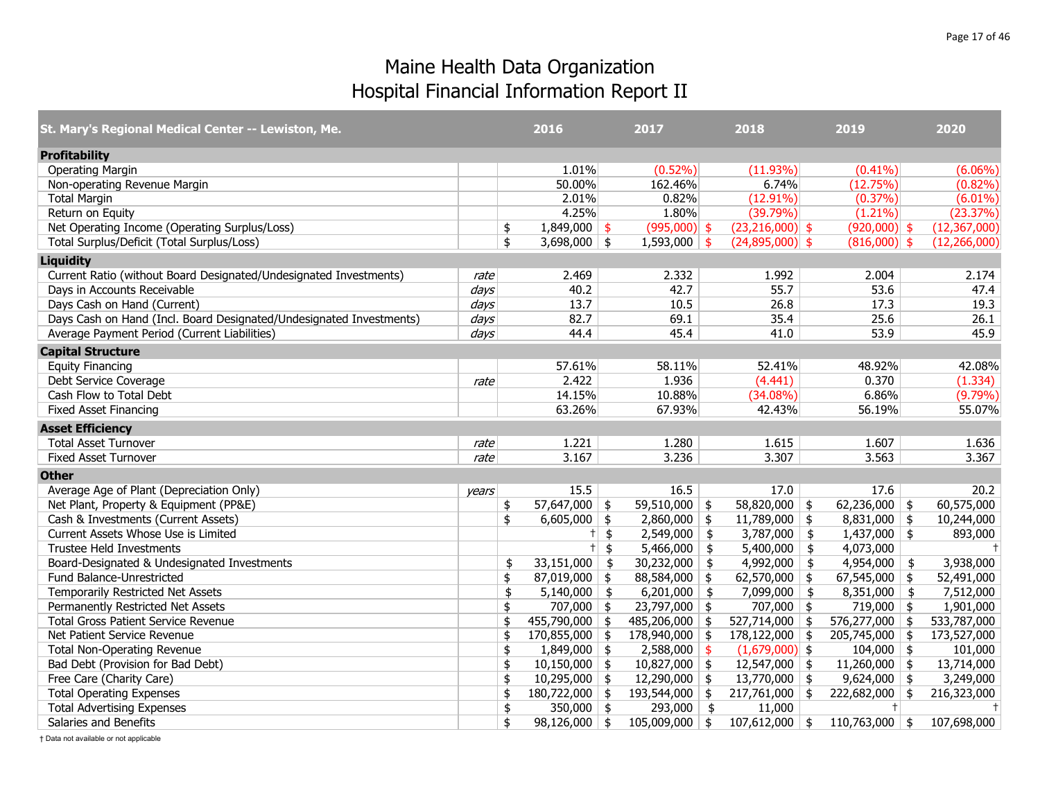# Maine Health Data Organization
## Hospital Financial Information Report II

| St. Mary's Regional Medical Center -- Lewiston, Me. | | 2016 | 2017 | 2018 | 2019 | 2020 |
|---|---|---|---|---|---|---|
| **Profitability** | | | | | | |
| Operating Margin | | 1.01% | (0.52%) | (11.93%) | (0.41%) | (6.06%) |
| Non-operating Revenue Margin | | 50.00% | 162.46% | 6.74% | (12.75%) | (0.82%) |
| Total Margin | | 2.01% | 0.82% | (12.91%) | (0.37%) | (6.01%) |
| Return on Equity | | 4.25% | 1.80% | (39.79%) | (1.21%) | (23.37%) |
| Net Operating Income (Operating Surplus/Loss) | | $ 1,849,000 | $ (995,000) | $ (23,216,000) | $ (920,000) | $ (12,367,000) |
| Total Surplus/Deficit (Total Surplus/Loss) | | $ 3,698,000 | $ 1,593,000 | $ (24,895,000) | $ (816,000) | $ (12,266,000) |
| **Liquidity** | | | | | | |
| Current Ratio (without Board Designated/Undesignated Investments) | *rate* | 2.469 | 2.332 | 1.992 | 2.004 | 2.174 |
| Days in Accounts Receivable | *days* | 40.2 | 42.7 | 55.7 | 53.6 | 47.4 |
| Days Cash on Hand (Current) | *days* | 13.7 | 10.5 | 26.8 | 17.3 | 19.3 |
| Days Cash on Hand (Incl. Board Designated/Undesignated Investments) | *days* | 82.7 | 69.1 | 35.4 | 25.6 | 26.1 |
| Average Payment Period (Current Liabilities) | *days* | 44.4 | 45.4 | 41.0 | 53.9 | 45.9 |
| **Capital Structure** | | | | | | |
| Equity Financing | | 57.61% | 58.11% | 52.41% | 48.92% | 42.08% |
| Debt Service Coverage | *rate* | 2.422 | 1.936 | (4.441) | 0.370 | (1.334) |
| Cash Flow to Total Debt | | 14.15% | 10.88% | (34.08%) | 6.86% | (9.79%) |
| Fixed Asset Financing | | 63.26% | 67.93% | 42.43% | 56.19% | 55.07% |
| **Asset Efficiency** | | | | | | |
| Total Asset Turnover | *rate* | 1.221 | 1.280 | 1.615 | 1.607 | 1.636 |
| Fixed Asset Turnover | *rate* | 3.167 | 3.236 | 3.307 | 3.563 | 3.367 |
| **Other** | | | | | | |
| Average Age of Plant (Depreciation Only) | *years* | 15.5 | 16.5 | 17.0 | 17.6 | 20.2 |
| Net Plant, Property & Equipment (PP&E) | | $ 57,647,000 | $ 59,510,000 | $ 58,820,000 | $ 62,236,000 | $ 60,575,000 |
| Cash & Investments (Current Assets) | | $ 6,605,000 | $ 2,860,000 | $ 11,789,000 | $ 8,831,000 | $ 10,244,000 |
| Current Assets Whose Use is Limited | | † | $ 2,549,000 | $ 3,787,000 | $ 1,437,000 | $ 893,000 |
| Trustee Held Investments | | † | $ 5,466,000 | $ 5,400,000 | $ 4,073,000 | † |
| Board-Designated & Undesignated Investments | | $ 33,151,000 | $ 30,232,000 | $ 4,992,000 | $ 4,954,000 | $ 3,938,000 |
| Fund Balance-Unrestricted | | $ 87,019,000 | $ 88,584,000 | $ 62,570,000 | $ 67,545,000 | $ 52,491,000 |
| Temporarily Restricted Net Assets | | $ 5,140,000 | $ 6,201,000 | $ 7,099,000 | $ 8,351,000 | $ 7,512,000 |
| Permanently Restricted Net Assets | | $ 707,000 | $ 23,797,000 | $ 707,000 | $ 719,000 | $ 1,901,000 |
| Total Gross Patient Service Revenue | | $ 455,790,000 | $ 485,206,000 | $ 527,714,000 | $ 576,277,000 | $ 533,787,000 |
| Net Patient Service Revenue | | $ 170,855,000 | $ 178,940,000 | $ 178,122,000 | $ 205,745,000 | $ 173,527,000 |
| Total Non-Operating Revenue | | $ 1,849,000 | $ 2,588,000 | $ (1,679,000) | $ 104,000 | $ 101,000 |
| Bad Debt (Provision for Bad Debt) | | $ 10,150,000 | $ 10,827,000 | $ 12,547,000 | $ 11,260,000 | $ 13,714,000 |
| Free Care (Charity Care) | | $ 10,295,000 | $ 12,290,000 | $ 13,770,000 | $ 9,624,000 | $ 3,249,000 |
| Total Operating Expenses | | $ 180,722,000 | $ 193,544,000 | $ 217,761,000 | $ 222,682,000 | $ 216,323,000 |
| Total Advertising Expenses | | $ 350,000 | $ 293,000 | $ 11,000 | † | † |
| Salaries and Benefits | | $ 98,126,000 | $ 105,009,000 | $ 107,612,000 | $ 110,763,000 | $ 107,698,000 |

† Data not available or not applicable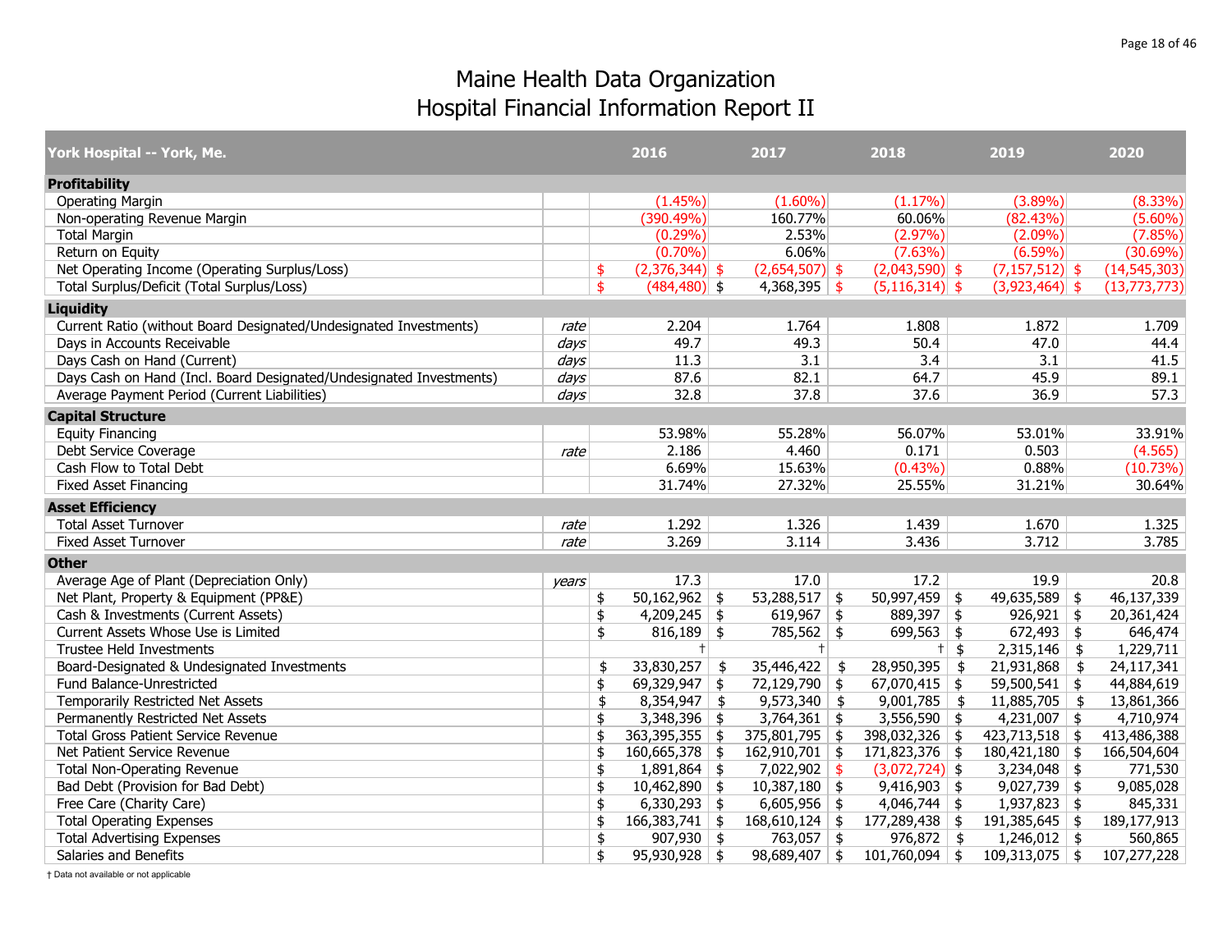# Maine Health Data Organization
# Hospital Financial Information Report II

| York Hospital -- York, Me. | | 2016 | 2017 | 2018 | 2019 | 2020 |
|---|---|---|---|---|---|---|
| **Profitability** | | | | | | |
| Operating Margin | | (1.45%) | (1.60%) | (1.17%) | (3.89%) | (8.33%) |
| Non-operating Revenue Margin | | (390.49%) | 160.77% | 60.06% | (82.43%) | (5.60%) |
| Total Margin | | (0.29%) | 2.53% | (2.97%) | (2.09%) | (7.85%) |
| Return on Equity | | (0.70%) | 6.06% | (7.63%) | (6.59%) | (30.69%) |
| Net Operating Income (Operating Surplus/Loss) | | $ (2,376,344) | $ (2,654,507) | $ (2,043,590) | $ (7,157,512) | $ (14,545,303) |
| Total Surplus/Deficit (Total Surplus/Loss) | | $ (484,480) | $ 4,368,395 | $ (5,116,314) | $ (3,923,464) | $ (13,773,773) |
| **Liquidity** | | | | | | |
| Current Ratio (without Board Designated/Undesignated Investments) | *rate* | 2.204 | 1.764 | 1.808 | 1.872 | 1.709 |
| Days in Accounts Receivable | *days* | 49.7 | 49.3 | 50.4 | 47.0 | 44.4 |
| Days Cash on Hand (Current) | *days* | 11.3 | 3.1 | 3.4 | 3.1 | 41.5 |
| Days Cash on Hand (Incl. Board Designated/Undesignated Investments) | *days* | 87.6 | 82.1 | 64.7 | 45.9 | 89.1 |
| Average Payment Period (Current Liabilities) | *days* | 32.8 | 37.8 | 37.6 | 36.9 | 57.3 |
| **Capital Structure** | | | | | | |
| Equity Financing | | 53.98% | 55.28% | 56.07% | 53.01% | 33.91% |
| Debt Service Coverage | *rate* | 2.186 | 4.460 | 0.171 | 0.503 | (4.565) |
| Cash Flow to Total Debt | | 6.69% | 15.63% | (0.43%) | 0.88% | (10.73%) |
| Fixed Asset Financing | | 31.74% | 27.32% | 25.55% | 31.21% | 30.64% |
| **Asset Efficiency** | | | | | | |
| Total Asset Turnover | *rate* | 1.292 | 1.326 | 1.439 | 1.670 | 1.325 |
| Fixed Asset Turnover | *rate* | 3.269 | 3.114 | 3.436 | 3.712 | 3.785 |
| **Other** | | | | | | |
| Average Age of Plant (Depreciation Only) | *years* | 17.3 | 17.0 | 17.2 | 19.9 | 20.8 |
| Net Plant, Property & Equipment (PP&E) | | $ 50,162,962 | $ 53,288,517 | $ 50,997,459 | $ 49,635,589 | $ 46,137,339 |
| Cash & Investments (Current Assets) | | $ 4,209,245 | $ 619,967 | $ 889,397 | $ 926,921 | $ 20,361,424 |
| Current Assets Whose Use is Limited | | $ 816,189 | $ 785,562 | $ 699,563 | $ 672,493 | $ 646,474 |
| Trustee Held Investments | | † | † | † | $ 2,315,146 | $ 1,229,711 |
| Board-Designated & Undesignated Investments | | $ 33,830,257 | $ 35,446,422 | $ 28,950,395 | $ 21,931,868 | $ 24,117,341 |
| Fund Balance-Unrestricted | | $ 69,329,947 | $ 72,129,790 | $ 67,070,415 | $ 59,500,541 | $ 44,884,619 |
| Temporarily Restricted Net Assets | | $ 8,354,947 | $ 9,573,340 | $ 9,001,785 | $ 11,885,705 | $ 13,861,366 |
| Permanently Restricted Net Assets | | $ 3,348,396 | $ 3,764,361 | $ 3,556,590 | $ 4,231,007 | $ 4,710,974 |
| Total Gross Patient Service Revenue | | $ 363,395,355 | $ 375,801,795 | $ 398,032,326 | $ 423,713,518 | $ 413,486,388 |
| Net Patient Service Revenue | | $ 160,665,378 | $ 162,910,701 | $ 171,823,376 | $ 180,421,180 | $ 166,504,604 |
| Total Non-Operating Revenue | | $ 1,891,864 | $ 7,022,902 | $ (3,072,724) | $ 3,234,048 | $ 771,530 |
| Bad Debt (Provision for Bad Debt) | | $ 10,462,890 | $ 10,387,180 | $ 9,416,903 | $ 9,027,739 | $ 9,085,028 |
| Free Care (Charity Care) | | $ 6,330,293 | $ 6,605,956 | $ 4,046,744 | $ 1,937,823 | $ 845,331 |
| Total Operating Expenses | | $ 166,383,741 | $ 168,610,124 | $ 177,289,438 | $ 191,385,645 | $ 189,177,913 |
| Total Advertising Expenses | | $ 907,930 | $ 763,057 | $ 976,872 | $ 1,246,012 | $ 560,865 |
| Salaries and Benefits | | $ 95,930,928 | $ 98,689,407 | $ 101,760,094 | $ 109,313,075 | $ 107,277,228 |

† Data not available or not applicable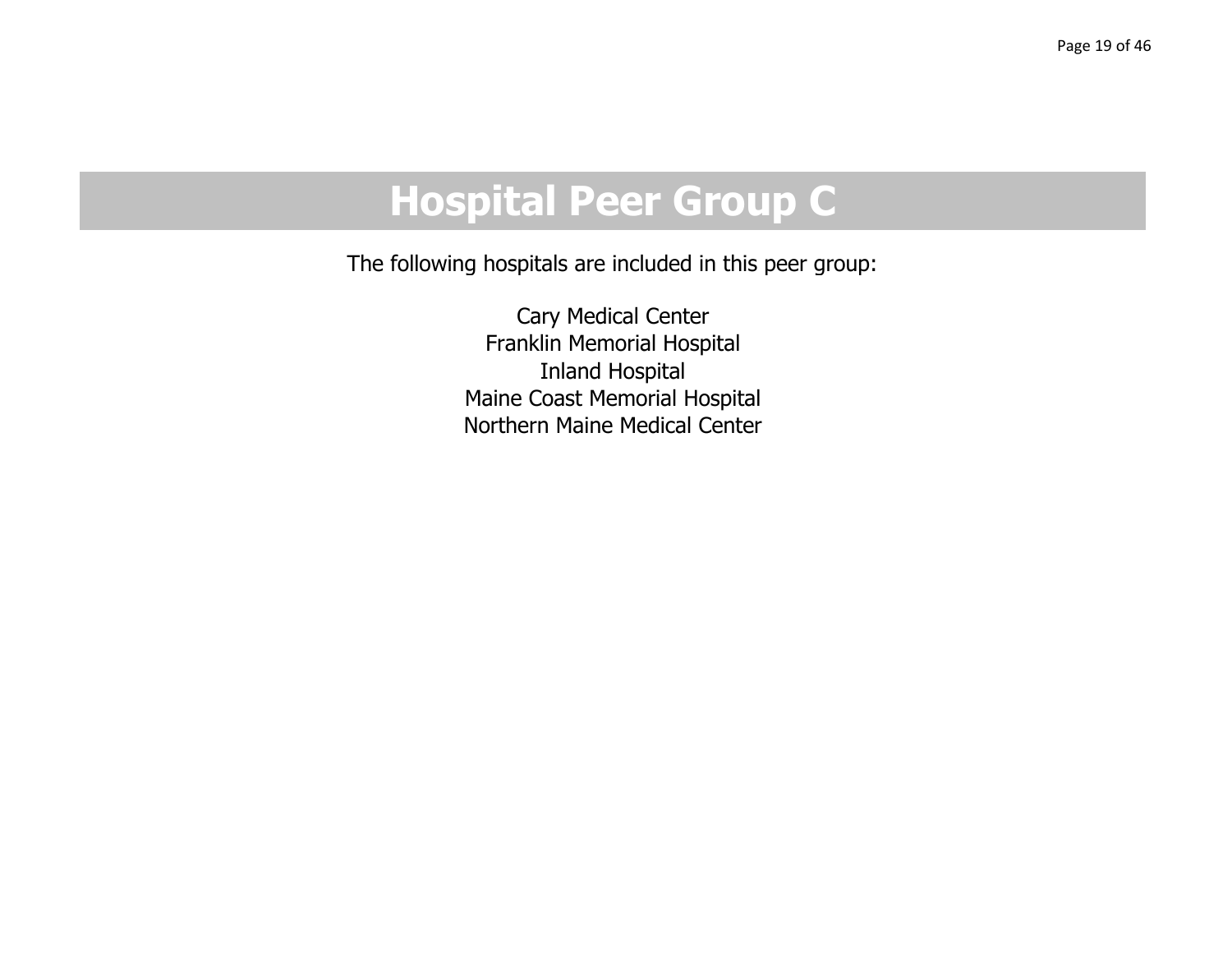# Hospital Peer Group C

The following hospitals are included in this peer group:

Cary Medical Center
Franklin Memorial Hospital
Inland Hospital
Maine Coast Memorial Hospital
Northern Maine Medical Center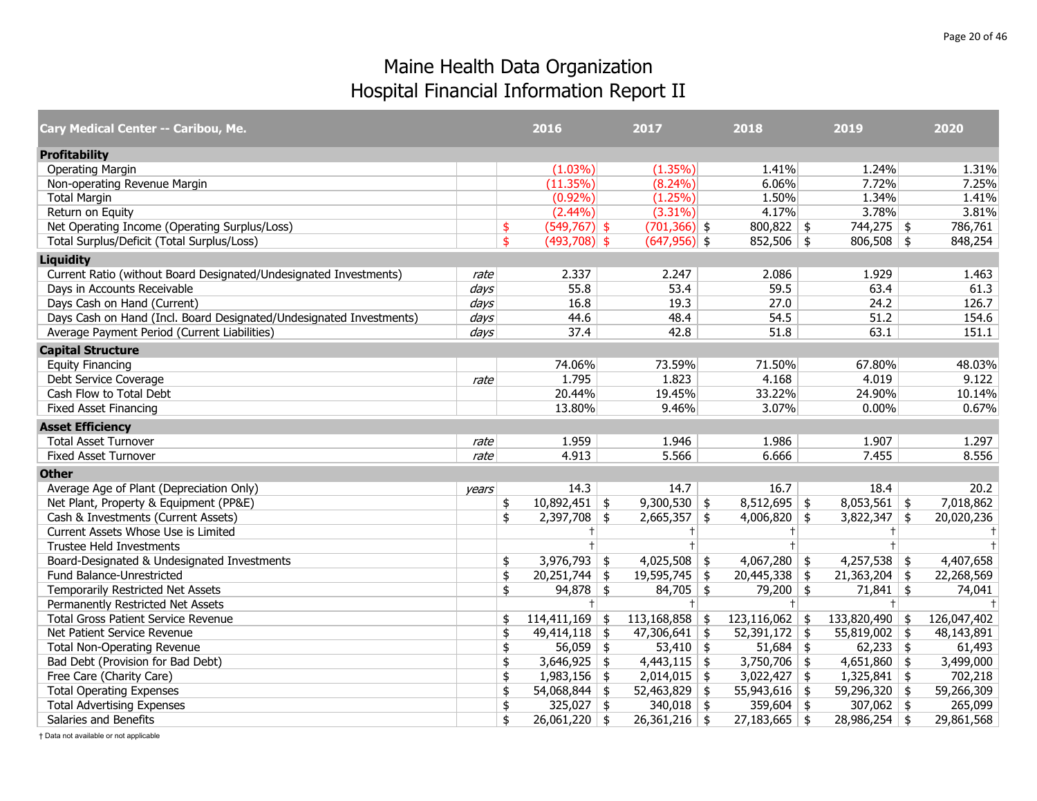# Maine Health Data Organization
## Hospital Financial Information Report II

| Cary Medical Center -- Caribou, Me. | | 2016 | 2017 | 2018 | 2019 | 2020 |
|---|---|---|---|---|---|---|
| **Profitability** | | | | | | |
| Operating Margin | | (1.03%) | (1.35%) | 1.41% | 1.24% | 1.31% |
| Non-operating Revenue Margin | | (11.35%) | (8.24%) | 6.06% | 7.72% | 7.25% |
| Total Margin | | (0.92%) | (1.25%) | 1.50% | 1.34% | 1.41% |
| Return on Equity | | (2.44%) | (3.31%) | 4.17% | 3.78% | 3.81% |
| Net Operating Income (Operating Surplus/Loss) | | $ (549,767) | $ (701,366) | $ 800,822 | $ 744,275 | $ 786,761 |
| Total Surplus/Deficit (Total Surplus/Loss) | | $ (493,708) | $ (647,956) | $ 852,506 | $ 806,508 | $ 848,254 |
| **Liquidity** | | | | | | |
| Current Ratio (without Board Designated/Undesignated Investments) | *rate* | 2.337 | 2.247 | 2.086 | 1.929 | 1.463 |
| Days in Accounts Receivable | *days* | 55.8 | 53.4 | 59.5 | 63.4 | 61.3 |
| Days Cash on Hand (Current) | *days* | 16.8 | 19.3 | 27.0 | 24.2 | 126.7 |
| Days Cash on Hand (Incl. Board Designated/Undesignated Investments) | *days* | 44.6 | 48.4 | 54.5 | 51.2 | 154.6 |
| Average Payment Period (Current Liabilities) | *days* | 37.4 | 42.8 | 51.8 | 63.1 | 151.1 |
| **Capital Structure** | | | | | | |
| Equity Financing | | 74.06% | 73.59% | 71.50% | 67.80% | 48.03% |
| Debt Service Coverage | *rate* | 1.795 | 1.823 | 4.168 | 4.019 | 9.122 |
| Cash Flow to Total Debt | | 20.44% | 19.45% | 33.22% | 24.90% | 10.14% |
| Fixed Asset Financing | | 13.80% | 9.46% | 3.07% | 0.00% | 0.67% |
| **Asset Efficiency** | | | | | | |
| Total Asset Turnover | *rate* | 1.959 | 1.946 | 1.986 | 1.907 | 1.297 |
| Fixed Asset Turnover | *rate* | 4.913 | 5.566 | 6.666 | 7.455 | 8.556 |
| **Other** | | | | | | |
| Average Age of Plant (Depreciation Only) | *years* | 14.3 | 14.7 | 16.7 | 18.4 | 20.2 |
| Net Plant, Property & Equipment (PP&E) | | $ 10,892,451 | $ 9,300,530 | $ 8,512,695 | $ 8,053,561 | $ 7,018,862 |
| Cash & Investments (Current Assets) | | $ 2,397,708 | $ 2,665,357 | $ 4,006,820 | $ 3,822,347 | $ 20,020,236 |
| Current Assets Whose Use is Limited | | † | † | † | † | † |
| Trustee Held Investments | | † | † | † | † | † |
| Board-Designated & Undesignated Investments | | $ 3,976,793 | $ 4,025,508 | $ 4,067,280 | $ 4,257,538 | $ 4,407,658 |
| Fund Balance-Unrestricted | | $ 20,251,744 | $ 19,595,745 | $ 20,445,338 | $ 21,363,204 | $ 22,268,569 |
| Temporarily Restricted Net Assets | | $ 94,878 | $ 84,705 | $ 79,200 | $ 71,841 | $ 74,041 |
| Permanently Restricted Net Assets | | † | † | † | † | † |
| Total Gross Patient Service Revenue | | $ 114,411,169 | $ 113,168,858 | $ 123,116,062 | $ 133,820,490 | $ 126,047,402 |
| Net Patient Service Revenue | | $ 49,414,118 | $ 47,306,641 | $ 52,391,172 | $ 55,819,002 | $ 48,143,891 |
| Total Non-Operating Revenue | | $ 56,059 | $ 53,410 | $ 51,684 | $ 62,233 | $ 61,493 |
| Bad Debt (Provision for Bad Debt) | | $ 3,646,925 | $ 4,443,115 | $ 3,750,706 | $ 4,651,860 | $ 3,499,000 |
| Free Care (Charity Care) | | $ 1,983,156 | $ 2,014,015 | $ 3,022,427 | $ 1,325,841 | $ 702,218 |
| Total Operating Expenses | | $ 54,068,844 | $ 52,463,829 | $ 55,943,616 | $ 59,296,320 | $ 59,266,309 |
| Total Advertising Expenses | | $ 325,027 | $ 340,018 | $ 359,604 | $ 307,062 | $ 265,099 |
| Salaries and Benefits | | $ 26,061,220 | $ 26,361,216 | $ 27,183,665 | $ 28,986,254 | $ 29,861,568 |

† Data not available or not applicable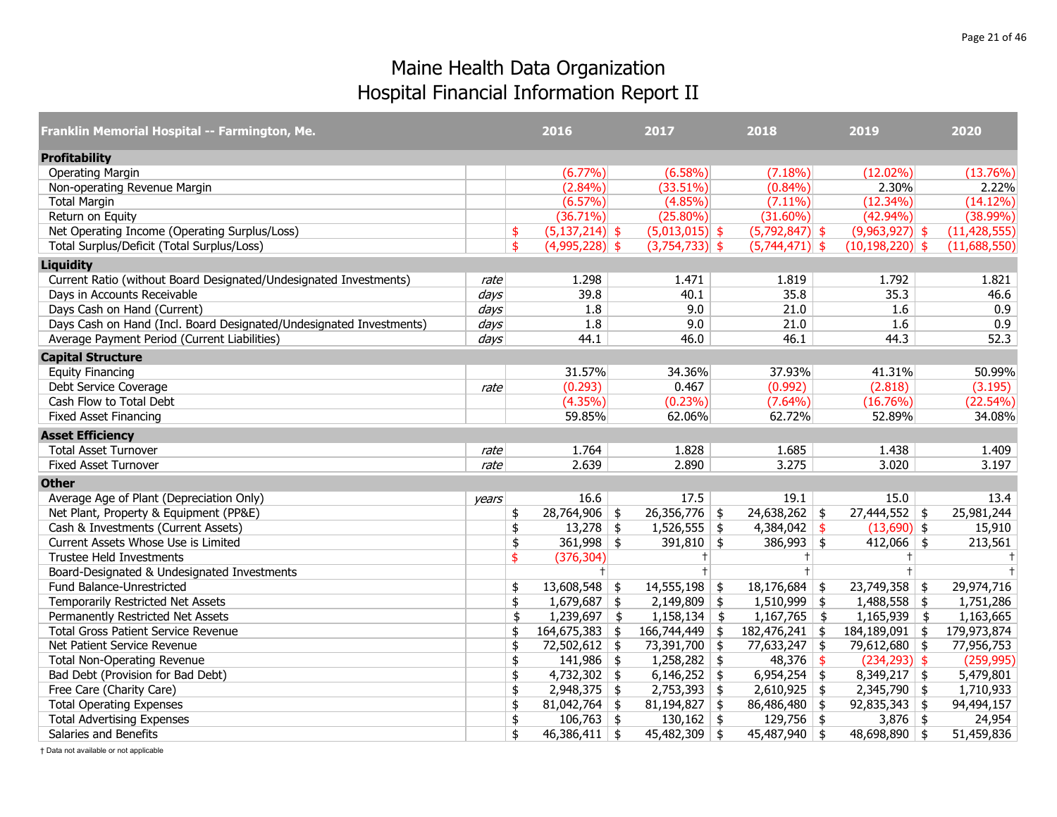# Maine Health Data Organization
# Hospital Financial Information Report II

| Franklin Memorial Hospital -- Farmington, Me. | | 2016 | 2017 | 2018 | 2019 | 2020 |
|---|---|---|---|---|---|---|
| **Profitability** | | | | | | |
| Operating Margin | | (6.77%) | (6.58%) | (7.18%) | (12.02%) | (13.76%) |
| Non-operating Revenue Margin | | (2.84%) | (33.51%) | (0.84%) | 2.30% | 2.22% |
| Total Margin | | (6.57%) | (4.85%) | (7.11%) | (12.34%) | (14.12%) |
| Return on Equity | | (36.71%) | (25.80%) | (31.60%) | (42.94%) | (38.99%) |
| Net Operating Income (Operating Surplus/Loss) | | $ (5,137,214) | $ (5,013,015) | $ (5,792,847) | $ (9,963,927) | $ (11,428,555) |
| Total Surplus/Deficit (Total Surplus/Loss) | | $ (4,995,228) | $ (3,754,733) | $ (5,744,471) | $ (10,198,220) | $ (11,688,550) |
| **Liquidity** | | | | | | |
| Current Ratio (without Board Designated/Undesignated Investments) | *rate* | 1.298 | 1.471 | 1.819 | 1.792 | 1.821 |
| Days in Accounts Receivable | *days* | 39.8 | 40.1 | 35.8 | 35.3 | 46.6 |
| Days Cash on Hand (Current) | *days* | 1.8 | 9.0 | 21.0 | 1.6 | 0.9 |
| Days Cash on Hand (Incl. Board Designated/Undesignated Investments) | *days* | 1.8 | 9.0 | 21.0 | 1.6 | 0.9 |
| Average Payment Period (Current Liabilities) | *days* | 44.1 | 46.0 | 46.1 | 44.3 | 52.3 |
| **Capital Structure** | | | | | | |
| Equity Financing | | 31.57% | 34.36% | 37.93% | 41.31% | 50.99% |
| Debt Service Coverage | *rate* | (0.293) | 0.467 | (0.992) | (2.818) | (3.195) |
| Cash Flow to Total Debt | | (4.35%) | (0.23%) | (7.64%) | (16.76%) | (22.54%) |
| Fixed Asset Financing | | 59.85% | 62.06% | 62.72% | 52.89% | 34.08% |
| **Asset Efficiency** | | | | | | |
| Total Asset Turnover | *rate* | 1.764 | 1.828 | 1.685 | 1.438 | 1.409 |
| Fixed Asset Turnover | *rate* | 2.639 | 2.890 | 3.275 | 3.020 | 3.197 |
| **Other** | | | | | | |
| Average Age of Plant (Depreciation Only) | *years* | 16.6 | 17.5 | 19.1 | 15.0 | 13.4 |
| Net Plant, Property & Equipment (PP&E) | | $ 28,764,906 | $ 26,356,776 | $ 24,638,262 | $ 27,444,552 | $ 25,981,244 |
| Cash & Investments (Current Assets) | | $ 13,278 | $ 1,526,555 | $ 4,384,042 | $ (13,690) | $ 15,910 |
| Current Assets Whose Use is Limited | | $ 361,998 | $ 391,810 | $ 386,993 | $ 412,066 | $ 213,561 |
| Trustee Held Investments | | $ (376,304) | † | † | † | † |
| Board-Designated & Undesignated Investments | | † | † | † | † | † |
| Fund Balance-Unrestricted | | $ 13,608,548 | $ 14,555,198 | $ 18,176,684 | $ 23,749,358 | $ 29,974,716 |
| Temporarily Restricted Net Assets | | $ 1,679,687 | $ 2,149,809 | $ 1,510,999 | $ 1,488,558 | $ 1,751,286 |
| Permanently Restricted Net Assets | | $ 1,239,697 | $ 1,158,134 | $ 1,167,765 | $ 1,165,939 | $ 1,163,665 |
| Total Gross Patient Service Revenue | | $ 164,675,383 | $ 166,744,449 | $ 182,476,241 | $ 184,189,091 | $ 179,973,874 |
| Net Patient Service Revenue | | $ 72,502,612 | $ 73,391,700 | $ 77,633,247 | $ 79,612,680 | $ 77,956,753 |
| Total Non-Operating Revenue | | $ 141,986 | $ 1,258,282 | $ 48,376 | $ (234,293) | $ (259,995) |
| Bad Debt (Provision for Bad Debt) | | $ 4,732,302 | $ 6,146,252 | $ 6,954,254 | $ 8,349,217 | $ 5,479,801 |
| Free Care (Charity Care) | | $ 2,948,375 | $ 2,753,393 | $ 2,610,925 | $ 2,345,790 | $ 1,710,933 |
| Total Operating Expenses | | $ 81,042,764 | $ 81,194,827 | $ 86,486,480 | $ 92,835,343 | $ 94,494,157 |
| Total Advertising Expenses | | $ 106,763 | $ 130,162 | $ 129,756 | $ 3,876 | $ 24,954 |
| Salaries and Benefits | | $ 46,386,411 | $ 45,482,309 | $ 45,487,940 | $ 48,698,890 | $ 51,459,836 |

† Data not available or not applicable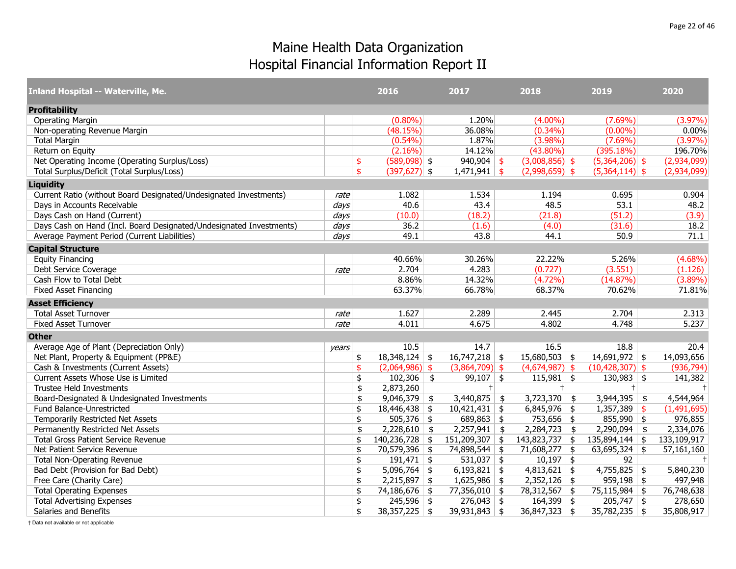# Maine Health Data Organization
# Hospital Financial Information Report II

| Inland Hospital -- Waterville, Me. | | 2016 | 2017 | 2018 | 2019 | 2020 |
|---|---|---|---|---|---|---|
| **Profitability** | | | | | | |
| Operating Margin | | (0.80%) | 1.20% | (4.00%) | (7.69%) | (3.97%) |
| Non-operating Revenue Margin | | (48.15%) | 36.08% | (0.34%) | (0.00%) | 0.00% |
| Total Margin | | (0.54%) | 1.87% | (3.98%) | (7.69%) | (3.97%) |
| Return on Equity | | (2.16%) | 14.12% | (43.80%) | (395.18%) | 196.70% |
| Net Operating Income (Operating Surplus/Loss) | | $ (589,098) | $ 940,904 | $ (3,008,856) | $ (5,364,206) | $ (2,934,099) |
| Total Surplus/Deficit (Total Surplus/Loss) | | $ (397,627) | $ 1,471,941 | $ (2,998,659) | $ (5,364,114) | $ (2,934,099) |
| **Liquidity** | | | | | | |
| Current Ratio (without Board Designated/Undesignated Investments) | *rate* | 1.082 | 1.534 | 1.194 | 0.695 | 0.904 |
| Days in Accounts Receivable | *days* | 40.6 | 43.4 | 48.5 | 53.1 | 48.2 |
| Days Cash on Hand (Current) | *days* | (10.0) | (18.2) | (21.8) | (51.2) | (3.9) |
| Days Cash on Hand (Incl. Board Designated/Undesignated Investments) | *days* | 36.2 | (1.6) | (4.0) | (31.6) | 18.2 |
| Average Payment Period (Current Liabilities) | *days* | 49.1 | 43.8 | 44.1 | 50.9 | 71.1 |
| **Capital Structure** | | | | | | |
| Equity Financing | | 40.66% | 30.26% | 22.22% | 5.26% | (4.68%) |
| Debt Service Coverage | *rate* | 2.704 | 4.283 | (0.727) | (3.551) | (1.126) |
| Cash Flow to Total Debt | | 8.86% | 14.32% | (4.72%) | (14.87%) | (3.89%) |
| Fixed Asset Financing | | 63.37% | 66.78% | 68.37% | 70.62% | 71.81% |
| **Asset Efficiency** | | | | | | |
| Total Asset Turnover | *rate* | 1.627 | 2.289 | 2.445 | 2.704 | 2.313 |
| Fixed Asset Turnover | *rate* | 4.011 | 4.675 | 4.802 | 4.748 | 5.237 |
| **Other** | | | | | | |
| Average Age of Plant (Depreciation Only) | *years* | 10.5 | 14.7 | 16.5 | 18.8 | 20.4 |
| Net Plant, Property & Equipment (PP&E) | | $ 18,348,124 | $ 16,747,218 | $ 15,680,503 | $ 14,691,972 | $ 14,093,656 |
| Cash & Investments (Current Assets) | | $ (2,064,986) | $ (3,864,709) | $ (4,674,987) | $ (10,428,307) | $ (936,794) |
| Current Assets Whose Use is Limited | | $ 102,306 | $ 99,107 | $ 115,981 | $ 130,983 | $ 141,382 |
| Trustee Held Investments | | $ 2,873,260 | † | † | † | † |
| Board-Designated & Undesignated Investments | | $ 9,046,379 | $ 3,440,875 | $ 3,723,370 | $ 3,944,395 | $ 4,544,964 |
| Fund Balance-Unrestricted | | $ 18,446,438 | $ 10,421,431 | $ 6,845,976 | $ 1,357,389 | $ (1,491,695) |
| Temporarily Restricted Net Assets | | $ 505,376 | $ 689,863 | $ 753,656 | $ 855,990 | $ 976,855 |
| Permanently Restricted Net Assets | | $ 2,228,610 | $ 2,257,941 | $ 2,284,723 | $ 2,290,094 | $ 2,334,076 |
| Total Gross Patient Service Revenue | | $ 140,236,728 | $ 151,209,307 | $ 143,823,737 | $ 135,894,144 | $ 133,109,917 |
| Net Patient Service Revenue | | $ 70,579,396 | $ 74,898,544 | $ 71,608,277 | $ 63,695,324 | $ 57,161,160 |
| Total Non-Operating Revenue | | $ 191,471 | $ 531,037 | $ 10,197 | $ 92 | † |
| Bad Debt (Provision for Bad Debt) | | $ 5,096,764 | $ 6,193,821 | $ 4,813,621 | $ 4,755,825 | $ 5,840,230 |
| Free Care (Charity Care) | | $ 2,215,897 | $ 1,625,986 | $ 2,352,126 | $ 959,198 | $ 497,948 |
| Total Operating Expenses | | $ 74,186,676 | $ 77,356,010 | $ 78,312,567 | $ 75,115,984 | $ 76,748,638 |
| Total Advertising Expenses | | $ 245,596 | $ 276,043 | $ 164,399 | $ 205,747 | $ 278,650 |
| Salaries and Benefits | | $ 38,357,225 | $ 39,931,843 | $ 36,847,323 | $ 35,782,235 | $ 35,808,917 |

† Data not available or not applicable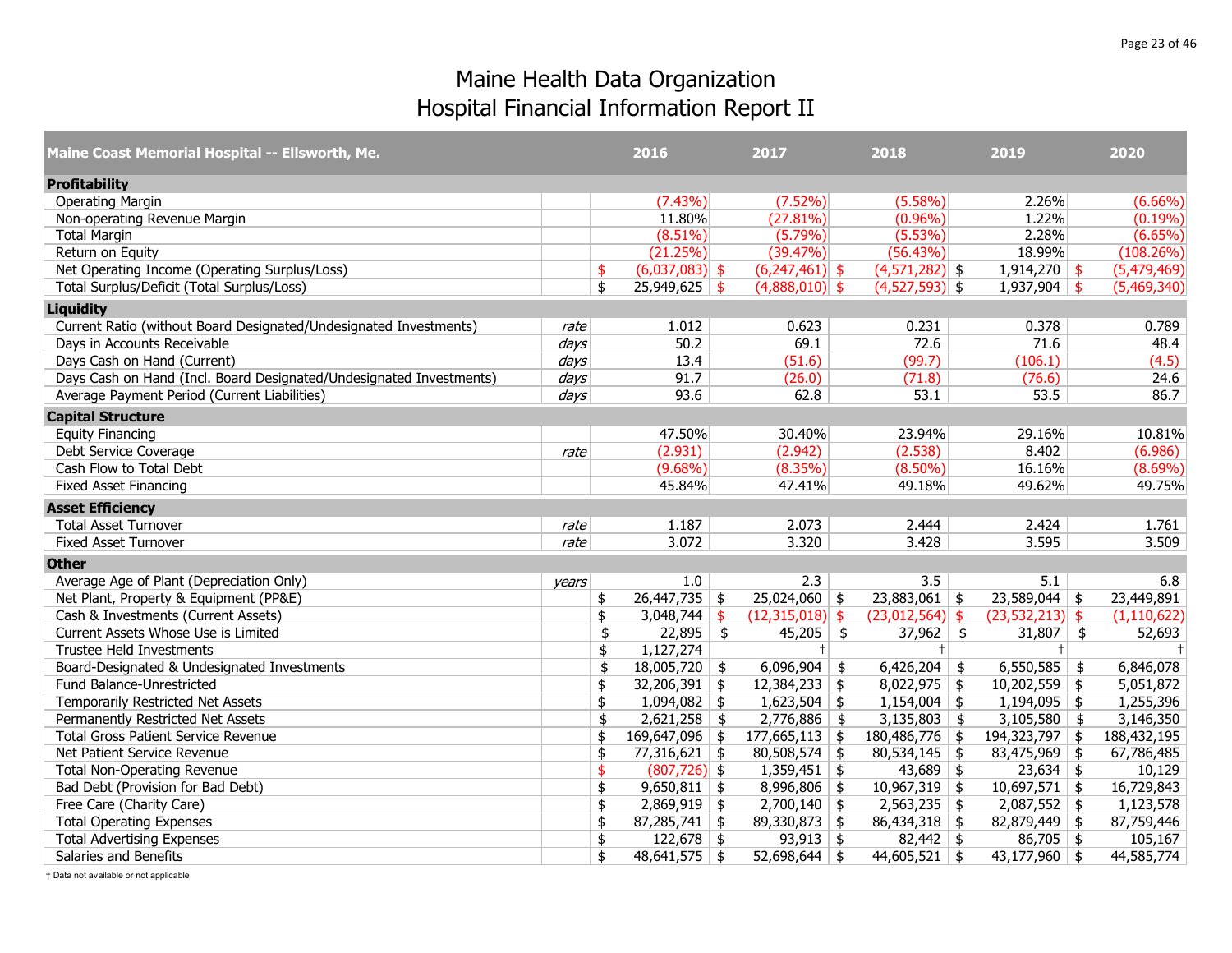# Maine Health Data Organization
## Hospital Financial Information Report II

| Maine Coast Memorial Hospital -- Ellsworth, Me. | | 2016 | 2017 | 2018 | 2019 | 2020 |
|---|---|---|---|---|---|---|
| **Profitability** | | | | | | |
| Operating Margin | | (7.43%) | (7.52%) | (5.58%) | 2.26% | (6.66%) |
| Non-operating Revenue Margin | | 11.80% | (27.81%) | (0.96%) | 1.22% | (0.19%) |
| Total Margin | | (8.51%) | (5.79%) | (5.53%) | 2.28% | (6.65%) |
| Return on Equity | | (21.25%) | (39.47%) | (56.43%) | 18.99% | (108.26%) |
| Net Operating Income (Operating Surplus/Loss) | | $ (6,037,083) | $ (6,247,461) | $ (4,571,282) | $ 1,914,270 | $ (5,479,469) |
| Total Surplus/Deficit (Total Surplus/Loss) | | $ 25,949,625 | $ (4,888,010) | $ (4,527,593) | $ 1,937,904 | $ (5,469,340) |
| **Liquidity** | | | | | | |
| Current Ratio (without Board Designated/Undesignated Investments) | *rate* | 1.012 | 0.623 | 0.231 | 0.378 | 0.789 |
| Days in Accounts Receivable | *days* | 50.2 | 69.1 | 72.6 | 71.6 | 48.4 |
| Days Cash on Hand (Current) | *days* | 13.4 | (51.6) | (99.7) | (106.1) | (4.5) |
| Days Cash on Hand (Incl. Board Designated/Undesignated Investments) | *days* | 91.7 | (26.0) | (71.8) | (76.6) | 24.6 |
| Average Payment Period (Current Liabilities) | *days* | 93.6 | 62.8 | 53.1 | 53.5 | 86.7 |
| **Capital Structure** | | | | | | |
| Equity Financing | | 47.50% | 30.40% | 23.94% | 29.16% | 10.81% |
| Debt Service Coverage | *rate* | (2.931) | (2.942) | (2.538) | 8.402 | (6.986) |
| Cash Flow to Total Debt | | (9.68%) | (8.35%) | (8.50%) | 16.16% | (8.69%) |
| Fixed Asset Financing | | 45.84% | 47.41% | 49.18% | 49.62% | 49.75% |
| **Asset Efficiency** | | | | | | |
| Total Asset Turnover | *rate* | 1.187 | 2.073 | 2.444 | 2.424 | 1.761 |
| Fixed Asset Turnover | *rate* | 3.072 | 3.320 | 3.428 | 3.595 | 3.509 |
| **Other** | | | | | | |
| Average Age of Plant (Depreciation Only) | *years* | 1.0 | 2.3 | 3.5 | 5.1 | 6.8 |
| Net Plant, Property & Equipment (PP&E) | | $ 26,447,735 | $ 25,024,060 | $ 23,883,061 | $ 23,589,044 | $ 23,449,891 |
| Cash & Investments (Current Assets) | | $ 3,048,744 | $ (12,315,018) | $ (23,012,564) | $ (23,532,213) | $ (1,110,622) |
| Current Assets Whose Use is Limited | | $ 22,895 | $ 45,205 | $ 37,962 | $ 31,807 | $ 52,693 |
| Trustee Held Investments | | $ 1,127,274 | † | † | † | † |
| Board-Designated & Undesignated Investments | | $ 18,005,720 | $ 6,096,904 | $ 6,426,204 | $ 6,550,585 | $ 6,846,078 |
| Fund Balance-Unrestricted | | $ 32,206,391 | $ 12,384,233 | $ 8,022,975 | $ 10,202,559 | $ 5,051,872 |
| Temporarily Restricted Net Assets | | $ 1,094,082 | $ 1,623,504 | $ 1,154,004 | $ 1,194,095 | $ 1,255,396 |
| Permanently Restricted Net Assets | | $ 2,621,258 | $ 2,776,886 | $ 3,135,803 | $ 3,105,580 | $ 3,146,350 |
| Total Gross Patient Service Revenue | | $ 169,647,096 | $ 177,665,113 | $ 180,486,776 | $ 194,323,797 | $ 188,432,195 |
| Net Patient Service Revenue | | $ 77,316,621 | $ 80,508,574 | $ 80,534,145 | $ 83,475,969 | $ 67,786,485 |
| Total Non-Operating Revenue | | $ (807,726) | $ 1,359,451 | $ 43,689 | $ 23,634 | $ 10,129 |
| Bad Debt (Provision for Bad Debt) | | $ 9,650,811 | $ 8,996,806 | $ 10,967,319 | $ 10,697,571 | $ 16,729,843 |
| Free Care (Charity Care) | | $ 2,869,919 | $ 2,700,140 | $ 2,563,235 | $ 2,087,552 | $ 1,123,578 |
| Total Operating Expenses | | $ 87,285,741 | $ 89,330,873 | $ 86,434,318 | $ 82,879,449 | $ 87,759,446 |
| Total Advertising Expenses | | $ 122,678 | $ 93,913 | $ 82,442 | $ 86,705 | $ 105,167 |
| Salaries and Benefits | | $ 48,641,575 | $ 52,698,644 | $ 44,605,521 | $ 43,177,960 | $ 44,585,774 |

† Data not available or not applicable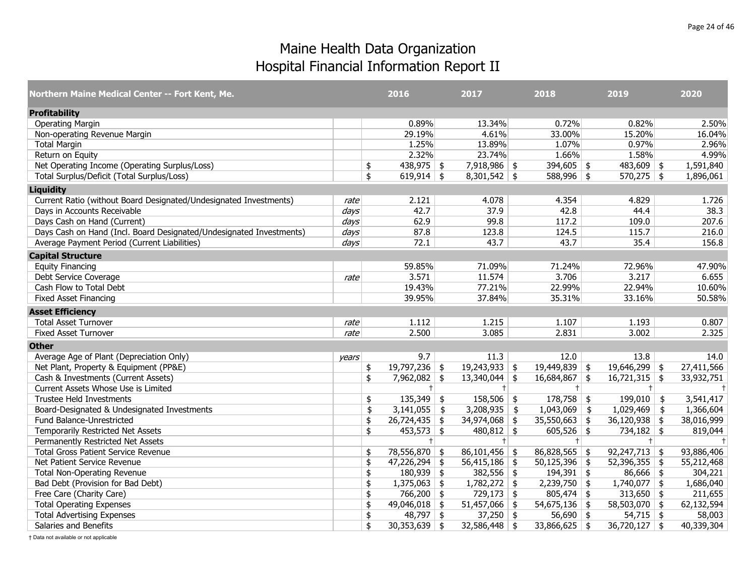# Maine Health Data Organization
## Hospital Financial Information Report II

| Northern Maine Medical Center -- Fort Kent, Me. | | 2016 | 2017 | 2018 | 2019 | 2020 |
|---|---|---|---|---|---|---|
| **Profitability** | | | | | | |
| Operating Margin | | 0.89% | 13.34% | 0.72% | 0.82% | 2.50% |
| Non-operating Revenue Margin | | 29.19% | 4.61% | 33.00% | 15.20% | 16.04% |
| Total Margin | | 1.25% | 13.89% | 1.07% | 0.97% | 2.96% |
| Return on Equity | | 2.32% | 23.74% | 1.66% | 1.58% | 4.99% |
| Net Operating Income (Operating Surplus/Loss) | | $ 438,975 | $ 7,918,986 | $ 394,605 | $ 483,609 | $ 1,591,840 |
| Total Surplus/Deficit (Total Surplus/Loss) | | $ 619,914 | $ 8,301,542 | $ 588,996 | $ 570,275 | $ 1,896,061 |
| **Liquidity** | | | | | | |
| Current Ratio (without Board Designated/Undesignated Investments) | *rate* | 2.121 | 4.078 | 4.354 | 4.829 | 1.726 |
| Days in Accounts Receivable | *days* | 42.7 | 37.9 | 42.8 | 44.4 | 38.3 |
| Days Cash on Hand (Current) | *days* | 62.9 | 99.8 | 117.2 | 109.0 | 207.6 |
| Days Cash on Hand (Incl. Board Designated/Undesignated Investments) | *days* | 87.8 | 123.8 | 124.5 | 115.7 | 216.0 |
| Average Payment Period (Current Liabilities) | *days* | 72.1 | 43.7 | 43.7 | 35.4 | 156.8 |
| **Capital Structure** | | | | | | |
| Equity Financing | | 59.85% | 71.09% | 71.24% | 72.96% | 47.90% |
| Debt Service Coverage | *rate* | 3.571 | 11.574 | 3.706 | 3.217 | 6.655 |
| Cash Flow to Total Debt | | 19.43% | 77.21% | 22.99% | 22.94% | 10.60% |
| Fixed Asset Financing | | 39.95% | 37.84% | 35.31% | 33.16% | 50.58% |
| **Asset Efficiency** | | | | | | |
| Total Asset Turnover | *rate* | 1.112 | 1.215 | 1.107 | 1.193 | 0.807 |
| Fixed Asset Turnover | *rate* | 2.500 | 3.085 | 2.831 | 3.002 | 2.325 |
| **Other** | | | | | | |
| Average Age of Plant (Depreciation Only) | *years* | 9.7 | 11.3 | 12.0 | 13.8 | 14.0 |
| Net Plant, Property & Equipment (PP&E) | | $ 19,797,236 | $ 19,243,933 | $ 19,449,839 | $ 19,646,299 | $ 27,411,566 |
| Cash & Investments (Current Assets) | | $ 7,962,082 | $ 13,340,044 | $ 16,684,867 | $ 16,721,315 | $ 33,932,751 |
| Current Assets Whose Use is Limited | | † | † | † | † | † |
| Trustee Held Investments | | $ 135,349 | $ 158,506 | $ 178,758 | $ 199,010 | $ 3,541,417 |
| Board-Designated & Undesignated Investments | | $ 3,141,055 | $ 3,208,935 | $ 1,043,069 | $ 1,029,469 | $ 1,366,604 |
| Fund Balance-Unrestricted | | $ 26,724,435 | $ 34,974,068 | $ 35,550,663 | $ 36,120,938 | $ 38,016,999 |
| Temporarily Restricted Net Assets | | $ 453,573 | $ 480,812 | $ 605,526 | $ 734,182 | $ 819,044 |
| Permanently Restricted Net Assets | | † | † | † | † | † |
| Total Gross Patient Service Revenue | | $ 78,556,870 | $ 86,101,456 | $ 86,828,565 | $ 92,247,713 | $ 93,886,406 |
| Net Patient Service Revenue | | $ 47,226,294 | $ 56,415,186 | $ 50,125,396 | $ 52,396,355 | $ 55,212,468 |
| Total Non-Operating Revenue | | $ 180,939 | $ 382,556 | $ 194,391 | $ 86,666 | $ 304,221 |
| Bad Debt (Provision for Bad Debt) | | $ 1,375,063 | $ 1,782,272 | $ 2,239,750 | $ 1,740,077 | $ 1,686,040 |
| Free Care (Charity Care) | | $ 766,200 | $ 729,173 | $ 805,474 | $ 313,650 | $ 211,655 |
| Total Operating Expenses | | $ 49,046,018 | $ 51,457,066 | $ 54,675,136 | $ 58,503,070 | $ 62,132,594 |
| Total Advertising Expenses | | $ 48,797 | $ 37,250 | $ 56,690 | $ 54,715 | $ 58,003 |
| Salaries and Benefits | | $ 30,353,639 | $ 32,586,448 | $ 33,866,625 | $ 36,720,127 | $ 40,339,304 |

† Data not available or not applicable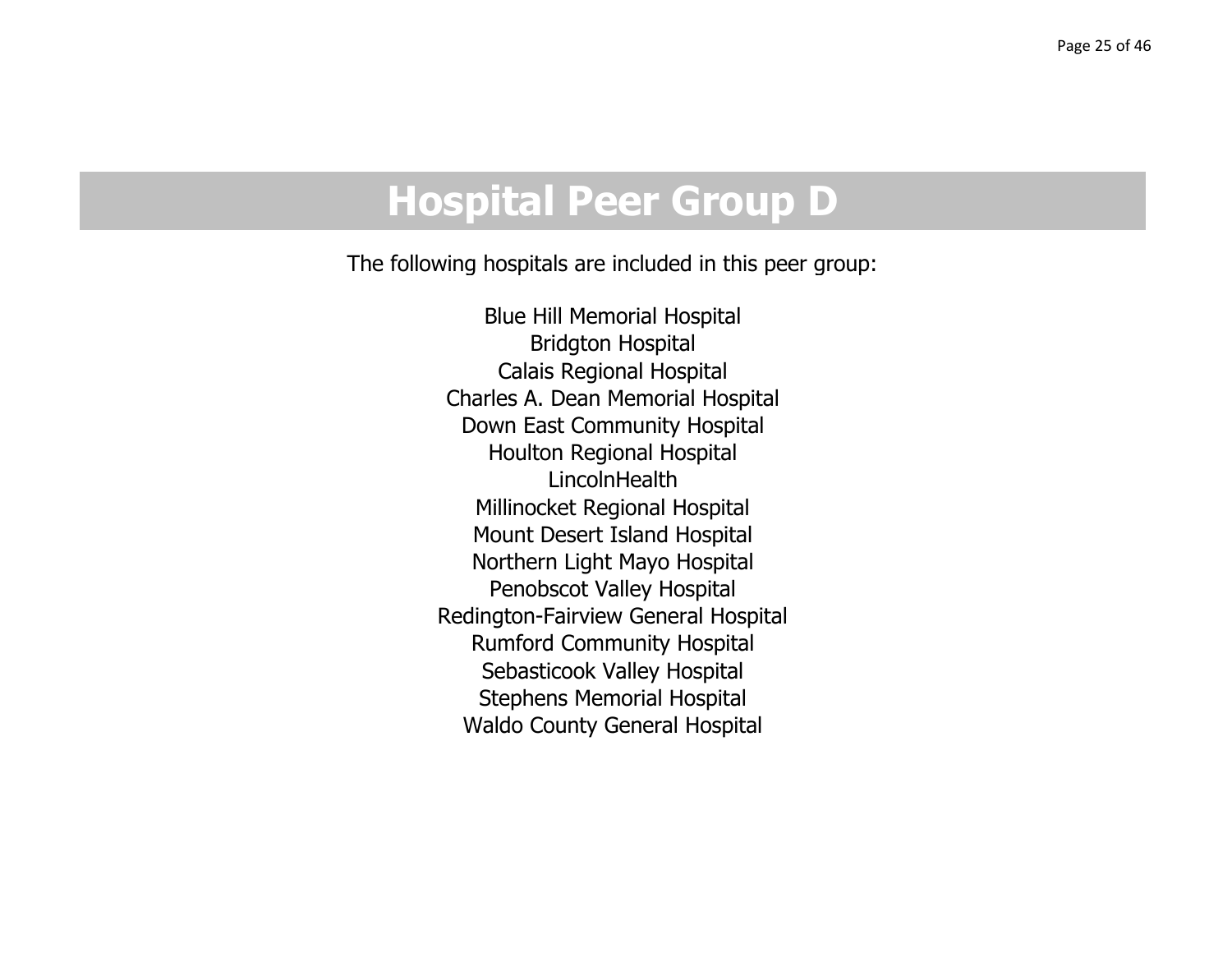# Hospital Peer Group D

The following hospitals are included in this peer group:

Blue Hill Memorial Hospital
Bridgton Hospital
Calais Regional Hospital
Charles A. Dean Memorial Hospital
Down East Community Hospital
Houlton Regional Hospital
LincolnHealth
Millinocket Regional Hospital
Mount Desert Island Hospital
Northern Light Mayo Hospital
Penobscot Valley Hospital
Redington-Fairview General Hospital
Rumford Community Hospital
Sebasticook Valley Hospital
Stephens Memorial Hospital
Waldo County General Hospital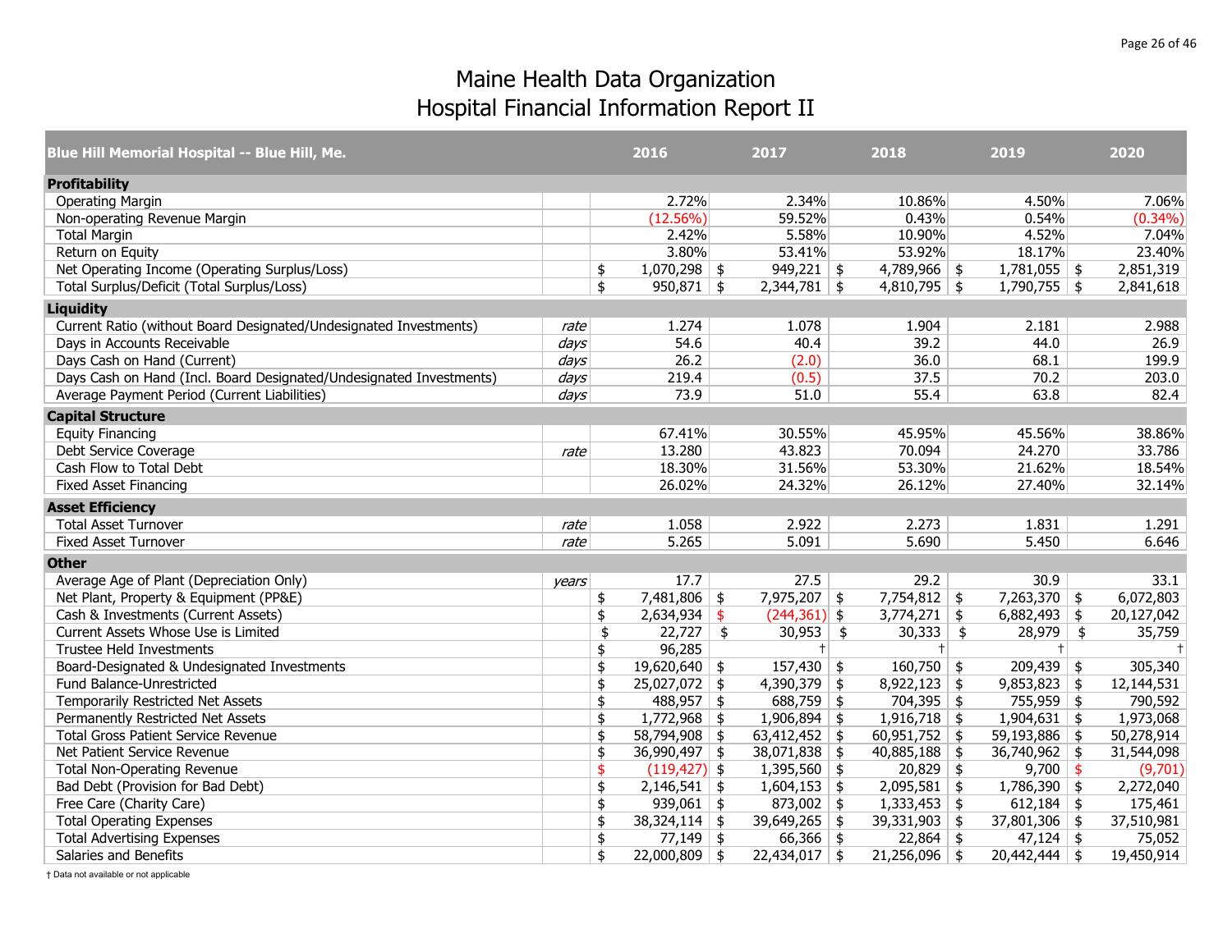# Maine Health Data Organization
## Hospital Financial Information Report II

| Blue Hill Memorial Hospital -- Blue Hill, Me. | | 2016 | 2017 | 2018 | 2019 | 2020 |
|---|---|---|---|---|---|---|
| **Profitability** | | | | | | |
| Operating Margin | | 2.72% | 2.34% | 10.86% | 4.50% | 7.06% |
| Non-operating Revenue Margin | | (12.56%) | 59.52% | 0.43% | 0.54% | (0.34%) |
| Total Margin | | 2.42% | 5.58% | 10.90% | 4.52% | 7.04% |
| Return on Equity | | 3.80% | 53.41% | 53.92% | 18.17% | 23.40% |
| Net Operating Income (Operating Surplus/Loss) | | $ 1,070,298 | $ 949,221 | $ 4,789,966 | $ 1,781,055 | $ 2,851,319 |
| Total Surplus/Deficit (Total Surplus/Loss) | | $ 950,871 | $ 2,344,781 | $ 4,810,795 | $ 1,790,755 | $ 2,841,618 |
| **Liquidity** | | | | | | |
| Current Ratio (without Board Designated/Undesignated Investments) | *rate* | 1.274 | 1.078 | 1.904 | 2.181 | 2.988 |
| Days in Accounts Receivable | *days* | 54.6 | 40.4 | 39.2 | 44.0 | 26.9 |
| Days Cash on Hand (Current) | *days* | 26.2 | (2.0) | 36.0 | 68.1 | 199.9 |
| Days Cash on Hand (Incl. Board Designated/Undesignated Investments) | *days* | 219.4 | (0.5) | 37.5 | 70.2 | 203.0 |
| Average Payment Period (Current Liabilities) | *days* | 73.9 | 51.0 | 55.4 | 63.8 | 82.4 |
| **Capital Structure** | | | | | | |
| Equity Financing | | 67.41% | 30.55% | 45.95% | 45.56% | 38.86% |
| Debt Service Coverage | *rate* | 13.280 | 43.823 | 70.094 | 24.270 | 33.786 |
| Cash Flow to Total Debt | | 18.30% | 31.56% | 53.30% | 21.62% | 18.54% |
| Fixed Asset Financing | | 26.02% | 24.32% | 26.12% | 27.40% | 32.14% |
| **Asset Efficiency** | | | | | | |
| Total Asset Turnover | *rate* | 1.058 | 2.922 | 2.273 | 1.831 | 1.291 |
| Fixed Asset Turnover | *rate* | 5.265 | 5.091 | 5.690 | 5.450 | 6.646 |
| **Other** | | | | | | |
| Average Age of Plant (Depreciation Only) | *years* | 17.7 | 27.5 | 29.2 | 30.9 | 33.1 |
| Net Plant, Property & Equipment (PP&E) | | $ 7,481,806 | $ 7,975,207 | $ 7,754,812 | $ 7,263,370 | $ 6,072,803 |
| Cash & Investments (Current Assets) | | $ 2,634,934 | $ (244,361) | $ 3,774,271 | $ 6,882,493 | $ 20,127,042 |
| Current Assets Whose Use is Limited | | $ 22,727 | $ 30,953 | $ 30,333 | $ 28,979 | $ 35,759 |
| Trustee Held Investments | | $ 96,285 | † | † | † | † |
| Board-Designated & Undesignated Investments | | $ 19,620,640 | $ 157,430 | $ 160,750 | $ 209,439 | $ 305,340 |
| Fund Balance-Unrestricted | | $ 25,027,072 | $ 4,390,379 | $ 8,922,123 | $ 9,853,823 | $ 12,144,531 |
| Temporarily Restricted Net Assets | | $ 488,957 | $ 688,759 | $ 704,395 | $ 755,959 | $ 790,592 |
| Permanently Restricted Net Assets | | $ 1,772,968 | $ 1,906,894 | $ 1,916,718 | $ 1,904,631 | $ 1,973,068 |
| Total Gross Patient Service Revenue | | $ 58,794,908 | $ 63,412,452 | $ 60,951,752 | $ 59,193,886 | $ 50,278,914 |
| Net Patient Service Revenue | | $ 36,990,497 | $ 38,071,838 | $ 40,885,188 | $ 36,740,962 | $ 31,544,098 |
| Total Non-Operating Revenue | | $ (119,427) | $ 1,395,560 | $ 20,829 | $ 9,700 | $ (9,701) |
| Bad Debt (Provision for Bad Debt) | | $ 2,146,541 | $ 1,604,153 | $ 2,095,581 | $ 1,786,390 | $ 2,272,040 |
| Free Care (Charity Care) | | $ 939,061 | $ 873,002 | $ 1,333,453 | $ 612,184 | $ 175,461 |
| Total Operating Expenses | | $ 38,324,114 | $ 39,649,265 | $ 39,331,903 | $ 37,801,306 | $ 37,510,981 |
| Total Advertising Expenses | | $ 77,149 | $ 66,366 | $ 22,864 | $ 47,124 | $ 75,052 |
| Salaries and Benefits | | $ 22,000,809 | $ 22,434,017 | $ 21,256,096 | $ 20,442,444 | $ 19,450,914 |

† Data not available or not applicable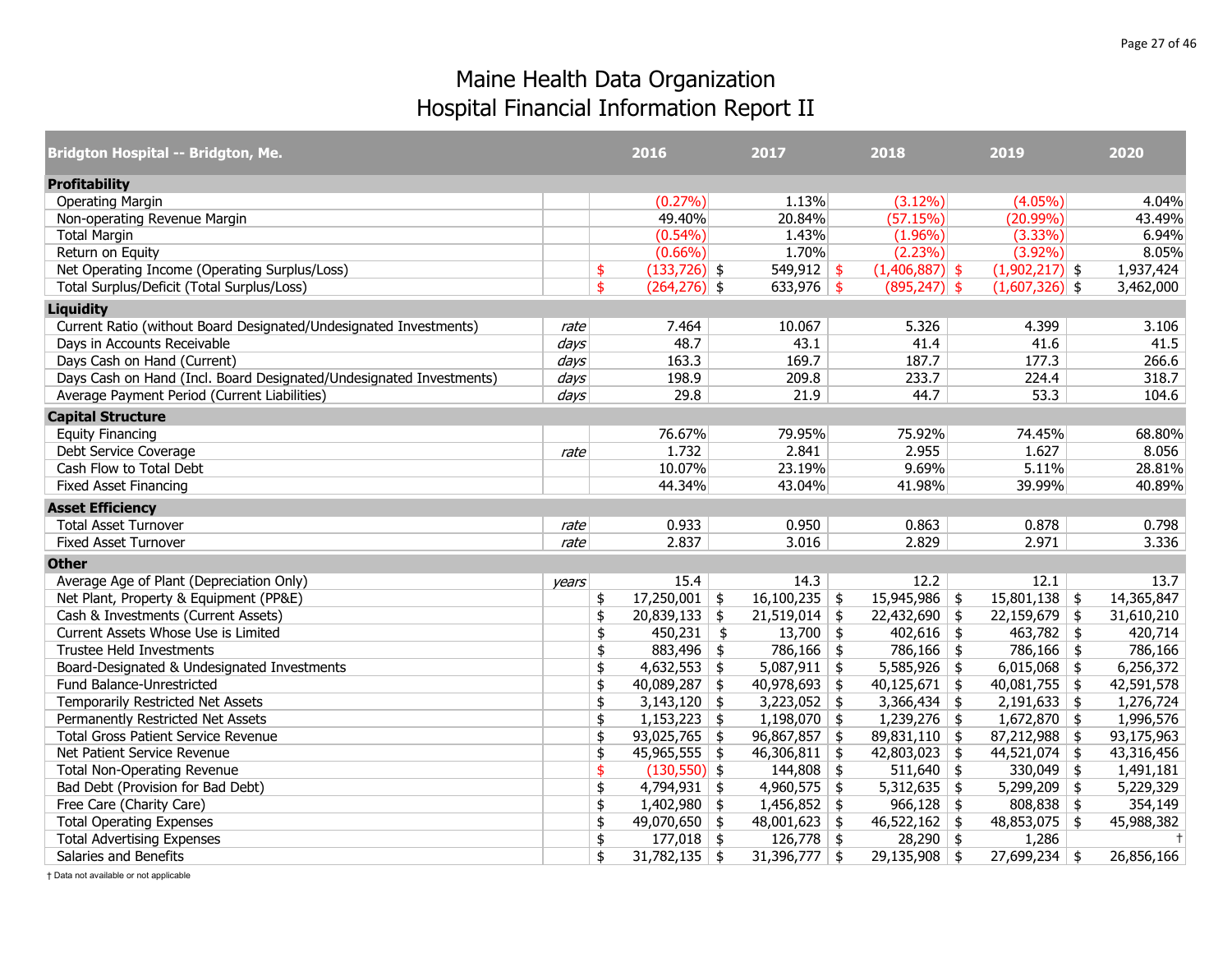# Maine Health Data Organization
# Hospital Financial Information Report II

| Bridgton Hospital -- Bridgton, Me. | | 2016 | 2017 | 2018 | 2019 | 2020 |
|---|---|---|---|---|---|---|
| **Profitability** | | | | | | |
| Operating Margin | | (0.27%) | 1.13% | (3.12%) | (4.05%) | 4.04% |
| Non-operating Revenue Margin | | 49.40% | 20.84% | (57.15%) | (20.99%) | 43.49% |
| Total Margin | | (0.54%) | 1.43% | (1.96%) | (3.33%) | 6.94% |
| Return on Equity | | (0.66%) | 1.70% | (2.23%) | (3.92%) | 8.05% |
| Net Operating Income (Operating Surplus/Loss) | | $ (133,726) | $ 549,912 | $ (1,406,887) | $ (1,902,217) | $ 1,937,424 |
| Total Surplus/Deficit (Total Surplus/Loss) | | $ (264,276) | $ 633,976 | $ (895,247) | $ (1,607,326) | $ 3,462,000 |
| **Liquidity** | | | | | | |
| Current Ratio (without Board Designated/Undesignated Investments) | *rate* | 7.464 | 10.067 | 5.326 | 4.399 | 3.106 |
| Days in Accounts Receivable | *days* | 48.7 | 43.1 | 41.4 | 41.6 | 41.5 |
| Days Cash on Hand (Current) | *days* | 163.3 | 169.7 | 187.7 | 177.3 | 266.6 |
| Days Cash on Hand (Incl. Board Designated/Undesignated Investments) | *days* | 198.9 | 209.8 | 233.7 | 224.4 | 318.7 |
| Average Payment Period (Current Liabilities) | *days* | 29.8 | 21.9 | 44.7 | 53.3 | 104.6 |
| **Capital Structure** | | | | | | |
| Equity Financing | | 76.67% | 79.95% | 75.92% | 74.45% | 68.80% |
| Debt Service Coverage | *rate* | 1.732 | 2.841 | 2.955 | 1.627 | 8.056 |
| Cash Flow to Total Debt | | 10.07% | 23.19% | 9.69% | 5.11% | 28.81% |
| Fixed Asset Financing | | 44.34% | 43.04% | 41.98% | 39.99% | 40.89% |
| **Asset Efficiency** | | | | | | |
| Total Asset Turnover | *rate* | 0.933 | 0.950 | 0.863 | 0.878 | 0.798 |
| Fixed Asset Turnover | *rate* | 2.837 | 3.016 | 2.829 | 2.971 | 3.336 |
| **Other** | | | | | | |
| Average Age of Plant (Depreciation Only) | *years* | 15.4 | 14.3 | 12.2 | 12.1 | 13.7 |
| Net Plant, Property & Equipment (PP&E) | | $ 17,250,001 | $ 16,100,235 | $ 15,945,986 | $ 15,801,138 | $ 14,365,847 |
| Cash & Investments (Current Assets) | | $ 20,839,133 | $ 21,519,014 | $ 22,432,690 | $ 22,159,679 | $ 31,610,210 |
| Current Assets Whose Use is Limited | | $ 450,231 | $ 13,700 | $ 402,616 | $ 463,782 | $ 420,714 |
| Trustee Held Investments | | $ 883,496 | $ 786,166 | $ 786,166 | $ 786,166 | $ 786,166 |
| Board-Designated & Undesignated Investments | | $ 4,632,553 | $ 5,087,911 | $ 5,585,926 | $ 6,015,068 | $ 6,256,372 |
| Fund Balance-Unrestricted | | $ 40,089,287 | $ 40,978,693 | $ 40,125,671 | $ 40,081,755 | $ 42,591,578 |
| Temporarily Restricted Net Assets | | $ 3,143,120 | $ 3,223,052 | $ 3,366,434 | $ 2,191,633 | $ 1,276,724 |
| Permanently Restricted Net Assets | | $ 1,153,223 | $ 1,198,070 | $ 1,239,276 | $ 1,672,870 | $ 1,996,576 |
| Total Gross Patient Service Revenue | | $ 93,025,765 | $ 96,867,857 | $ 89,831,110 | $ 87,212,988 | $ 93,175,963 |
| Net Patient Service Revenue | | $ 45,965,555 | $ 46,306,811 | $ 42,803,023 | $ 44,521,074 | $ 43,316,456 |
| Total Non-Operating Revenue | | $ (130,550) | $ 144,808 | $ 511,640 | $ 330,049 | $ 1,491,181 |
| Bad Debt (Provision for Bad Debt) | | $ 4,794,931 | $ 4,960,575 | $ 5,312,635 | $ 5,299,209 | $ 5,229,329 |
| Free Care (Charity Care) | | $ 1,402,980 | $ 1,456,852 | $ 966,128 | $ 808,838 | $ 354,149 |
| Total Operating Expenses | | $ 49,070,650 | $ 48,001,623 | $ 46,522,162 | $ 48,853,075 | $ 45,988,382 |
| Total Advertising Expenses | | $ 177,018 | $ 126,778 | $ 28,290 | $ 1,286 | † |
| Salaries and Benefits | | $ 31,782,135 | $ 31,396,777 | $ 29,135,908 | $ 27,699,234 | $ 26,856,166 |

† Data not available or not applicable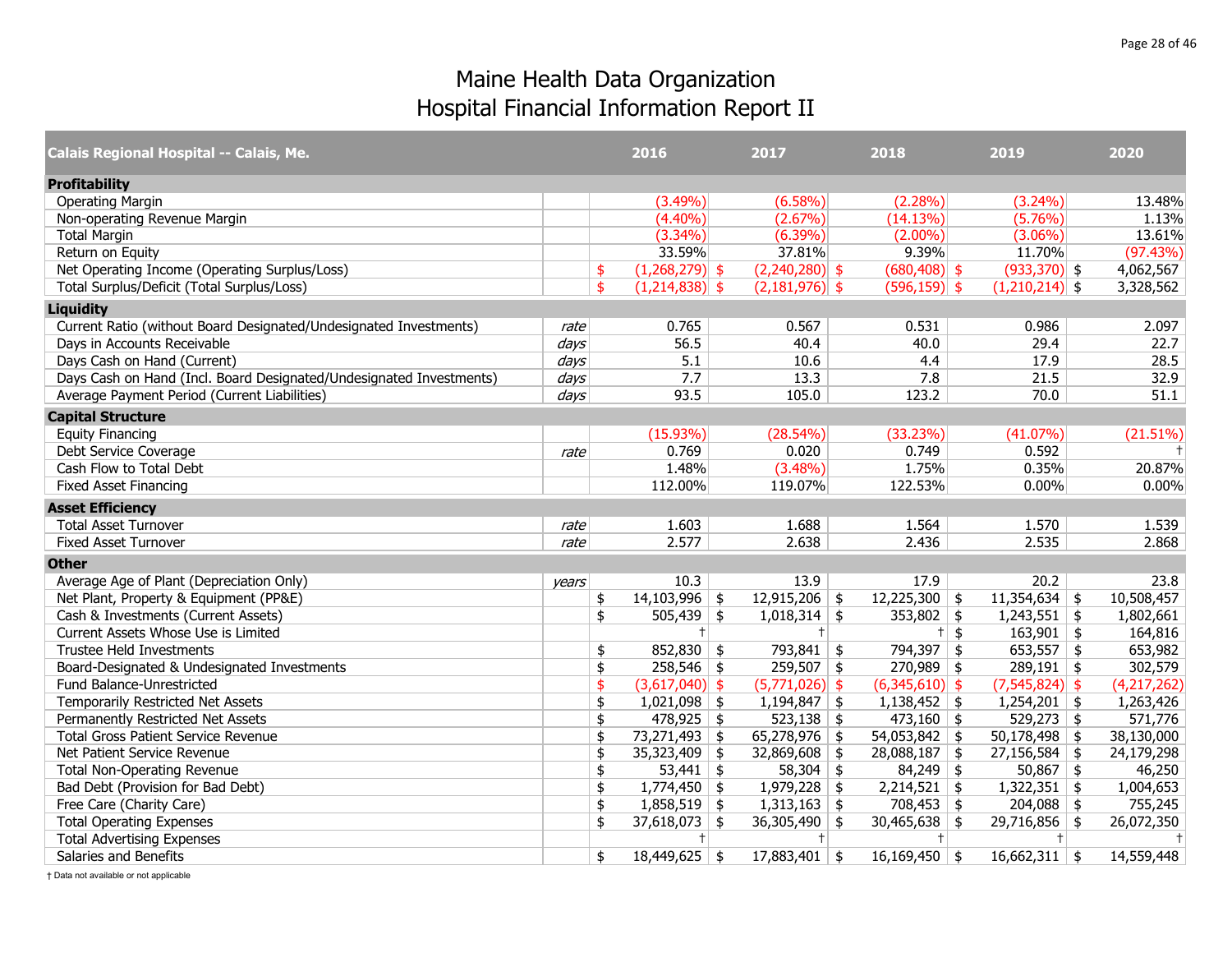# Maine Health Data Organization
## Hospital Financial Information Report II

| Calais Regional Hospital -- Calais, Me. | | 2016 | 2017 | 2018 | 2019 | 2020 |
|---|---|---|---|---|---|---|
| **Profitability** | | | | | | |
| Operating Margin | | (3.49%) | (6.58%) | (2.28%) | (3.24%) | 13.48% |
| Non-operating Revenue Margin | | (4.40%) | (2.67%) | (14.13%) | (5.76%) | 1.13% |
| Total Margin | | (3.34%) | (6.39%) | (2.00%) | (3.06%) | 13.61% |
| Return on Equity | | 33.59% | 37.81% | 9.39% | 11.70% | (97.43%) |
| Net Operating Income (Operating Surplus/Loss) | | $ (1,268,279) | $ (2,240,280) | $ (680,408) | $ (933,370) | $ 4,062,567 |
| Total Surplus/Deficit (Total Surplus/Loss) | | $ (1,214,838) | $ (2,181,976) | $ (596,159) | $ (1,210,214) | $ 3,328,562 |
| **Liquidity** | | | | | | |
| Current Ratio (without Board Designated/Undesignated Investments) | *rate* | 0.765 | 0.567 | 0.531 | 0.986 | 2.097 |
| Days in Accounts Receivable | *days* | 56.5 | 40.4 | 40.0 | 29.4 | 22.7 |
| Days Cash on Hand (Current) | *days* | 5.1 | 10.6 | 4.4 | 17.9 | 28.5 |
| Days Cash on Hand (Incl. Board Designated/Undesignated Investments) | *days* | 7.7 | 13.3 | 7.8 | 21.5 | 32.9 |
| Average Payment Period (Current Liabilities) | *days* | 93.5 | 105.0 | 123.2 | 70.0 | 51.1 |
| **Capital Structure** | | | | | | |
| Equity Financing | | (15.93%) | (28.54%) | (33.23%) | (41.07%) | (21.51%) |
| Debt Service Coverage | *rate* | 0.769 | 0.020 | 0.749 | 0.592 | † |
| Cash Flow to Total Debt | | 1.48% | (3.48%) | 1.75% | 0.35% | 20.87% |
| Fixed Asset Financing | | 112.00% | 119.07% | 122.53% | 0.00% | 0.00% |
| **Asset Efficiency** | | | | | | |
| Total Asset Turnover | *rate* | 1.603 | 1.688 | 1.564 | 1.570 | 1.539 |
| Fixed Asset Turnover | *rate* | 2.577 | 2.638 | 2.436 | 2.535 | 2.868 |
| **Other** | | | | | | |
| Average Age of Plant (Depreciation Only) | *years* | 10.3 | 13.9 | 17.9 | 20.2 | 23.8 |
| Net Plant, Property & Equipment (PP&E) | | $ 14,103,996 | $ 12,915,206 | $ 12,225,300 | $ 11,354,634 | $ 10,508,457 |
| Cash & Investments (Current Assets) | | $ 505,439 | $ 1,018,314 | $ 353,802 | $ 1,243,551 | $ 1,802,661 |
| Current Assets Whose Use is Limited | | † | † | † | $ 163,901 | $ 164,816 |
| Trustee Held Investments | | $ 852,830 | $ 793,841 | $ 794,397 | $ 653,557 | $ 653,982 |
| Board-Designated & Undesignated Investments | | $ 258,546 | $ 259,507 | $ 270,989 | $ 289,191 | $ 302,579 |
| Fund Balance-Unrestricted | | $ (3,617,040) | $ (5,771,026) | $ (6,345,610) | $ (7,545,824) | $ (4,217,262) |
| Temporarily Restricted Net Assets | | $ 1,021,098 | $ 1,194,847 | $ 1,138,452 | $ 1,254,201 | $ 1,263,426 |
| Permanently Restricted Net Assets | | $ 478,925 | $ 523,138 | $ 473,160 | $ 529,273 | $ 571,776 |
| Total Gross Patient Service Revenue | | $ 73,271,493 | $ 65,278,976 | $ 54,053,842 | $ 50,178,498 | $ 38,130,000 |
| Net Patient Service Revenue | | $ 35,323,409 | $ 32,869,608 | $ 28,088,187 | $ 27,156,584 | $ 24,179,298 |
| Total Non-Operating Revenue | | $ 53,441 | $ 58,304 | $ 84,249 | $ 50,867 | $ 46,250 |
| Bad Debt (Provision for Bad Debt) | | $ 1,774,450 | $ 1,979,228 | $ 2,214,521 | $ 1,322,351 | $ 1,004,653 |
| Free Care (Charity Care) | | $ 1,858,519 | $ 1,313,163 | $ 708,453 | $ 204,088 | $ 755,245 |
| Total Operating Expenses | | $ 37,618,073 | $ 36,305,490 | $ 30,465,638 | $ 29,716,856 | $ 26,072,350 |
| Total Advertising Expenses | | † | † | † | † | † |
| Salaries and Benefits | | $ 18,449,625 | $ 17,883,401 | $ 16,169,450 | $ 16,662,311 | $ 14,559,448 |

† Data not available or not applicable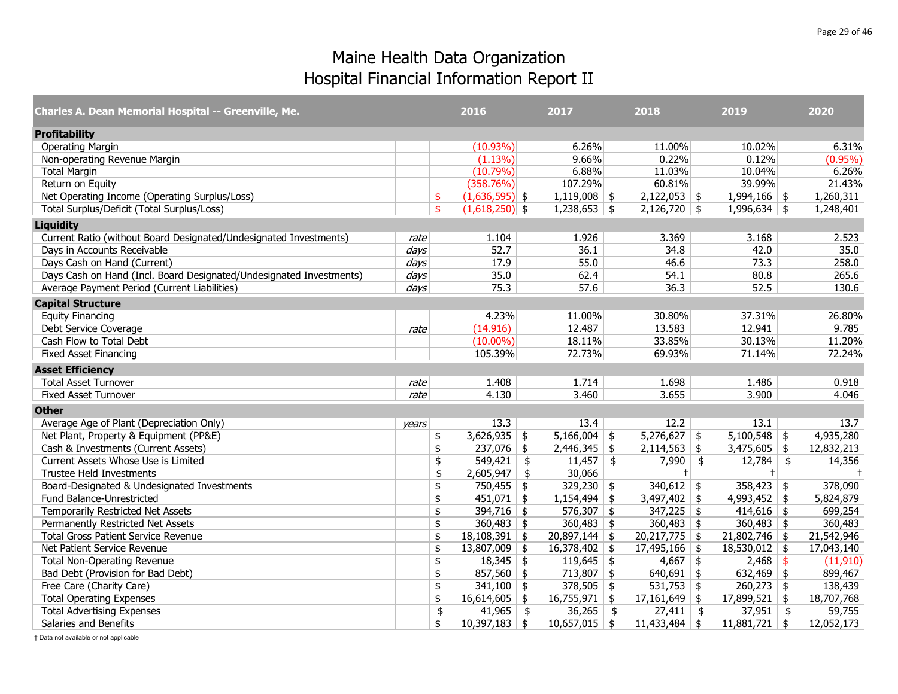# Maine Health Data Organization
## Hospital Financial Information Report II

| Charles A. Dean Memorial Hospital -- Greenville, Me. | | 2016 | 2017 | 2018 | 2019 | 2020 |
|---|---|---|---|---|---|---|
| **Profitability** | | | | | | |
| Operating Margin | | (10.93%) | 6.26% | 11.00% | 10.02% | 6.31% |
| Non-operating Revenue Margin | | (1.13%) | 9.66% | 0.22% | 0.12% | (0.95%) |
| Total Margin | | (10.79%) | 6.88% | 11.03% | 10.04% | 6.26% |
| Return on Equity | | (358.76%) | 107.29% | 60.81% | 39.99% | 21.43% |
| Net Operating Income (Operating Surplus/Loss) | | $ (1,636,595) | $ 1,119,008 | $ 2,122,053 | $ 1,994,166 | $ 1,260,311 |
| Total Surplus/Deficit (Total Surplus/Loss) | | $ (1,618,250) | $ 1,238,653 | $ 2,126,720 | $ 1,996,634 | $ 1,248,401 |
| **Liquidity** | | | | | | |
| Current Ratio (without Board Designated/Undesignated Investments) | *rate* | 1.104 | 1.926 | 3.369 | 3.168 | 2.523 |
| Days in Accounts Receivable | *days* | 52.7 | 36.1 | 34.8 | 42.0 | 35.0 |
| Days Cash on Hand (Current) | *days* | 17.9 | 55.0 | 46.6 | 73.3 | 258.0 |
| Days Cash on Hand (Incl. Board Designated/Undesignated Investments) | *days* | 35.0 | 62.4 | 54.1 | 80.8 | 265.6 |
| Average Payment Period (Current Liabilities) | *days* | 75.3 | 57.6 | 36.3 | 52.5 | 130.6 |
| **Capital Structure** | | | | | | |
| Equity Financing | | 4.23% | 11.00% | 30.80% | 37.31% | 26.80% |
| Debt Service Coverage | *rate* | (14.916) | 12.487 | 13.583 | 12.941 | 9.785 |
| Cash Flow to Total Debt | | (10.00%) | 18.11% | 33.85% | 30.13% | 11.20% |
| Fixed Asset Financing | | 105.39% | 72.73% | 69.93% | 71.14% | 72.24% |
| **Asset Efficiency** | | | | | | |
| Total Asset Turnover | *rate* | 1.408 | 1.714 | 1.698 | 1.486 | 0.918 |
| Fixed Asset Turnover | *rate* | 4.130 | 3.460 | 3.655 | 3.900 | 4.046 |
| **Other** | | | | | | |
| Average Age of Plant (Depreciation Only) | *years* | 13.3 | 13.4 | 12.2 | 13.1 | 13.7 |
| Net Plant, Property & Equipment (PP&E) | | $ 3,626,935 | $ 5,166,004 | $ 5,276,627 | $ 5,100,548 | $ 4,935,280 |
| Cash & Investments (Current Assets) | | $ 237,076 | $ 2,446,345 | $ 2,114,563 | $ 3,475,605 | $ 12,832,213 |
| Current Assets Whose Use is Limited | | $ 549,421 | $ 11,457 | $ 7,990 | $ 12,784 | $ 14,356 |
| Trustee Held Investments | | $ 2,605,947 | $ 30,066 | † | † | † |
| Board-Designated & Undesignated Investments | | $ 750,455 | $ 329,230 | $ 340,612 | $ 358,423 | $ 378,090 |
| Fund Balance-Unrestricted | | $ 451,071 | $ 1,154,494 | $ 3,497,402 | $ 4,993,452 | $ 5,824,879 |
| Temporarily Restricted Net Assets | | $ 394,716 | $ 576,307 | $ 347,225 | $ 414,616 | $ 699,254 |
| Permanently Restricted Net Assets | | $ 360,483 | $ 360,483 | $ 360,483 | $ 360,483 | $ 360,483 |
| Total Gross Patient Service Revenue | | $ 18,108,391 | $ 20,897,144 | $ 20,217,775 | $ 21,802,746 | $ 21,542,946 |
| Net Patient Service Revenue | | $ 13,807,009 | $ 16,378,402 | $ 17,495,166 | $ 18,530,012 | $ 17,043,140 |
| Total Non-Operating Revenue | | $ 18,345 | $ 119,645 | $ 4,667 | $ 2,468 | $ (11,910) |
| Bad Debt (Provision for Bad Debt) | | $ 857,560 | $ 713,807 | $ 640,691 | $ 632,469 | $ 899,467 |
| Free Care (Charity Care) | | $ 341,100 | $ 378,505 | $ 531,753 | $ 260,273 | $ 138,439 |
| Total Operating Expenses | | $ 16,614,605 | $ 16,755,971 | $ 17,161,649 | $ 17,899,521 | $ 18,707,768 |
| Total Advertising Expenses | | $ 41,965 | $ 36,265 | $ 27,411 | $ 37,951 | $ 59,755 |
| Salaries and Benefits | | $ 10,397,183 | $ 10,657,015 | $ 11,433,484 | $ 11,881,721 | $ 12,052,173 |

† Data not available or not applicable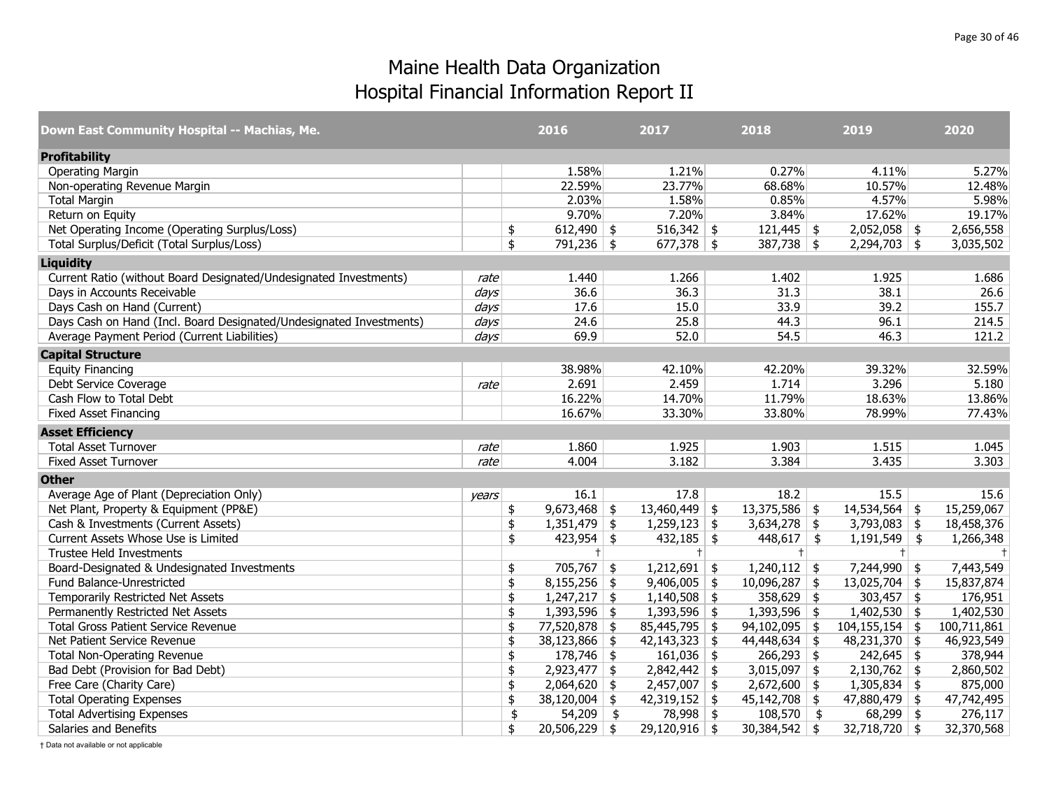# Maine Health Data Organization
## Hospital Financial Information Report II

| Down East Community Hospital -- Machias, Me. | | 2016 | 2017 | 2018 | 2019 | 2020 |
|---|---|---|---|---|---|---|
| **Profitability** | | | | | | |
| Operating Margin | | 1.58% | 1.21% | 0.27% | 4.11% | 5.27% |
| Non-operating Revenue Margin | | 22.59% | 23.77% | 68.68% | 10.57% | 12.48% |
| Total Margin | | 2.03% | 1.58% | 0.85% | 4.57% | 5.98% |
| Return on Equity | | 9.70% | 7.20% | 3.84% | 17.62% | 19.17% |
| Net Operating Income (Operating Surplus/Loss) | | $ 612,490 | $ 516,342 | $ 121,445 | $ 2,052,058 | $ 2,656,558 |
| Total Surplus/Deficit (Total Surplus/Loss) | | $ 791,236 | $ 677,378 | $ 387,738 | $ 2,294,703 | $ 3,035,502 |
| **Liquidity** | | | | | | |
| Current Ratio (without Board Designated/Undesignated Investments) | *rate* | 1.440 | 1.266 | 1.402 | 1.925 | 1.686 |
| Days in Accounts Receivable | *days* | 36.6 | 36.3 | 31.3 | 38.1 | 26.6 |
| Days Cash on Hand (Current) | *days* | 17.6 | 15.0 | 33.9 | 39.2 | 155.7 |
| Days Cash on Hand (Incl. Board Designated/Undesignated Investments) | *days* | 24.6 | 25.8 | 44.3 | 96.1 | 214.5 |
| Average Payment Period (Current Liabilities) | *days* | 69.9 | 52.0 | 54.5 | 46.3 | 121.2 |
| **Capital Structure** | | | | | | |
| Equity Financing | | 38.98% | 42.10% | 42.20% | 39.32% | 32.59% |
| Debt Service Coverage | *rate* | 2.691 | 2.459 | 1.714 | 3.296 | 5.180 |
| Cash Flow to Total Debt | | 16.22% | 14.70% | 11.79% | 18.63% | 13.86% |
| Fixed Asset Financing | | 16.67% | 33.30% | 33.80% | 78.99% | 77.43% |
| **Asset Efficiency** | | | | | | |
| Total Asset Turnover | *rate* | 1.860 | 1.925 | 1.903 | 1.515 | 1.045 |
| Fixed Asset Turnover | *rate* | 4.004 | 3.182 | 3.384 | 3.435 | 3.303 |
| **Other** | | | | | | |
| Average Age of Plant (Depreciation Only) | *years* | 16.1 | 17.8 | 18.2 | 15.5 | 15.6 |
| Net Plant, Property & Equipment (PP&E) | | $ 9,673,468 | $ 13,460,449 | $ 13,375,586 | $ 14,534,564 | $ 15,259,067 |
| Cash & Investments (Current Assets) | | $ 1,351,479 | $ 1,259,123 | $ 3,634,278 | $ 3,793,083 | $ 18,458,376 |
| Current Assets Whose Use is Limited | | $ 423,954 | $ 432,185 | $ 448,617 | $ 1,191,549 | $ 1,266,348 |
| Trustee Held Investments | | † | † | † | † | † |
| Board-Designated & Undesignated Investments | | $ 705,767 | $ 1,212,691 | $ 1,240,112 | $ 7,244,990 | $ 7,443,549 |
| Fund Balance-Unrestricted | | $ 8,155,256 | $ 9,406,005 | $ 10,096,287 | $ 13,025,704 | $ 15,837,874 |
| Temporarily Restricted Net Assets | | $ 1,247,217 | $ 1,140,508 | $ 358,629 | $ 303,457 | $ 176,951 |
| Permanently Restricted Net Assets | | $ 1,393,596 | $ 1,393,596 | $ 1,393,596 | $ 1,402,530 | $ 1,402,530 |
| Total Gross Patient Service Revenue | | $ 77,520,878 | $ 85,445,795 | $ 94,102,095 | $ 104,155,154 | $ 100,711,861 |
| Net Patient Service Revenue | | $ 38,123,866 | $ 42,143,323 | $ 44,448,634 | $ 48,231,370 | $ 46,923,549 |
| Total Non-Operating Revenue | | $ 178,746 | $ 161,036 | $ 266,293 | $ 242,645 | $ 378,944 |
| Bad Debt (Provision for Bad Debt) | | $ 2,923,477 | $ 2,842,442 | $ 3,015,097 | $ 2,130,762 | $ 2,860,502 |
| Free Care (Charity Care) | | $ 2,064,620 | $ 2,457,007 | $ 2,672,600 | $ 1,305,834 | $ 875,000 |
| Total Operating Expenses | | $ 38,120,004 | $ 42,319,152 | $ 45,142,708 | $ 47,880,479 | $ 47,742,495 |
| Total Advertising Expenses | | $ 54,209 | $ 78,998 | $ 108,570 | $ 68,299 | $ 276,117 |
| Salaries and Benefits | | $ 20,506,229 | $ 29,120,916 | $ 30,384,542 | $ 32,718,720 | $ 32,370,568 |

† Data not available or not applicable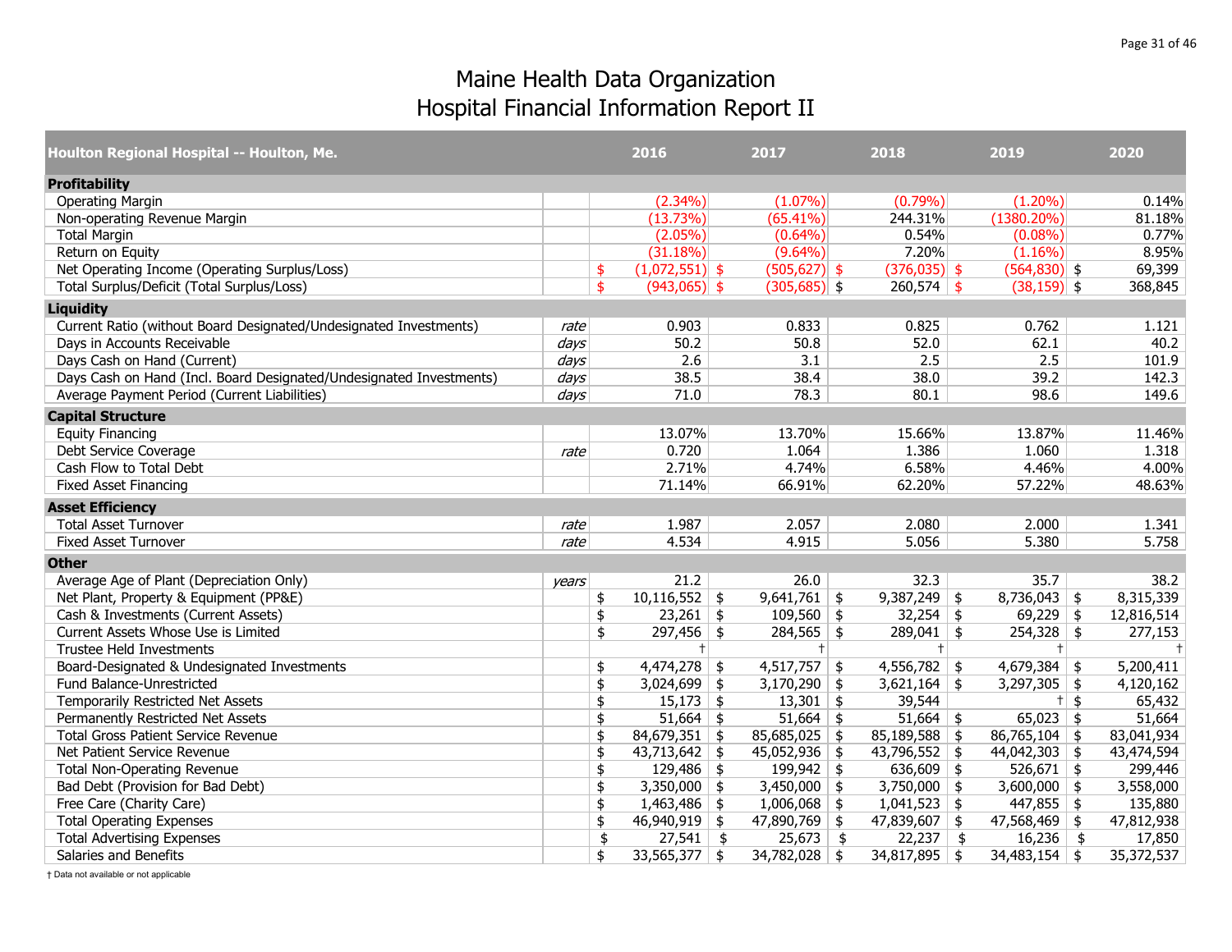# Maine Health Data Organization
# Hospital Financial Information Report II

| Houlton Regional Hospital -- Houlton, Me. | | 2016 | 2017 | 2018 | 2019 | 2020 |
|---|---|---|---|---|---|---|
| **Profitability** | | | | | | |
| Operating Margin | | (2.34%) | (1.07%) | (0.79%) | (1.20%) | 0.14% |
| Non-operating Revenue Margin | | (13.73%) | (65.41%) | 244.31% | (1380.20%) | 81.18% |
| Total Margin | | (2.05%) | (0.64%) | 0.54% | (0.08%) | 0.77% |
| Return on Equity | | (31.18%) | (9.64%) | 7.20% | (1.16%) | 8.95% |
| Net Operating Income (Operating Surplus/Loss) | | $ (1,072,551) | $ (505,627) | $ (376,035) | $ (564,830) | $ 69,399 |
| Total Surplus/Deficit (Total Surplus/Loss) | | $ (943,065) | $ (305,685) | $ 260,574 | $ (38,159) | $ 368,845 |
| **Liquidity** | | | | | | |
| Current Ratio (without Board Designated/Undesignated Investments) | *rate* | 0.903 | 0.833 | 0.825 | 0.762 | 1.121 |
| Days in Accounts Receivable | *days* | 50.2 | 50.8 | 52.0 | 62.1 | 40.2 |
| Days Cash on Hand (Current) | *days* | 2.6 | 3.1 | 2.5 | 2.5 | 101.9 |
| Days Cash on Hand (Incl. Board Designated/Undesignated Investments) | *days* | 38.5 | 38.4 | 38.0 | 39.2 | 142.3 |
| Average Payment Period (Current Liabilities) | *days* | 71.0 | 78.3 | 80.1 | 98.6 | 149.6 |
| **Capital Structure** | | | | | | |
| Equity Financing | | 13.07% | 13.70% | 15.66% | 13.87% | 11.46% |
| Debt Service Coverage | *rate* | 0.720 | 1.064 | 1.386 | 1.060 | 1.318 |
| Cash Flow to Total Debt | | 2.71% | 4.74% | 6.58% | 4.46% | 4.00% |
| Fixed Asset Financing | | 71.14% | 66.91% | 62.20% | 57.22% | 48.63% |
| **Asset Efficiency** | | | | | | |
| Total Asset Turnover | *rate* | 1.987 | 2.057 | 2.080 | 2.000 | 1.341 |
| Fixed Asset Turnover | *rate* | 4.534 | 4.915 | 5.056 | 5.380 | 5.758 |
| **Other** | | | | | | |
| Average Age of Plant (Depreciation Only) | *years* | 21.2 | 26.0 | 32.3 | 35.7 | 38.2 |
| Net Plant, Property & Equipment (PP&E) | | $ 10,116,552 | $ 9,641,761 | $ 9,387,249 | $ 8,736,043 | $ 8,315,339 |
| Cash & Investments (Current Assets) | | $ 23,261 | $ 109,560 | $ 32,254 | $ 69,229 | $ 12,816,514 |
| Current Assets Whose Use is Limited | | $ 297,456 | $ 284,565 | $ 289,041 | $ 254,328 | $ 277,153 |
| Trustee Held Investments | | † | † | † | † | † |
| Board-Designated & Undesignated Investments | | $ 4,474,278 | $ 4,517,757 | $ 4,556,782 | $ 4,679,384 | $ 5,200,411 |
| Fund Balance-Unrestricted | | $ 3,024,699 | $ 3,170,290 | $ 3,621,164 | $ 3,297,305 | $ 4,120,162 |
| Temporarily Restricted Net Assets | | $ 15,173 | $ 13,301 | $ 39,544 | † | $ 65,432 |
| Permanently Restricted Net Assets | | $ 51,664 | $ 51,664 | $ 51,664 | $ 65,023 | $ 51,664 |
| Total Gross Patient Service Revenue | | $ 84,679,351 | $ 85,685,025 | $ 85,189,588 | $ 86,765,104 | $ 83,041,934 |
| Net Patient Service Revenue | | $ 43,713,642 | $ 45,052,936 | $ 43,796,552 | $ 44,042,303 | $ 43,474,594 |
| Total Non-Operating Revenue | | $ 129,486 | $ 199,942 | $ 636,609 | $ 526,671 | $ 299,446 |
| Bad Debt (Provision for Bad Debt) | | $ 3,350,000 | $ 3,450,000 | $ 3,750,000 | $ 3,600,000 | $ 3,558,000 |
| Free Care (Charity Care) | | $ 1,463,486 | $ 1,006,068 | $ 1,041,523 | $ 447,855 | $ 135,880 |
| Total Operating Expenses | | $ 46,940,919 | $ 47,890,769 | $ 47,839,607 | $ 47,568,469 | $ 47,812,938 |
| Total Advertising Expenses | | $ 27,541 | $ 25,673 | $ 22,237 | $ 16,236 | $ 17,850 |
| Salaries and Benefits | | $ 33,565,377 | $ 34,782,028 | $ 34,817,895 | $ 34,483,154 | $ 35,372,537 |

† Data not available or not applicable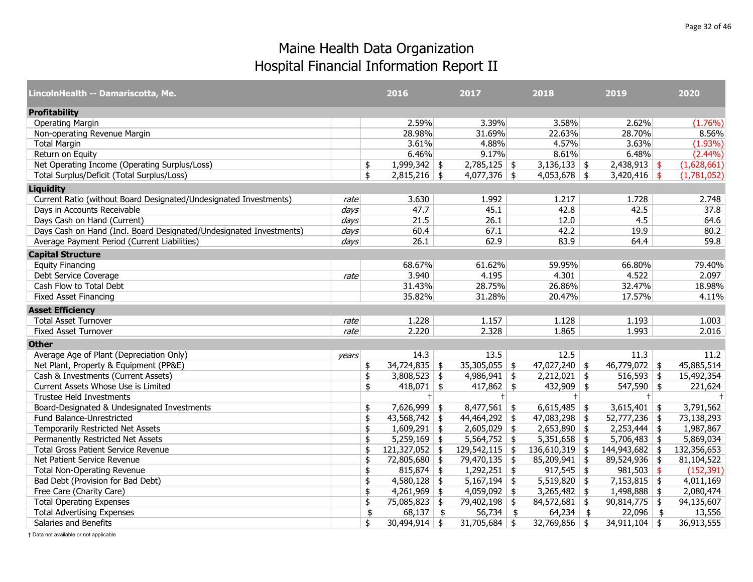# Maine Health Data Organization
## Hospital Financial Information Report II

| LincolnHealth -- Damariscotta, Me. | | 2016 | 2017 | 2018 | 2019 | 2020 |
|---|---|---|---|---|---|---|
| **Profitability** | | | | | | |
| Operating Margin | | 2.59% | 3.39% | 3.58% | 2.62% | (1.76%) |
| Non-operating Revenue Margin | | 28.98% | 31.69% | 22.63% | 28.70% | 8.56% |
| Total Margin | | 3.61% | 4.88% | 4.57% | 3.63% | (1.93%) |
| Return on Equity | | 6.46% | 9.17% | 8.61% | 6.48% | (2.44%) |
| Net Operating Income (Operating Surplus/Loss) | | $ 1,999,342 | $ 2,785,125 | $ 3,136,133 | $ 2,438,913 | $ (1,628,661) |
| Total Surplus/Deficit (Total Surplus/Loss) | | $ 2,815,216 | $ 4,077,376 | $ 4,053,678 | $ 3,420,416 | $ (1,781,052) |
| **Liquidity** | | | | | | |
| Current Ratio (without Board Designated/Undesignated Investments) | *rate* | 3.630 | 1.992 | 1.217 | 1.728 | 2.748 |
| Days in Accounts Receivable | *days* | 47.7 | 45.1 | 42.8 | 42.5 | 37.8 |
| Days Cash on Hand (Current) | *days* | 21.5 | 26.1 | 12.0 | 4.5 | 64.6 |
| Days Cash on Hand (Incl. Board Designated/Undesignated Investments) | *days* | 60.4 | 67.1 | 42.2 | 19.9 | 80.2 |
| Average Payment Period (Current Liabilities) | *days* | 26.1 | 62.9 | 83.9 | 64.4 | 59.8 |
| **Capital Structure** | | | | | | |
| Equity Financing | | 68.67% | 61.62% | 59.95% | 66.80% | 79.40% |
| Debt Service Coverage | *rate* | 3.940 | 4.195 | 4.301 | 4.522 | 2.097 |
| Cash Flow to Total Debt | | 31.43% | 28.75% | 26.86% | 32.47% | 18.98% |
| Fixed Asset Financing | | 35.82% | 31.28% | 20.47% | 17.57% | 4.11% |
| **Asset Efficiency** | | | | | | |
| Total Asset Turnover | *rate* | 1.228 | 1.157 | 1.128 | 1.193 | 1.003 |
| Fixed Asset Turnover | *rate* | 2.220 | 2.328 | 1.865 | 1.993 | 2.016 |
| **Other** | | | | | | |
| Average Age of Plant (Depreciation Only) | *years* | 14.3 | 13.5 | 12.5 | 11.3 | 11.2 |
| Net Plant, Property & Equipment (PP&E) | | $ 34,724,835 | $ 35,305,055 | $ 47,027,240 | $ 46,779,072 | $ 45,885,514 |
| Cash & Investments (Current Assets) | | $ 3,808,523 | $ 4,986,941 | $ 2,212,021 | $ 516,593 | $ 15,492,354 |
| Current Assets Whose Use is Limited | | $ 418,071 | $ 417,862 | $ 432,909 | $ 547,590 | $ 221,624 |
| Trustee Held Investments | | † | † | † | † | † |
| Board-Designated & Undesignated Investments | | $ 7,626,999 | $ 8,477,561 | $ 6,615,485 | $ 3,615,401 | $ 3,791,562 |
| Fund Balance-Unrestricted | | $ 43,568,742 | $ 44,464,292 | $ 47,083,298 | $ 52,777,236 | $ 73,138,293 |
| Temporarily Restricted Net Assets | | $ 1,609,291 | $ 2,605,029 | $ 2,653,890 | $ 2,253,444 | $ 1,987,867 |
| Permanently Restricted Net Assets | | $ 5,259,169 | $ 5,564,752 | $ 5,351,658 | $ 5,706,483 | $ 5,869,034 |
| Total Gross Patient Service Revenue | | $ 121,327,052 | $ 129,542,115 | $ 136,610,319 | $ 144,943,682 | $ 132,356,653 |
| Net Patient Service Revenue | | $ 72,805,680 | $ 79,470,135 | $ 85,209,941 | $ 89,524,936 | $ 81,104,522 |
| Total Non-Operating Revenue | | $ 815,874 | $ 1,292,251 | $ 917,545 | $ 981,503 | $ (152,391) |
| Bad Debt (Provision for Bad Debt) | | $ 4,580,128 | $ 5,167,194 | $ 5,519,820 | $ 7,153,815 | $ 4,011,169 |
| Free Care (Charity Care) | | $ 4,261,969 | $ 4,059,092 | $ 3,265,482 | $ 1,498,888 | $ 2,080,474 |
| Total Operating Expenses | | $ 75,085,823 | $ 79,402,198 | $ 84,572,681 | $ 90,814,775 | $ 94,135,607 |
| Total Advertising Expenses | | $ 68,137 | $ 56,734 | $ 64,234 | $ 22,096 | $ 13,556 |
| Salaries and Benefits | | $ 30,494,914 | $ 31,705,684 | $ 32,769,856 | $ 34,911,104 | $ 36,913,555 |

† Data not available or not applicable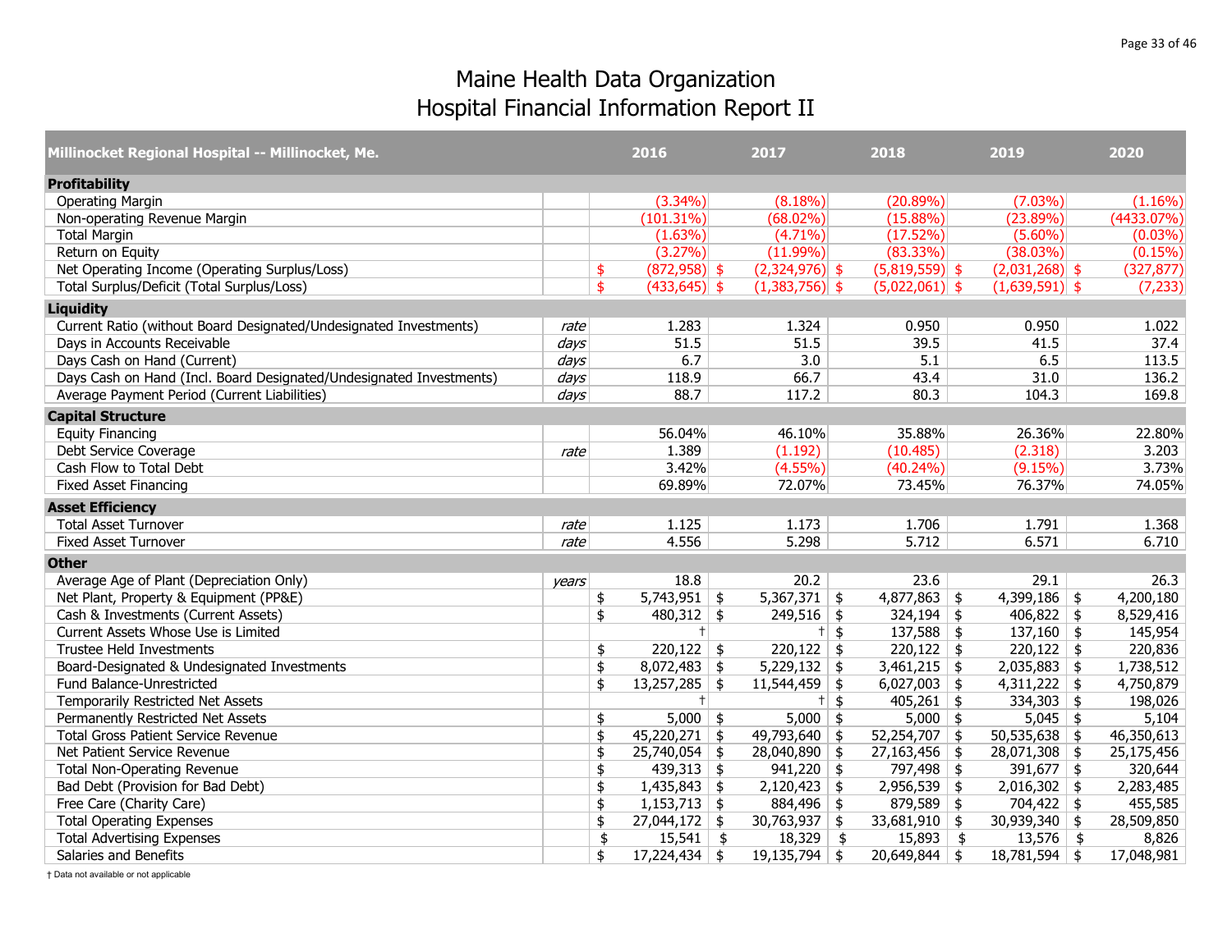# Maine Health Data Organization
# Hospital Financial Information Report II

| Millinocket Regional Hospital -- Millinocket, Me. | | 2016 | 2017 | 2018 | 2019 | 2020 |
|---|---|---|---|---|---|---|
| **Profitability** | | | | | | |
| Operating Margin | | (3.34%) | (8.18%) | (20.89%) | (7.03%) | (1.16%) |
| Non-operating Revenue Margin | | (101.31%) | (68.02%) | (15.88%) | (23.89%) | (4433.07%) |
| Total Margin | | (1.63%) | (4.71%) | (17.52%) | (5.60%) | (0.03%) |
| Return on Equity | | (3.27%) | (11.99%) | (83.33%) | (38.03%) | (0.15%) |
| Net Operating Income (Operating Surplus/Loss) | | $ (872,958) | $ (2,324,976) | $ (5,819,559) | $ (2,031,268) | $ (327,877) |
| Total Surplus/Deficit (Total Surplus/Loss) | | $ (433,645) | $ (1,383,756) | $ (5,022,061) | $ (1,639,591) | $ (7,233) |
| **Liquidity** | | | | | | |
| Current Ratio (without Board Designated/Undesignated Investments) | *rate* | 1.283 | 1.324 | 0.950 | 0.950 | 1.022 |
| Days in Accounts Receivable | *days* | 51.5 | 51.5 | 39.5 | 41.5 | 37.4 |
| Days Cash on Hand (Current) | *days* | 6.7 | 3.0 | 5.1 | 6.5 | 113.5 |
| Days Cash on Hand (Incl. Board Designated/Undesignated Investments) | *days* | 118.9 | 66.7 | 43.4 | 31.0 | 136.2 |
| Average Payment Period (Current Liabilities) | *days* | 88.7 | 117.2 | 80.3 | 104.3 | 169.8 |
| **Capital Structure** | | | | | | |
| Equity Financing | | 56.04% | 46.10% | 35.88% | 26.36% | 22.80% |
| Debt Service Coverage | *rate* | 1.389 | (1.192) | (10.485) | (2.318) | 3.203 |
| Cash Flow to Total Debt | | 3.42% | (4.55%) | (40.24%) | (9.15%) | 3.73% |
| Fixed Asset Financing | | 69.89% | 72.07% | 73.45% | 76.37% | 74.05% |
| **Asset Efficiency** | | | | | | |
| Total Asset Turnover | *rate* | 1.125 | 1.173 | 1.706 | 1.791 | 1.368 |
| Fixed Asset Turnover | *rate* | 4.556 | 5.298 | 5.712 | 6.571 | 6.710 |
| **Other** | | | | | | |
| Average Age of Plant (Depreciation Only) | *years* | 18.8 | 20.2 | 23.6 | 29.1 | 26.3 |
| Net Plant, Property & Equipment (PP&E) | | $ 5,743,951 | $ 5,367,371 | $ 4,877,863 | $ 4,399,186 | $ 4,200,180 |
| Cash & Investments (Current Assets) | | $ 480,312 | $ 249,516 | $ 324,194 | $ 406,822 | $ 8,529,416 |
| Current Assets Whose Use is Limited | | † | † | $ 137,588 | $ 137,160 | $ 145,954 |
| Trustee Held Investments | | $ 220,122 | $ 220,122 | $ 220,122 | $ 220,122 | $ 220,836 |
| Board-Designated & Undesignated Investments | | $ 8,072,483 | $ 5,229,132 | $ 3,461,215 | $ 2,035,883 | $ 1,738,512 |
| Fund Balance-Unrestricted | | $ 13,257,285 | $ 11,544,459 | $ 6,027,003 | $ 4,311,222 | $ 4,750,879 |
| Temporarily Restricted Net Assets | | † | † | $ 405,261 | $ 334,303 | $ 198,026 |
| Permanently Restricted Net Assets | | $ 5,000 | $ 5,000 | $ 5,000 | $ 5,045 | $ 5,104 |
| Total Gross Patient Service Revenue | | $ 45,220,271 | $ 49,793,640 | $ 52,254,707 | $ 50,535,638 | $ 46,350,613 |
| Net Patient Service Revenue | | $ 25,740,054 | $ 28,040,890 | $ 27,163,456 | $ 28,071,308 | $ 25,175,456 |
| Total Non-Operating Revenue | | $ 439,313 | $ 941,220 | $ 797,498 | $ 391,677 | $ 320,644 |
| Bad Debt (Provision for Bad Debt) | | $ 1,435,843 | $ 2,120,423 | $ 2,956,539 | $ 2,016,302 | $ 2,283,485 |
| Free Care (Charity Care) | | $ 1,153,713 | $ 884,496 | $ 879,589 | $ 704,422 | $ 455,585 |
| Total Operating Expenses | | $ 27,044,172 | $ 30,763,937 | $ 33,681,910 | $ 30,939,340 | $ 28,509,850 |
| Total Advertising Expenses | | $ 15,541 | $ 18,329 | $ 15,893 | $ 13,576 | $ 8,826 |
| Salaries and Benefits | | $ 17,224,434 | $ 19,135,794 | $ 20,649,844 | $ 18,781,594 | $ 17,048,981 |

† Data not available or not applicable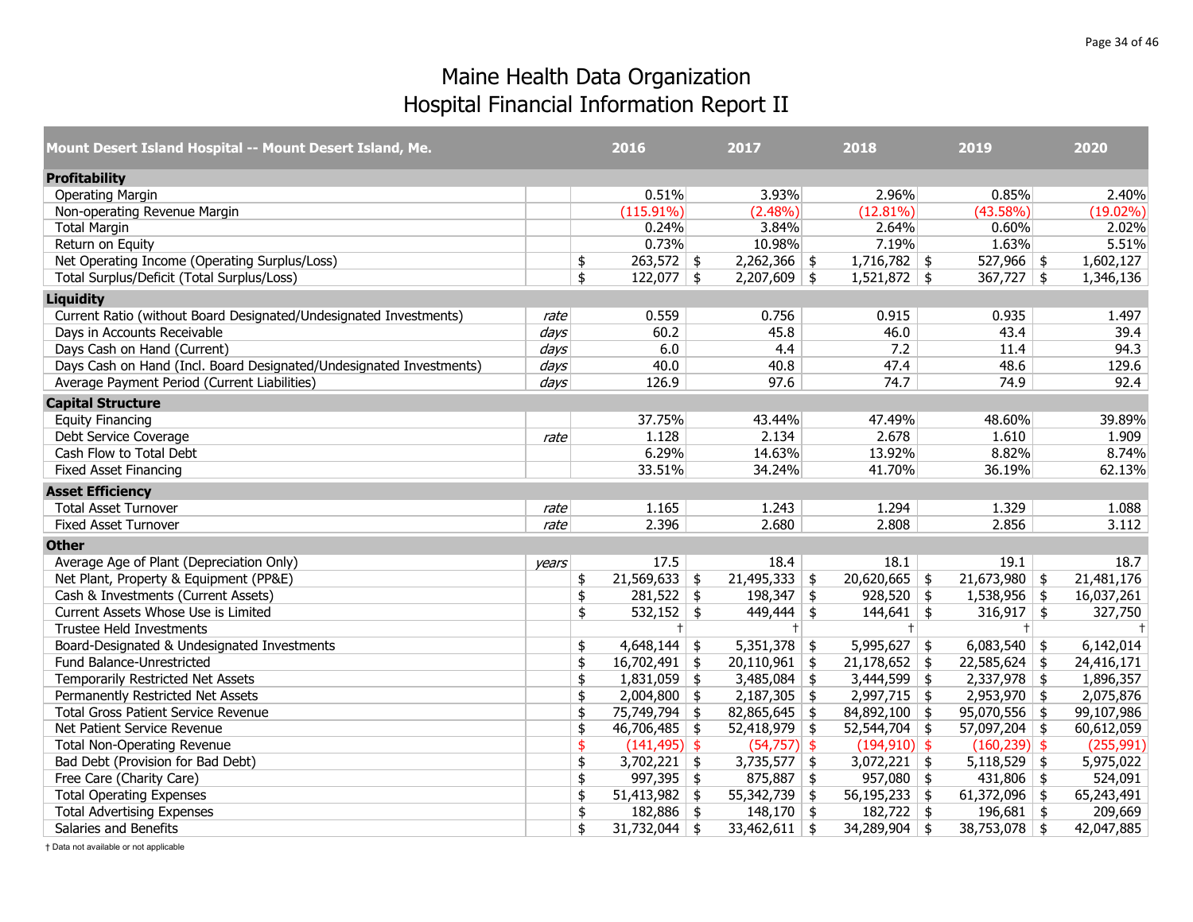# Maine Health Data Organization
## Hospital Financial Information Report II

| Mount Desert Island Hospital -- Mount Desert Island, Me. | | 2016 | 2017 | 2018 | 2019 | 2020 |
|---|---|---|---|---|---|---|
| **Profitability** | | | | | | |
| Operating Margin | | 0.51% | 3.93% | 2.96% | 0.85% | 2.40% |
| Non-operating Revenue Margin | | (115.91%) | (2.48%) | (12.81%) | (43.58%) | (19.02%) |
| Total Margin | | 0.24% | 3.84% | 2.64% | 0.60% | 2.02% |
| Return on Equity | | 0.73% | 10.98% | 7.19% | 1.63% | 5.51% |
| Net Operating Income (Operating Surplus/Loss) | | $ 263,572 | $ 2,262,366 | $ 1,716,782 | $ 527,966 | $ 1,602,127 |
| Total Surplus/Deficit (Total Surplus/Loss) | | $ 122,077 | $ 2,207,609 | $ 1,521,872 | $ 367,727 | $ 1,346,136 |
| **Liquidity** | | | | | | |
| Current Ratio (without Board Designated/Undesignated Investments) | *rate* | 0.559 | 0.756 | 0.915 | 0.935 | 1.497 |
| Days in Accounts Receivable | *days* | 60.2 | 45.8 | 46.0 | 43.4 | 39.4 |
| Days Cash on Hand (Current) | *days* | 6.0 | 4.4 | 7.2 | 11.4 | 94.3 |
| Days Cash on Hand (Incl. Board Designated/Undesignated Investments) | *days* | 40.0 | 40.8 | 47.4 | 48.6 | 129.6 |
| Average Payment Period (Current Liabilities) | *days* | 126.9 | 97.6 | 74.7 | 74.9 | 92.4 |
| **Capital Structure** | | | | | | |
| Equity Financing | | 37.75% | 43.44% | 47.49% | 48.60% | 39.89% |
| Debt Service Coverage | *rate* | 1.128 | 2.134 | 2.678 | 1.610 | 1.909 |
| Cash Flow to Total Debt | | 6.29% | 14.63% | 13.92% | 8.82% | 8.74% |
| Fixed Asset Financing | | 33.51% | 34.24% | 41.70% | 36.19% | 62.13% |
| **Asset Efficiency** | | | | | | |
| Total Asset Turnover | *rate* | 1.165 | 1.243 | 1.294 | 1.329 | 1.088 |
| Fixed Asset Turnover | *rate* | 2.396 | 2.680 | 2.808 | 2.856 | 3.112 |
| **Other** | | | | | | |
| Average Age of Plant (Depreciation Only) | *years* | 17.5 | 18.4 | 18.1 | 19.1 | 18.7 |
| Net Plant, Property & Equipment (PP&E) | | $ 21,569,633 | $ 21,495,333 | $ 20,620,665 | $ 21,673,980 | $ 21,481,176 |
| Cash & Investments (Current Assets) | | $ 281,522 | $ 198,347 | $ 928,520 | $ 1,538,956 | $ 16,037,261 |
| Current Assets Whose Use is Limited | | $ 532,152 | $ 449,444 | $ 144,641 | $ 316,917 | $ 327,750 |
| Trustee Held Investments | | † | † | † | † | † |
| Board-Designated & Undesignated Investments | | $ 4,648,144 | $ 5,351,378 | $ 5,995,627 | $ 6,083,540 | $ 6,142,014 |
| Fund Balance-Unrestricted | | $ 16,702,491 | $ 20,110,961 | $ 21,178,652 | $ 22,585,624 | $ 24,416,171 |
| Temporarily Restricted Net Assets | | $ 1,831,059 | $ 3,485,084 | $ 3,444,599 | $ 2,337,978 | $ 1,896,357 |
| Permanently Restricted Net Assets | | $ 2,004,800 | $ 2,187,305 | $ 2,997,715 | $ 2,953,970 | $ 2,075,876 |
| Total Gross Patient Service Revenue | | $ 75,749,794 | $ 82,865,645 | $ 84,892,100 | $ 95,070,556 | $ 99,107,986 |
| Net Patient Service Revenue | | $ 46,706,485 | $ 52,418,979 | $ 52,544,704 | $ 57,097,204 | $ 60,612,059 |
| Total Non-Operating Revenue | | $ (141,495) | $ (54,757) | $ (194,910) | $ (160,239) | $ (255,991) |
| Bad Debt (Provision for Bad Debt) | | $ 3,702,221 | $ 3,735,577 | $ 3,072,221 | $ 5,118,529 | $ 5,975,022 |
| Free Care (Charity Care) | | $ 997,395 | $ 875,887 | $ 957,080 | $ 431,806 | $ 524,091 |
| Total Operating Expenses | | $ 51,413,982 | $ 55,342,739 | $ 56,195,233 | $ 61,372,096 | $ 65,243,491 |
| Total Advertising Expenses | | $ 182,886 | $ 148,170 | $ 182,722 | $ 196,681 | $ 209,669 |
| Salaries and Benefits | | $ 31,732,044 | $ 33,462,611 | $ 34,289,904 | $ 38,753,078 | $ 42,047,885 |

† Data not available or not applicable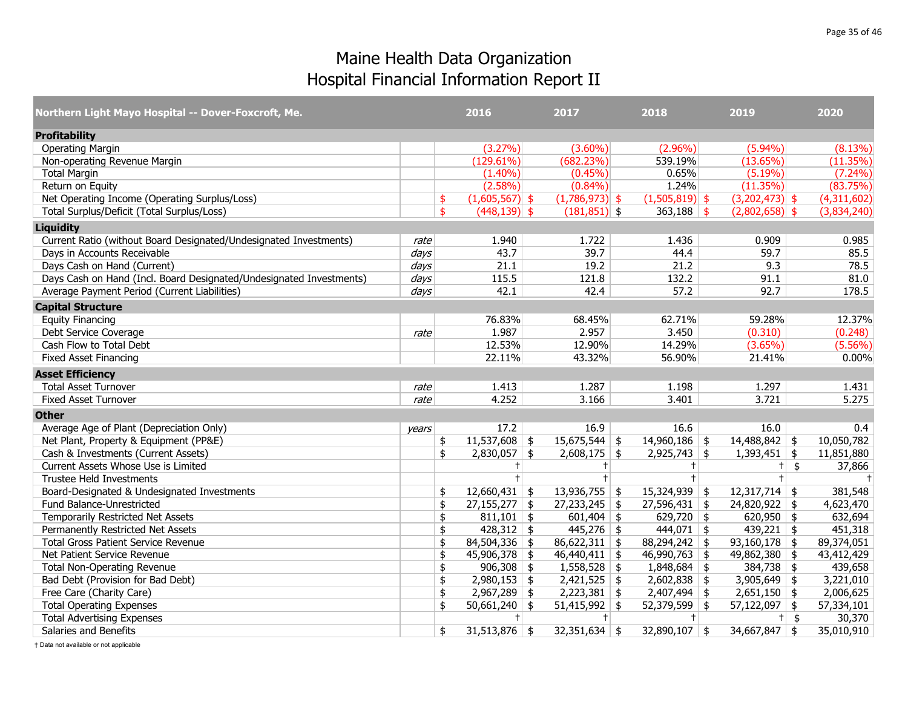# Maine Health Data Organization
## Hospital Financial Information Report II

| Northern Light Mayo Hospital -- Dover-Foxcroft, Me. | | 2016 | 2017 | 2018 | 2019 | 2020 |
|---|---|---|---|---|---|---|
| **Profitability** | | | | | | |
| Operating Margin | | (3.27%) | (3.60%) | (2.96%) | (5.94%) | (8.13%) |
| Non-operating Revenue Margin | | (129.61%) | (682.23%) | 539.19% | (13.65%) | (11.35%) |
| Total Margin | | (1.40%) | (0.45%) | 0.65% | (5.19%) | (7.24%) |
| Return on Equity | | (2.58%) | (0.84%) | 1.24% | (11.35%) | (83.75%) |
| Net Operating Income (Operating Surplus/Loss) | | $ (1,605,567) | $ (1,786,973) | $ (1,505,819) | $ (3,202,473) | $ (4,311,602) |
| Total Surplus/Deficit (Total Surplus/Loss) | | $ (448,139) | $ (181,851) | $ 363,188 | $ (2,802,658) | $ (3,834,240) |
| **Liquidity** | | | | | | |
| Current Ratio (without Board Designated/Undesignated Investments) | *rate* | 1.940 | 1.722 | 1.436 | 0.909 | 0.985 |
| Days in Accounts Receivable | *days* | 43.7 | 39.7 | 44.4 | 59.7 | 85.5 |
| Days Cash on Hand (Current) | *days* | 21.1 | 19.2 | 21.2 | 9.3 | 78.5 |
| Days Cash on Hand (Incl. Board Designated/Undesignated Investments) | *days* | 115.5 | 121.8 | 132.2 | 91.1 | 81.0 |
| Average Payment Period (Current Liabilities) | *days* | 42.1 | 42.4 | 57.2 | 92.7 | 178.5 |
| **Capital Structure** | | | | | | |
| Equity Financing | | 76.83% | 68.45% | 62.71% | 59.28% | 12.37% |
| Debt Service Coverage | *rate* | 1.987 | 2.957 | 3.450 | (0.310) | (0.248) |
| Cash Flow to Total Debt | | 12.53% | 12.90% | 14.29% | (3.65%) | (5.56%) |
| Fixed Asset Financing | | 22.11% | 43.32% | 56.90% | 21.41% | 0.00% |
| **Asset Efficiency** | | | | | | |
| Total Asset Turnover | *rate* | 1.413 | 1.287 | 1.198 | 1.297 | 1.431 |
| Fixed Asset Turnover | *rate* | 4.252 | 3.166 | 3.401 | 3.721 | 5.275 |
| **Other** | | | | | | |
| Average Age of Plant (Depreciation Only) | *years* | 17.2 | 16.9 | 16.6 | 16.0 | 0.4 |
| Net Plant, Property & Equipment (PP&E) | | $ 11,537,608 | $ 15,675,544 | $ 14,960,186 | $ 14,488,842 | $ 10,050,782 |
| Cash & Investments (Current Assets) | | $ 2,830,057 | $ 2,608,175 | $ 2,925,743 | $ 1,393,451 | $ 11,851,880 |
| Current Assets Whose Use is Limited | | † | † | † | † | $ 37,866 |
| Trustee Held Investments | | † | † | † | † | † |
| Board-Designated & Undesignated Investments | | $ 12,660,431 | $ 13,936,755 | $ 15,324,939 | $ 12,317,714 | $ 381,548 |
| Fund Balance-Unrestricted | | $ 27,155,277 | $ 27,233,245 | $ 27,596,431 | $ 24,820,922 | $ 4,623,470 |
| Temporarily Restricted Net Assets | | $ 811,101 | $ 601,404 | $ 629,720 | $ 620,950 | $ 632,694 |
| Permanently Restricted Net Assets | | $ 428,312 | $ 445,276 | $ 444,071 | $ 439,221 | $ 451,318 |
| Total Gross Patient Service Revenue | | $ 84,504,336 | $ 86,622,311 | $ 88,294,242 | $ 93,160,178 | $ 89,374,051 |
| Net Patient Service Revenue | | $ 45,906,378 | $ 46,440,411 | $ 46,990,763 | $ 49,862,380 | $ 43,412,429 |
| Total Non-Operating Revenue | | $ 906,308 | $ 1,558,528 | $ 1,848,684 | $ 384,738 | $ 439,658 |
| Bad Debt (Provision for Bad Debt) | | $ 2,980,153 | $ 2,421,525 | $ 2,602,838 | $ 3,905,649 | $ 3,221,010 |
| Free Care (Charity Care) | | $ 2,967,289 | $ 2,223,381 | $ 2,407,494 | $ 2,651,150 | $ 2,006,625 |
| Total Operating Expenses | | $ 50,661,240 | $ 51,415,992 | $ 52,379,599 | $ 57,122,097 | $ 57,334,101 |
| Total Advertising Expenses | | † | † | † | † | $ 30,370 |
| Salaries and Benefits | | $ 31,513,876 | $ 32,351,634 | $ 32,890,107 | $ 34,667,847 | $ 35,010,910 |

† Data not available or not applicable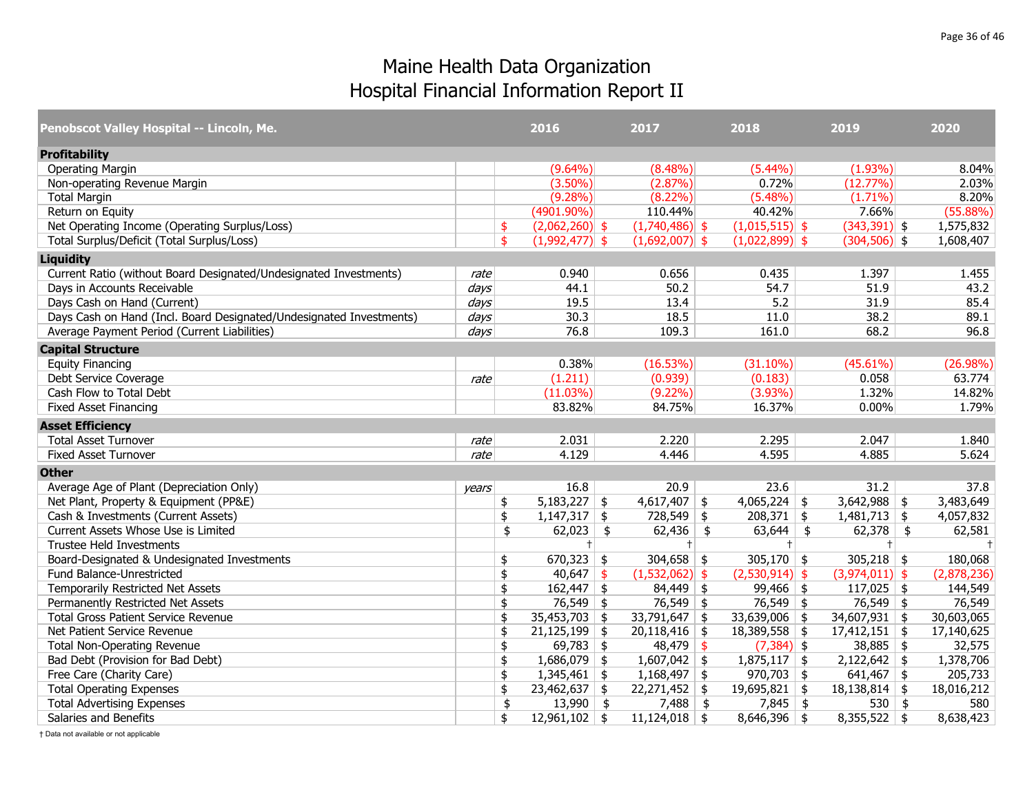# Maine Health Data Organization
## Hospital Financial Information Report II

| Penobscot Valley Hospital -- Lincoln, Me. | | 2016 | 2017 | 2018 | 2019 | 2020 |
|---|---|---|---|---|---|---|
| **Profitability** | | | | | | |
| Operating Margin | | (9.64%) | (8.48%) | (5.44%) | (1.93%) | 8.04% |
| Non-operating Revenue Margin | | (3.50%) | (2.87%) | 0.72% | (12.77%) | 2.03% |
| Total Margin | | (9.28%) | (8.22%) | (5.48%) | (1.71%) | 8.20% |
| Return on Equity | | (4901.90%) | 110.44% | 40.42% | 7.66% | (55.88%) |
| Net Operating Income (Operating Surplus/Loss) | | $ (2,062,260) | $ (1,740,486) | $ (1,015,515) | $ (343,391) | $ 1,575,832 |
| Total Surplus/Deficit (Total Surplus/Loss) | | $ (1,992,477) | $ (1,692,007) | $ (1,022,899) | $ (304,506) | $ 1,608,407 |
| **Liquidity** | | | | | | |
| Current Ratio (without Board Designated/Undesignated Investments) | *rate* | 0.940 | 0.656 | 0.435 | 1.397 | 1.455 |
| Days in Accounts Receivable | *days* | 44.1 | 50.2 | 54.7 | 51.9 | 43.2 |
| Days Cash on Hand (Current) | *days* | 19.5 | 13.4 | 5.2 | 31.9 | 85.4 |
| Days Cash on Hand (Incl. Board Designated/Undesignated Investments) | *days* | 30.3 | 18.5 | 11.0 | 38.2 | 89.1 |
| Average Payment Period (Current Liabilities) | *days* | 76.8 | 109.3 | 161.0 | 68.2 | 96.8 |
| **Capital Structure** | | | | | | |
| Equity Financing | | 0.38% | (16.53%) | (31.10%) | (45.61%) | (26.98%) |
| Debt Service Coverage | *rate* | (1.211) | (0.939) | (0.183) | 0.058 | 63.774 |
| Cash Flow to Total Debt | | (11.03%) | (9.22%) | (3.93%) | 1.32% | 14.82% |
| Fixed Asset Financing | | 83.82% | 84.75% | 16.37% | 0.00% | 1.79% |
| **Asset Efficiency** | | | | | | |
| Total Asset Turnover | *rate* | 2.031 | 2.220 | 2.295 | 2.047 | 1.840 |
| Fixed Asset Turnover | *rate* | 4.129 | 4.446 | 4.595 | 4.885 | 5.624 |
| **Other** | | | | | | |
| Average Age of Plant (Depreciation Only) | *years* | 16.8 | 20.9 | 23.6 | 31.2 | 37.8 |
| Net Plant, Property & Equipment (PP&E) | | $ 5,183,227 | $ 4,617,407 | $ 4,065,224 | $ 3,642,988 | $ 3,483,649 |
| Cash & Investments (Current Assets) | | $ 1,147,317 | $ 728,549 | $ 208,371 | $ 1,481,713 | $ 4,057,832 |
| Current Assets Whose Use is Limited | | $ 62,023 | $ 62,436 | $ 63,644 | $ 62,378 | $ 62,581 |
| Trustee Held Investments | | † | † | † | † | † |
| Board-Designated & Undesignated Investments | | $ 670,323 | $ 304,658 | $ 305,170 | $ 305,218 | $ 180,068 |
| Fund Balance-Unrestricted | | $ 40,647 | $ (1,532,062) | $ (2,530,914) | $ (3,974,011) | $ (2,878,236) |
| Temporarily Restricted Net Assets | | $ 162,447 | $ 84,449 | $ 99,466 | $ 117,025 | $ 144,549 |
| Permanently Restricted Net Assets | | $ 76,549 | $ 76,549 | $ 76,549 | $ 76,549 | $ 76,549 |
| Total Gross Patient Service Revenue | | $ 35,453,703 | $ 33,791,647 | $ 33,639,006 | $ 34,607,931 | $ 30,603,065 |
| Net Patient Service Revenue | | $ 21,125,199 | $ 20,118,416 | $ 18,389,558 | $ 17,412,151 | $ 17,140,625 |
| Total Non-Operating Revenue | | $ 69,783 | $ 48,479 | $ (7,384) | $ 38,885 | $ 32,575 |
| Bad Debt (Provision for Bad Debt) | | $ 1,686,079 | $ 1,607,042 | $ 1,875,117 | $ 2,122,642 | $ 1,378,706 |
| Free Care (Charity Care) | | $ 1,345,461 | $ 1,168,497 | $ 970,703 | $ 641,467 | $ 205,733 |
| Total Operating Expenses | | $ 23,462,637 | $ 22,271,452 | $ 19,695,821 | $ 18,138,814 | $ 18,016,212 |
| Total Advertising Expenses | | $ 13,990 | $ 7,488 | $ 7,845 | $ 530 | $ 580 |
| Salaries and Benefits | | $ 12,961,102 | $ 11,124,018 | $ 8,646,396 | $ 8,355,522 | $ 8,638,423 |

† Data not available or not applicable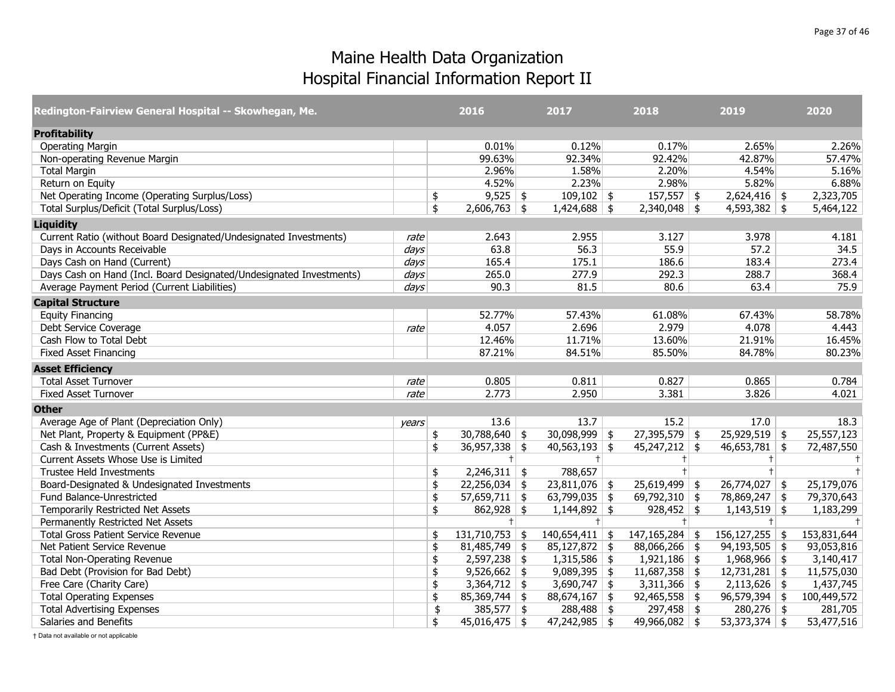# Maine Health Data Organization
## Hospital Financial Information Report II

| Redington-Fairview General Hospital -- Skowhegan, Me. | | 2016 | 2017 | 2018 | 2019 | 2020 |
|---|---|---|---|---|---|---|
| **Profitability** | | | | | | |
| Operating Margin | | 0.01% | 0.12% | 0.17% | 2.65% | 2.26% |
| Non-operating Revenue Margin | | 99.63% | 92.34% | 92.42% | 42.87% | 57.47% |
| Total Margin | | 2.96% | 1.58% | 2.20% | 4.54% | 5.16% |
| Return on Equity | | 4.52% | 2.23% | 2.98% | 5.82% | 6.88% |
| Net Operating Income (Operating Surplus/Loss) | | $ 9,525 | $ 109,102 | $ 157,557 | $ 2,624,416 | $ 2,323,705 |
| Total Surplus/Deficit (Total Surplus/Loss) | | $ 2,606,763 | $ 1,424,688 | $ 2,340,048 | $ 4,593,382 | $ 5,464,122 |
| **Liquidity** | | | | | | |
| Current Ratio (without Board Designated/Undesignated Investments) | *rate* | 2.643 | 2.955 | 3.127 | 3.978 | 4.181 |
| Days in Accounts Receivable | *days* | 63.8 | 56.3 | 55.9 | 57.2 | 34.5 |
| Days Cash on Hand (Current) | *days* | 165.4 | 175.1 | 186.6 | 183.4 | 273.4 |
| Days Cash on Hand (Incl. Board Designated/Undesignated Investments) | *days* | 265.0 | 277.9 | 292.3 | 288.7 | 368.4 |
| Average Payment Period (Current Liabilities) | *days* | 90.3 | 81.5 | 80.6 | 63.4 | 75.9 |
| **Capital Structure** | | | | | | |
| Equity Financing | | 52.77% | 57.43% | 61.08% | 67.43% | 58.78% |
| Debt Service Coverage | *rate* | 4.057 | 2.696 | 2.979 | 4.078 | 4.443 |
| Cash Flow to Total Debt | | 12.46% | 11.71% | 13.60% | 21.91% | 16.45% |
| Fixed Asset Financing | | 87.21% | 84.51% | 85.50% | 84.78% | 80.23% |
| **Asset Efficiency** | | | | | | |
| Total Asset Turnover | *rate* | 0.805 | 0.811 | 0.827 | 0.865 | 0.784 |
| Fixed Asset Turnover | *rate* | 2.773 | 2.950 | 3.381 | 3.826 | 4.021 |
| **Other** | | | | | | |
| Average Age of Plant (Depreciation Only) | *years* | 13.6 | 13.7 | 15.2 | 17.0 | 18.3 |
| Net Plant, Property & Equipment (PP&E) | | $ 30,788,640 | $ 30,098,999 | $ 27,395,579 | $ 25,929,519 | $ 25,557,123 |
| Cash & Investments (Current Assets) | | $ 36,957,338 | $ 40,563,193 | $ 45,247,212 | $ 46,653,781 | $ 72,487,550 |
| Current Assets Whose Use is Limited | | † | † | † | † | † |
| Trustee Held Investments | | $ 2,246,311 | $ 788,657 | † | † | † |
| Board-Designated & Undesignated Investments | | $ 22,256,034 | $ 23,811,076 | $ 25,619,499 | $ 26,774,027 | $ 25,179,076 |
| Fund Balance-Unrestricted | | $ 57,659,711 | $ 63,799,035 | $ 69,792,310 | $ 78,869,247 | $ 79,370,643 |
| Temporarily Restricted Net Assets | | $ 862,928 | $ 1,144,892 | $ 928,452 | $ 1,143,519 | $ 1,183,299 |
| Permanently Restricted Net Assets | | † | † | † | † | † |
| Total Gross Patient Service Revenue | | $ 131,710,753 | $ 140,654,411 | $ 147,165,284 | $ 156,127,255 | $ 153,831,644 |
| Net Patient Service Revenue | | $ 81,485,749 | $ 85,127,872 | $ 88,066,266 | $ 94,193,505 | $ 93,053,816 |
| Total Non-Operating Revenue | | $ 2,597,238 | $ 1,315,586 | $ 1,921,186 | $ 1,968,966 | $ 3,140,417 |
| Bad Debt (Provision for Bad Debt) | | $ 9,526,662 | $ 9,089,395 | $ 11,687,358 | $ 12,731,281 | $ 11,575,030 |
| Free Care (Charity Care) | | $ 3,364,712 | $ 3,690,747 | $ 3,311,366 | $ 2,113,626 | $ 1,437,745 |
| Total Operating Expenses | | $ 85,369,744 | $ 88,674,167 | $ 92,465,558 | $ 96,579,394 | $ 100,449,572 |
| Total Advertising Expenses | | $ 385,577 | $ 288,488 | $ 297,458 | $ 280,276 | $ 281,705 |
| Salaries and Benefits | | $ 45,016,475 | $ 47,242,985 | $ 49,966,082 | $ 53,373,374 | $ 53,477,516 |

† Data not available or not applicable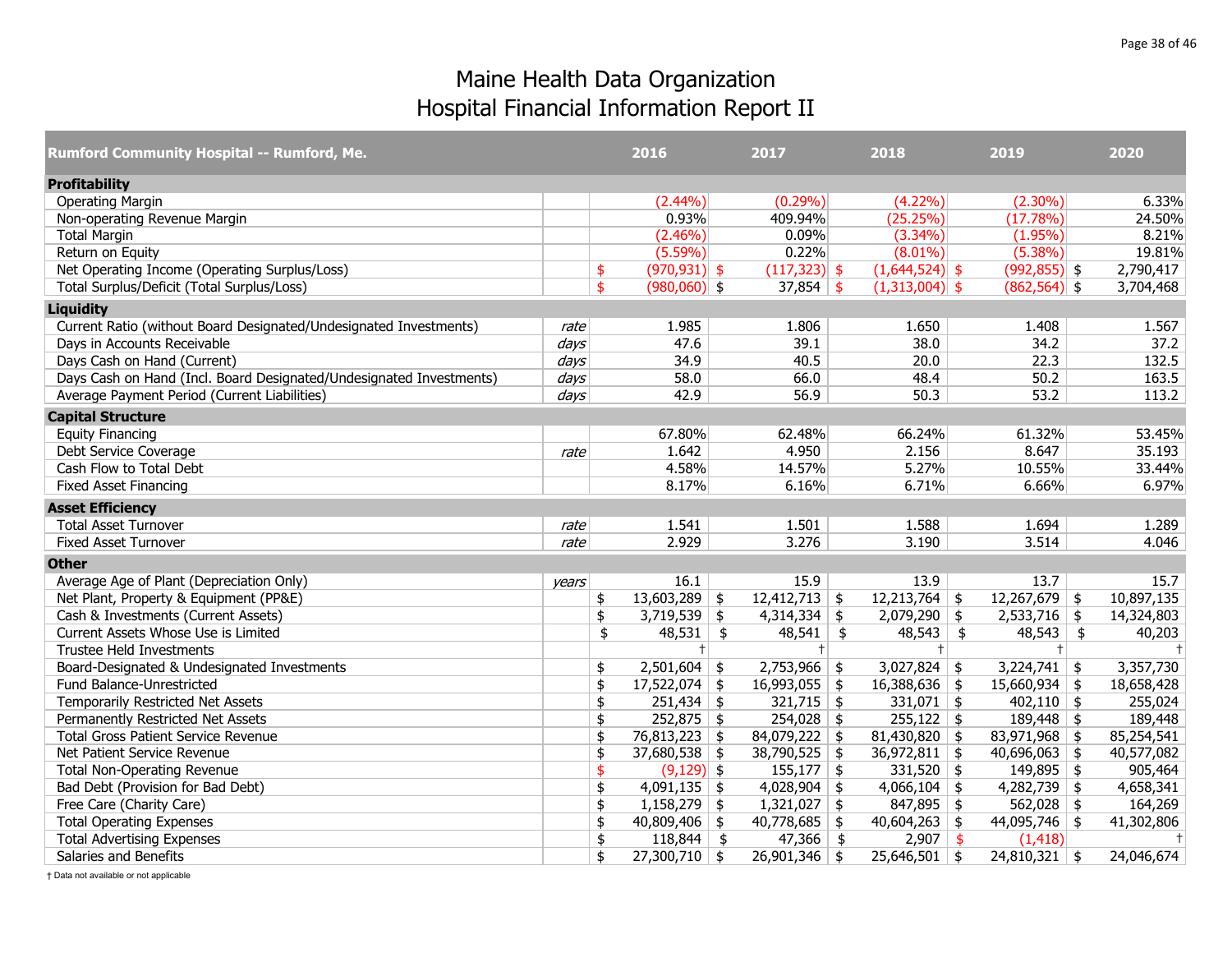# Maine Health Data Organization
# Hospital Financial Information Report II

| Rumford Community Hospital -- Rumford, Me. | | 2016 | 2017 | 2018 | 2019 | 2020 |
|---|---|---|---|---|---|---|
| **Profitability** | | | | | | |
| Operating Margin | | (2.44%) | (0.29%) | (4.22%) | (2.30%) | 6.33% |
| Non-operating Revenue Margin | | 0.93% | 409.94% | (25.25%) | (17.78%) | 24.50% |
| Total Margin | | (2.46%) | 0.09% | (3.34%) | (1.95%) | 8.21% |
| Return on Equity | | (5.59%) | 0.22% | (8.01%) | (5.38%) | 19.81% |
| Net Operating Income (Operating Surplus/Loss) | | $ (970,931) | $ (117,323) | $ (1,644,524) | $ (992,855) | $ 2,790,417 |
| Total Surplus/Deficit (Total Surplus/Loss) | | $ (980,060) | $ 37,854 | $ (1,313,004) | $ (862,564) | $ 3,704,468 |
| **Liquidity** | | | | | | |
| Current Ratio (without Board Designated/Undesignated Investments) | *rate* | 1.985 | 1.806 | 1.650 | 1.408 | 1.567 |
| Days in Accounts Receivable | *days* | 47.6 | 39.1 | 38.0 | 34.2 | 37.2 |
| Days Cash on Hand (Current) | *days* | 34.9 | 40.5 | 20.0 | 22.3 | 132.5 |
| Days Cash on Hand (Incl. Board Designated/Undesignated Investments) | *days* | 58.0 | 66.0 | 48.4 | 50.2 | 163.5 |
| Average Payment Period (Current Liabilities) | *days* | 42.9 | 56.9 | 50.3 | 53.2 | 113.2 |
| **Capital Structure** | | | | | | |
| Equity Financing | | 67.80% | 62.48% | 66.24% | 61.32% | 53.45% |
| Debt Service Coverage | *rate* | 1.642 | 4.950 | 2.156 | 8.647 | 35.193 |
| Cash Flow to Total Debt | | 4.58% | 14.57% | 5.27% | 10.55% | 33.44% |
| Fixed Asset Financing | | 8.17% | 6.16% | 6.71% | 6.66% | 6.97% |
| **Asset Efficiency** | | | | | | |
| Total Asset Turnover | *rate* | 1.541 | 1.501 | 1.588 | 1.694 | 1.289 |
| Fixed Asset Turnover | *rate* | 2.929 | 3.276 | 3.190 | 3.514 | 4.046 |
| **Other** | | | | | | |
| Average Age of Plant (Depreciation Only) | *years* | 16.1 | 15.9 | 13.9 | 13.7 | 15.7 |
| Net Plant, Property & Equipment (PP&E) | | $ 13,603,289 | $ 12,412,713 | $ 12,213,764 | $ 12,267,679 | $ 10,897,135 |
| Cash & Investments (Current Assets) | | $ 3,719,539 | $ 4,314,334 | $ 2,079,290 | $ 2,533,716 | $ 14,324,803 |
| Current Assets Whose Use is Limited | | $ 48,531 | $ 48,541 | $ 48,543 | $ 48,543 | $ 40,203 |
| Trustee Held Investments | | † | † | † | † | † |
| Board-Designated & Undesignated Investments | | $ 2,501,604 | $ 2,753,966 | $ 3,027,824 | $ 3,224,741 | $ 3,357,730 |
| Fund Balance-Unrestricted | | $ 17,522,074 | $ 16,993,055 | $ 16,388,636 | $ 15,660,934 | $ 18,658,428 |
| Temporarily Restricted Net Assets | | $ 251,434 | $ 321,715 | $ 331,071 | $ 402,110 | $ 255,024 |
| Permanently Restricted Net Assets | | $ 252,875 | $ 254,028 | $ 255,122 | $ 189,448 | $ 189,448 |
| Total Gross Patient Service Revenue | | $ 76,813,223 | $ 84,079,222 | $ 81,430,820 | $ 83,971,968 | $ 85,254,541 |
| Net Patient Service Revenue | | $ 37,680,538 | $ 38,790,525 | $ 36,972,811 | $ 40,696,063 | $ 40,577,082 |
| Total Non-Operating Revenue | | $ (9,129) | $ 155,177 | $ 331,520 | $ 149,895 | $ 905,464 |
| Bad Debt (Provision for Bad Debt) | | $ 4,091,135 | $ 4,028,904 | $ 4,066,104 | $ 4,282,739 | $ 4,658,341 |
| Free Care (Charity Care) | | $ 1,158,279 | $ 1,321,027 | $ 847,895 | $ 562,028 | $ 164,269 |
| Total Operating Expenses | | $ 40,809,406 | $ 40,778,685 | $ 40,604,263 | $ 44,095,746 | $ 41,302,806 |
| Total Advertising Expenses | | $ 118,844 | $ 47,366 | $ 2,907 | $ (1,418) | † |
| Salaries and Benefits | | $ 27,300,710 | $ 26,901,346 | $ 25,646,501 | $ 24,810,321 | $ 24,046,674 |

† Data not available or not applicable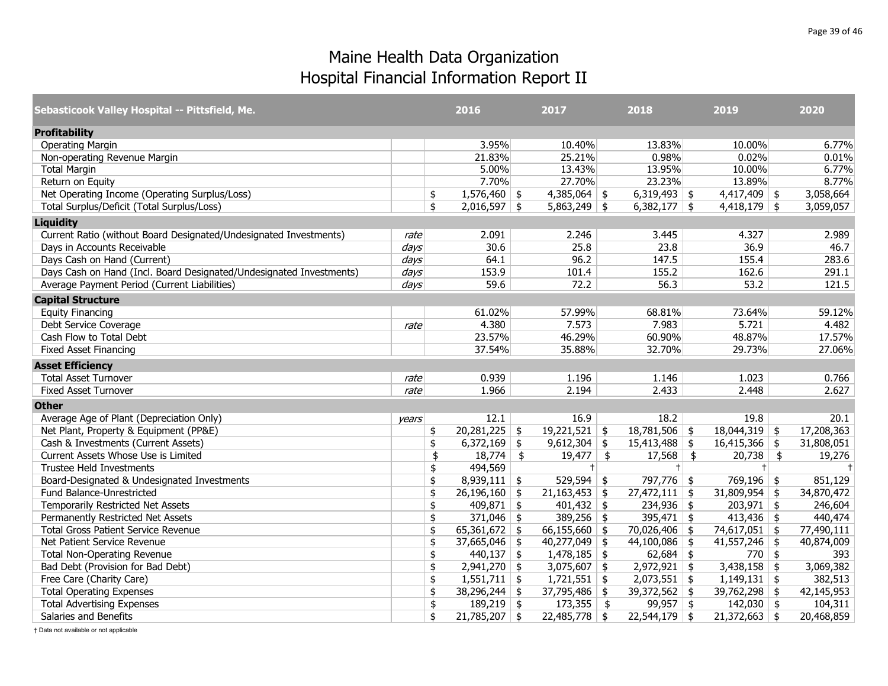# Maine Health Data Organization
## Hospital Financial Information Report II

| Sebasticook Valley Hospital -- Pittsfield, Me. | | 2016 | 2017 | 2018 | 2019 | 2020 |
|---|---|---|---|---|---|---|
| **Profitability** | | | | | | |
| Operating Margin | | 3.95% | 10.40% | 13.83% | 10.00% | 6.77% |
| Non-operating Revenue Margin | | 21.83% | 25.21% | 0.98% | 0.02% | 0.01% |
| Total Margin | | 5.00% | 13.43% | 13.95% | 10.00% | 6.77% |
| Return on Equity | | 7.70% | 27.70% | 23.23% | 13.89% | 8.77% |
| Net Operating Income (Operating Surplus/Loss) | | $ 1,576,460 | $ 4,385,064 | $ 6,319,493 | $ 4,417,409 | $ 3,058,664 |
| Total Surplus/Deficit (Total Surplus/Loss) | | $ 2,016,597 | $ 5,863,249 | $ 6,382,177 | $ 4,418,179 | $ 3,059,057 |
| **Liquidity** | | | | | | |
| Current Ratio (without Board Designated/Undesignated Investments) | *rate* | 2.091 | 2.246 | 3.445 | 4.327 | 2.989 |
| Days in Accounts Receivable | *days* | 30.6 | 25.8 | 23.8 | 36.9 | 46.7 |
| Days Cash on Hand (Current) | *days* | 64.1 | 96.2 | 147.5 | 155.4 | 283.6 |
| Days Cash on Hand (Incl. Board Designated/Undesignated Investments) | *days* | 153.9 | 101.4 | 155.2 | 162.6 | 291.1 |
| Average Payment Period (Current Liabilities) | *days* | 59.6 | 72.2 | 56.3 | 53.2 | 121.5 |
| **Capital Structure** | | | | | | |
| Equity Financing | | 61.02% | 57.99% | 68.81% | 73.64% | 59.12% |
| Debt Service Coverage | *rate* | 4.380 | 7.573 | 7.983 | 5.721 | 4.482 |
| Cash Flow to Total Debt | | 23.57% | 46.29% | 60.90% | 48.87% | 17.57% |
| Fixed Asset Financing | | 37.54% | 35.88% | 32.70% | 29.73% | 27.06% |
| **Asset Efficiency** | | | | | | |
| Total Asset Turnover | *rate* | 0.939 | 1.196 | 1.146 | 1.023 | 0.766 |
| Fixed Asset Turnover | *rate* | 1.966 | 2.194 | 2.433 | 2.448 | 2.627 |
| **Other** | | | | | | |
| Average Age of Plant (Depreciation Only) | *years* | 12.1 | 16.9 | 18.2 | 19.8 | 20.1 |
| Net Plant, Property & Equipment (PP&E) | | $ 20,281,225 | $ 19,221,521 | $ 18,781,506 | $ 18,044,319 | $ 17,208,363 |
| Cash & Investments (Current Assets) | | $ 6,372,169 | $ 9,612,304 | $ 15,413,488 | $ 16,415,366 | $ 31,808,051 |
| Current Assets Whose Use is Limited | | $ 18,774 | $ 19,477 | $ 17,568 | $ 20,738 | $ 19,276 |
| Trustee Held Investments | | $ 494,569 | † | † | † | † |
| Board-Designated & Undesignated Investments | | $ 8,939,111 | $ 529,594 | $ 797,776 | $ 769,196 | $ 851,129 |
| Fund Balance-Unrestricted | | $ 26,196,160 | $ 21,163,453 | $ 27,472,111 | $ 31,809,954 | $ 34,870,472 |
| Temporarily Restricted Net Assets | | $ 409,871 | $ 401,432 | $ 234,936 | $ 203,971 | $ 246,604 |
| Permanently Restricted Net Assets | | $ 371,046 | $ 389,256 | $ 395,471 | $ 413,436 | $ 440,474 |
| Total Gross Patient Service Revenue | | $ 65,361,672 | $ 66,155,660 | $ 70,026,406 | $ 74,617,051 | $ 77,490,111 |
| Net Patient Service Revenue | | $ 37,665,046 | $ 40,277,049 | $ 44,100,086 | $ 41,557,246 | $ 40,874,009 |
| Total Non-Operating Revenue | | $ 440,137 | $ 1,478,185 | $ 62,684 | $ 770 | $ 393 |
| Bad Debt (Provision for Bad Debt) | | $ 2,941,270 | $ 3,075,607 | $ 2,972,921 | $ 3,438,158 | $ 3,069,382 |
| Free Care (Charity Care) | | $ 1,551,711 | $ 1,721,551 | $ 2,073,551 | $ 1,149,131 | $ 382,513 |
| Total Operating Expenses | | $ 38,296,244 | $ 37,795,486 | $ 39,372,562 | $ 39,762,298 | $ 42,145,953 |
| Total Advertising Expenses | | $ 189,219 | $ 173,355 | $ 99,957 | $ 142,030 | $ 104,311 |
| Salaries and Benefits | | $ 21,785,207 | $ 22,485,778 | $ 22,544,179 | $ 21,372,663 | $ 20,468,859 |

† Data not available or not applicable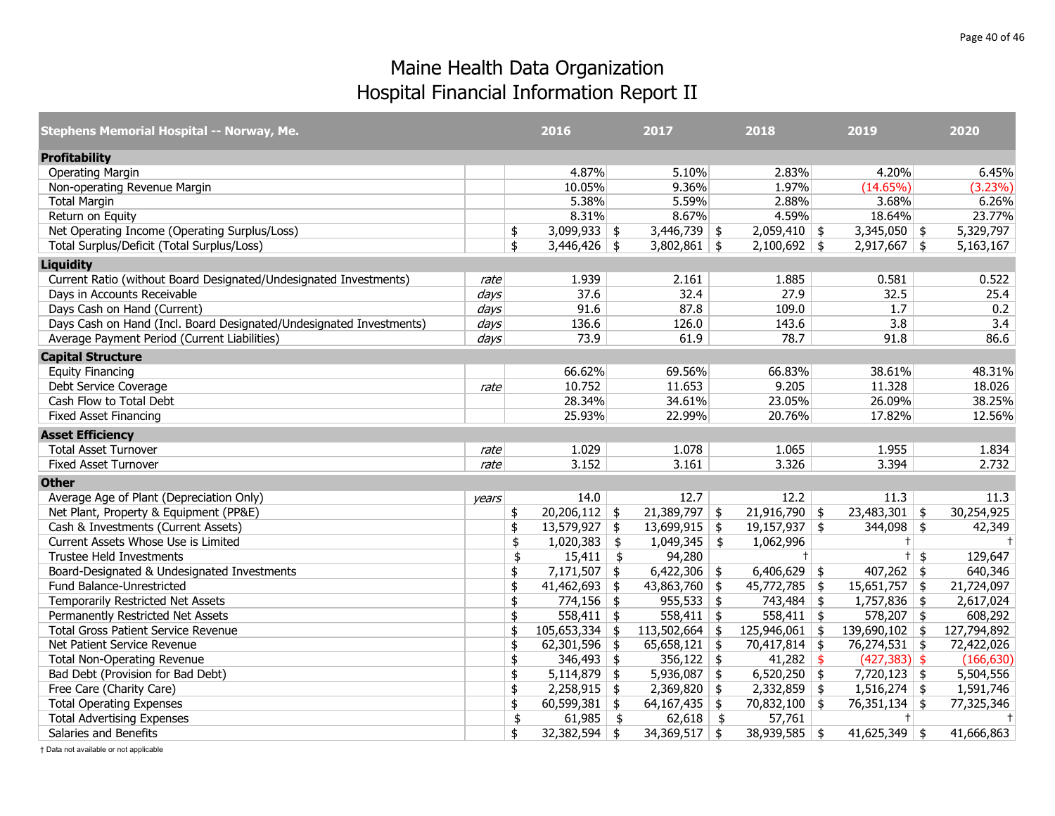# Maine Health Data Organization
## Hospital Financial Information Report II

| Stephens Memorial Hospital -- Norway, Me. | | 2016 | 2017 | 2018 | 2019 | 2020 |
|---|---|---|---|---|---|---|
| **Profitability** | | | | | | |
| Operating Margin | | 4.87% | 5.10% | 2.83% | 4.20% | 6.45% |
| Non-operating Revenue Margin | | 10.05% | 9.36% | 1.97% | (14.65%) | (3.23%) |
| Total Margin | | 5.38% | 5.59% | 2.88% | 3.68% | 6.26% |
| Return on Equity | | 8.31% | 8.67% | 4.59% | 18.64% | 23.77% |
| Net Operating Income (Operating Surplus/Loss) | | $ 3,099,933 | $ 3,446,739 | $ 2,059,410 | $ 3,345,050 | $ 5,329,797 |
| Total Surplus/Deficit (Total Surplus/Loss) | | $ 3,446,426 | $ 3,802,861 | $ 2,100,692 | $ 2,917,667 | $ 5,163,167 |
| **Liquidity** | | | | | | |
| Current Ratio (without Board Designated/Undesignated Investments) | *rate* | 1.939 | 2.161 | 1.885 | 0.581 | 0.522 |
| Days in Accounts Receivable | *days* | 37.6 | 32.4 | 27.9 | 32.5 | 25.4 |
| Days Cash on Hand (Current) | *days* | 91.6 | 87.8 | 109.0 | 1.7 | 0.2 |
| Days Cash on Hand (Incl. Board Designated/Undesignated Investments) | *days* | 136.6 | 126.0 | 143.6 | 3.8 | 3.4 |
| Average Payment Period (Current Liabilities) | *days* | 73.9 | 61.9 | 78.7 | 91.8 | 86.6 |
| **Capital Structure** | | | | | | |
| Equity Financing | | 66.62% | 69.56% | 66.83% | 38.61% | 48.31% |
| Debt Service Coverage | *rate* | 10.752 | 11.653 | 9.205 | 11.328 | 18.026 |
| Cash Flow to Total Debt | | 28.34% | 34.61% | 23.05% | 26.09% | 38.25% |
| Fixed Asset Financing | | 25.93% | 22.99% | 20.76% | 17.82% | 12.56% |
| **Asset Efficiency** | | | | | | |
| Total Asset Turnover | *rate* | 1.029 | 1.078 | 1.065 | 1.955 | 1.834 |
| Fixed Asset Turnover | *rate* | 3.152 | 3.161 | 3.326 | 3.394 | 2.732 |
| **Other** | | | | | | |
| Average Age of Plant (Depreciation Only) | *years* | 14.0 | 12.7 | 12.2 | 11.3 | 11.3 |
| Net Plant, Property & Equipment (PP&E) | | $ 20,206,112 | $ 21,389,797 | $ 21,916,790 | $ 23,483,301 | $ 30,254,925 |
| Cash & Investments (Current Assets) | | $ 13,579,927 | $ 13,699,915 | $ 19,157,937 | $ 344,098 | $ 42,349 |
| Current Assets Whose Use is Limited | | $ 1,020,383 | $ 1,049,345 | $ 1,062,996 | † | † |
| Trustee Held Investments | | $ 15,411 | $ 94,280 | † | † | $ 129,647 |
| Board-Designated & Undesignated Investments | | $ 7,171,507 | $ 6,422,306 | $ 6,406,629 | $ 407,262 | $ 640,346 |
| Fund Balance-Unrestricted | | $ 41,462,693 | $ 43,863,760 | $ 45,772,785 | $ 15,651,757 | $ 21,724,097 |
| Temporarily Restricted Net Assets | | $ 774,156 | $ 955,533 | $ 743,484 | $ 1,757,836 | $ 2,617,024 |
| Permanently Restricted Net Assets | | $ 558,411 | $ 558,411 | $ 558,411 | $ 578,207 | $ 608,292 |
| Total Gross Patient Service Revenue | | $ 105,653,334 | $ 113,502,664 | $ 125,946,061 | $ 139,690,102 | $ 127,794,892 |
| Net Patient Service Revenue | | $ 62,301,596 | $ 65,658,121 | $ 70,417,814 | $ 76,274,531 | $ 72,422,026 |
| Total Non-Operating Revenue | | $ 346,493 | $ 356,122 | $ 41,282 | $ (427,383) | $ (166,630) |
| Bad Debt (Provision for Bad Debt) | | $ 5,114,879 | $ 5,936,087 | $ 6,520,250 | $ 7,720,123 | $ 5,504,556 |
| Free Care (Charity Care) | | $ 2,258,915 | $ 2,369,820 | $ 2,332,859 | $ 1,516,274 | $ 1,591,746 |
| Total Operating Expenses | | $ 60,599,381 | $ 64,167,435 | $ 70,832,100 | $ 76,351,134 | $ 77,325,346 |
| Total Advertising Expenses | | $ 61,985 | $ 62,618 | $ 57,761 | † | † |
| Salaries and Benefits | | $ 32,382,594 | $ 34,369,517 | $ 38,939,585 | $ 41,625,349 | $ 41,666,863 |

† Data not available or not applicable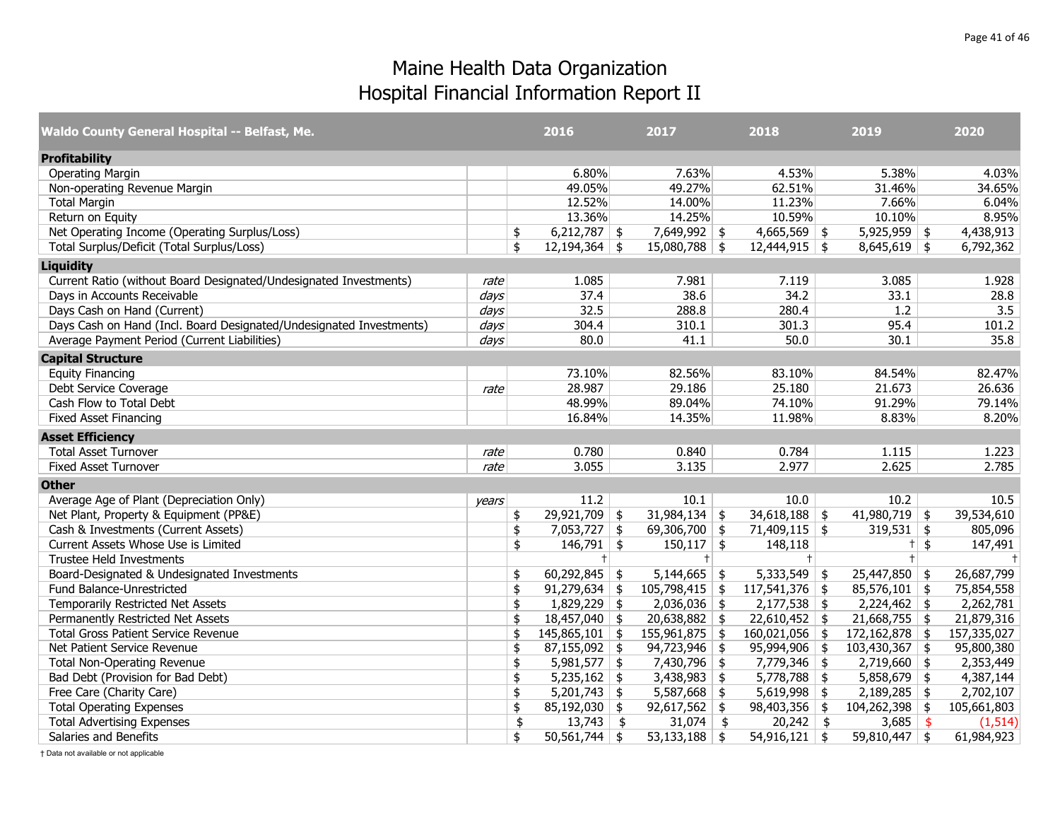# Maine Health Data Organization
## Hospital Financial Information Report II

| Waldo County General Hospital -- Belfast, Me. | | 2016 | 2017 | 2018 | 2019 | 2020 |
|---|---|---|---|---|---|---|
| **Profitability** | | | | | | |
| Operating Margin | | 6.80% | 7.63% | 4.53% | 5.38% | 4.03% |
| Non-operating Revenue Margin | | 49.05% | 49.27% | 62.51% | 31.46% | 34.65% |
| Total Margin | | 12.52% | 14.00% | 11.23% | 7.66% | 6.04% |
| Return on Equity | | 13.36% | 14.25% | 10.59% | 10.10% | 8.95% |
| Net Operating Income (Operating Surplus/Loss) | | $ 6,212,787 | $ 7,649,992 | $ 4,665,569 | $ 5,925,959 | $ 4,438,913 |
| Total Surplus/Deficit (Total Surplus/Loss) | | $ 12,194,364 | $ 15,080,788 | $ 12,444,915 | $ 8,645,619 | $ 6,792,362 |
| **Liquidity** | | | | | | |
| Current Ratio (without Board Designated/Undesignated Investments) | *rate* | 1.085 | 7.981 | 7.119 | 3.085 | 1.928 |
| Days in Accounts Receivable | *days* | 37.4 | 38.6 | 34.2 | 33.1 | 28.8 |
| Days Cash on Hand (Current) | *days* | 32.5 | 288.8 | 280.4 | 1.2 | 3.5 |
| Days Cash on Hand (Incl. Board Designated/Undesignated Investments) | *days* | 304.4 | 310.1 | 301.3 | 95.4 | 101.2 |
| Average Payment Period (Current Liabilities) | *days* | 80.0 | 41.1 | 50.0 | 30.1 | 35.8 |
| **Capital Structure** | | | | | | |
| Equity Financing | | 73.10% | 82.56% | 83.10% | 84.54% | 82.47% |
| Debt Service Coverage | *rate* | 28.987 | 29.186 | 25.180 | 21.673 | 26.636 |
| Cash Flow to Total Debt | | 48.99% | 89.04% | 74.10% | 91.29% | 79.14% |
| Fixed Asset Financing | | 16.84% | 14.35% | 11.98% | 8.83% | 8.20% |
| **Asset Efficiency** | | | | | | |
| Total Asset Turnover | *rate* | 0.780 | 0.840 | 0.784 | 1.115 | 1.223 |
| Fixed Asset Turnover | *rate* | 3.055 | 3.135 | 2.977 | 2.625 | 2.785 |
| **Other** | | | | | | |
| Average Age of Plant (Depreciation Only) | *years* | 11.2 | 10.1 | 10.0 | 10.2 | 10.5 |
| Net Plant, Property & Equipment (PP&E) | | $ 29,921,709 | $ 31,984,134 | $ 34,618,188 | $ 41,980,719 | $ 39,534,610 |
| Cash & Investments (Current Assets) | | $ 7,053,727 | $ 69,306,700 | $ 71,409,115 | $ 319,531 | $ 805,096 |
| Current Assets Whose Use is Limited | | $ 146,791 | $ 150,117 | $ 148,118 | † | $ 147,491 |
| Trustee Held Investments | | † | † | † | † | † |
| Board-Designated & Undesignated Investments | | $ 60,292,845 | $ 5,144,665 | $ 5,333,549 | $ 25,447,850 | $ 26,687,799 |
| Fund Balance-Unrestricted | | $ 91,279,634 | $ 105,798,415 | $ 117,541,376 | $ 85,576,101 | $ 75,854,558 |
| Temporarily Restricted Net Assets | | $ 1,829,229 | $ 2,036,036 | $ 2,177,538 | $ 2,224,462 | $ 2,262,781 |
| Permanently Restricted Net Assets | | $ 18,457,040 | $ 20,638,882 | $ 22,610,452 | $ 21,668,755 | $ 21,879,316 |
| Total Gross Patient Service Revenue | | $ 145,865,101 | $ 155,961,875 | $ 160,021,056 | $ 172,162,878 | $ 157,335,027 |
| Net Patient Service Revenue | | $ 87,155,092 | $ 94,723,946 | $ 95,994,906 | $ 103,430,367 | $ 95,800,380 |
| Total Non-Operating Revenue | | $ 5,981,577 | $ 7,430,796 | $ 7,779,346 | $ 2,719,660 | $ 2,353,449 |
| Bad Debt (Provision for Bad Debt) | | $ 5,235,162 | $ 3,438,983 | $ 5,778,788 | $ 5,858,679 | $ 4,387,144 |
| Free Care (Charity Care) | | $ 5,201,743 | $ 5,587,668 | $ 5,619,998 | $ 2,189,285 | $ 2,702,107 |
| Total Operating Expenses | | $ 85,192,030 | $ 92,617,562 | $ 98,403,356 | $ 104,262,398 | $ 105,661,803 |
| Total Advertising Expenses | | $ 13,743 | $ 31,074 | $ 20,242 | $ 3,685 | $ (1,514) |
| Salaries and Benefits | | $ 50,561,744 | $ 53,133,188 | $ 54,916,121 | $ 59,810,447 | $ 61,984,923 |

† Data not available or not applicable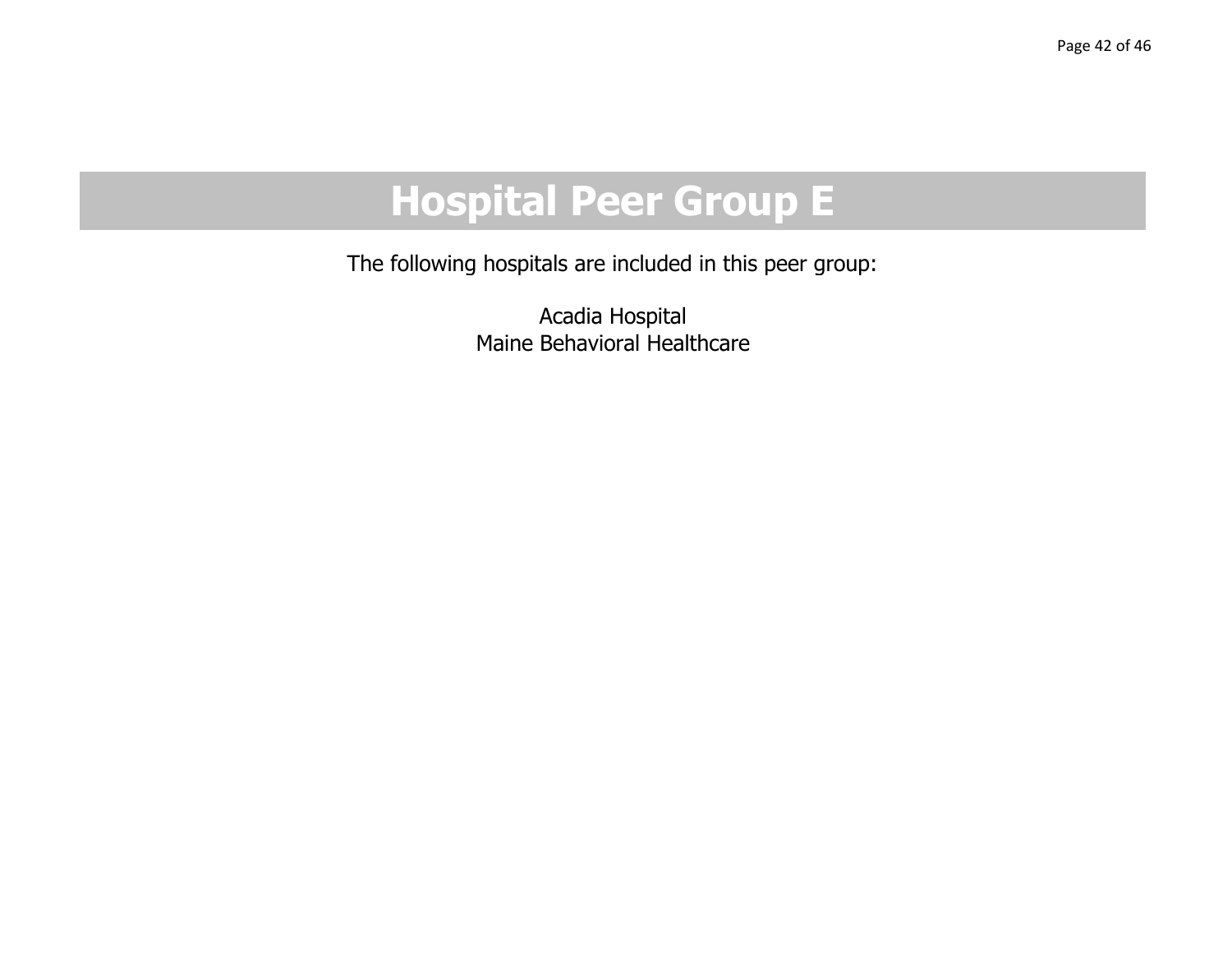# Hospital Peer Group E

The following hospitals are included in this peer group:

Acadia Hospital
Maine Behavioral Healthcare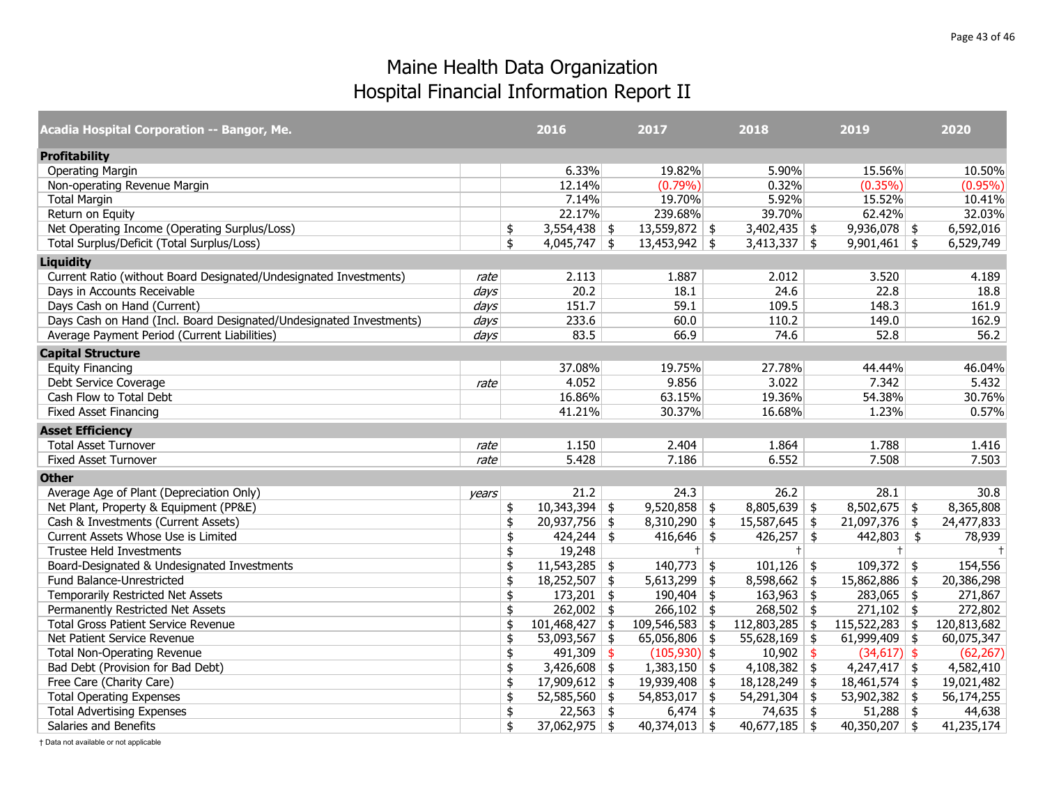# Maine Health Data Organization
# Hospital Financial Information Report II

| Acadia Hospital Corporation -- Bangor, Me. | | 2016 | 2017 | 2018 | 2019 | 2020 |
|---|---|---|---|---|---|---|
| **Profitability** | | | | | | |
| Operating Margin | | 6.33% | 19.82% | 5.90% | 15.56% | 10.50% |
| Non-operating Revenue Margin | | 12.14% | (0.79%) | 0.32% | (0.35%) | (0.95%) |
| Total Margin | | 7.14% | 19.70% | 5.92% | 15.52% | 10.41% |
| Return on Equity | | 22.17% | 239.68% | 39.70% | 62.42% | 32.03% |
| Net Operating Income (Operating Surplus/Loss) | | $ 3,554,438 | $ 13,559,872 | $ 3,402,435 | $ 9,936,078 | $ 6,592,016 |
| Total Surplus/Deficit (Total Surplus/Loss) | | $ 4,045,747 | $ 13,453,942 | $ 3,413,337 | $ 9,901,461 | $ 6,529,749 |
| **Liquidity** | | | | | | |
| Current Ratio (without Board Designated/Undesignated Investments) | *rate* | 2.113 | 1.887 | 2.012 | 3.520 | 4.189 |
| Days in Accounts Receivable | *days* | 20.2 | 18.1 | 24.6 | 22.8 | 18.8 |
| Days Cash on Hand (Current) | *days* | 151.7 | 59.1 | 109.5 | 148.3 | 161.9 |
| Days Cash on Hand (Incl. Board Designated/Undesignated Investments) | *days* | 233.6 | 60.0 | 110.2 | 149.0 | 162.9 |
| Average Payment Period (Current Liabilities) | *days* | 83.5 | 66.9 | 74.6 | 52.8 | 56.2 |
| **Capital Structure** | | | | | | |
| Equity Financing | | 37.08% | 19.75% | 27.78% | 44.44% | 46.04% |
| Debt Service Coverage | *rate* | 4.052 | 9.856 | 3.022 | 7.342 | 5.432 |
| Cash Flow to Total Debt | | 16.86% | 63.15% | 19.36% | 54.38% | 30.76% |
| Fixed Asset Financing | | 41.21% | 30.37% | 16.68% | 1.23% | 0.57% |
| **Asset Efficiency** | | | | | | |
| Total Asset Turnover | *rate* | 1.150 | 2.404 | 1.864 | 1.788 | 1.416 |
| Fixed Asset Turnover | *rate* | 5.428 | 7.186 | 6.552 | 7.508 | 7.503 |
| **Other** | | | | | | |
| Average Age of Plant (Depreciation Only) | *years* | 21.2 | 24.3 | 26.2 | 28.1 | 30.8 |
| Net Plant, Property & Equipment (PP&E) | | $ 10,343,394 | $ 9,520,858 | $ 8,805,639 | $ 8,502,675 | $ 8,365,808 |
| Cash & Investments (Current Assets) | | $ 20,937,756 | $ 8,310,290 | $ 15,587,645 | $ 21,097,376 | $ 24,477,833 |
| Current Assets Whose Use is Limited | | $ 424,244 | $ 416,646 | $ 426,257 | $ 442,803 | $ 78,939 |
| Trustee Held Investments | | $ 19,248 | † | † | † | † |
| Board-Designated & Undesignated Investments | | $ 11,543,285 | $ 140,773 | $ 101,126 | $ 109,372 | $ 154,556 |
| Fund Balance-Unrestricted | | $ 18,252,507 | $ 5,613,299 | $ 8,598,662 | $ 15,862,886 | $ 20,386,298 |
| Temporarily Restricted Net Assets | | $ 173,201 | $ 190,404 | $ 163,963 | $ 283,065 | $ 271,867 |
| Permanently Restricted Net Assets | | $ 262,002 | $ 266,102 | $ 268,502 | $ 271,102 | $ 272,802 |
| Total Gross Patient Service Revenue | | $ 101,468,427 | $ 109,546,583 | $ 112,803,285 | $ 115,522,283 | $ 120,813,682 |
| Net Patient Service Revenue | | $ 53,093,567 | $ 65,056,806 | $ 55,628,169 | $ 61,999,409 | $ 60,075,347 |
| Total Non-Operating Revenue | | $ 491,309 | $ (105,930) | $ 10,902 | $ (34,617) | $ (62,267) |
| Bad Debt (Provision for Bad Debt) | | $ 3,426,608 | $ 1,383,150 | $ 4,108,382 | $ 4,247,417 | $ 4,582,410 |
| Free Care (Charity Care) | | $ 17,909,612 | $ 19,939,408 | $ 18,128,249 | $ 18,461,574 | $ 19,021,482 |
| Total Operating Expenses | | $ 52,585,560 | $ 54,853,017 | $ 54,291,304 | $ 53,902,382 | $ 56,174,255 |
| Total Advertising Expenses | | $ 22,563 | $ 6,474 | $ 74,635 | $ 51,288 | $ 44,638 |
| Salaries and Benefits | | $ 37,062,975 | $ 40,374,013 | $ 40,677,185 | $ 40,350,207 | $ 41,235,174 |

† Data not available or not applicable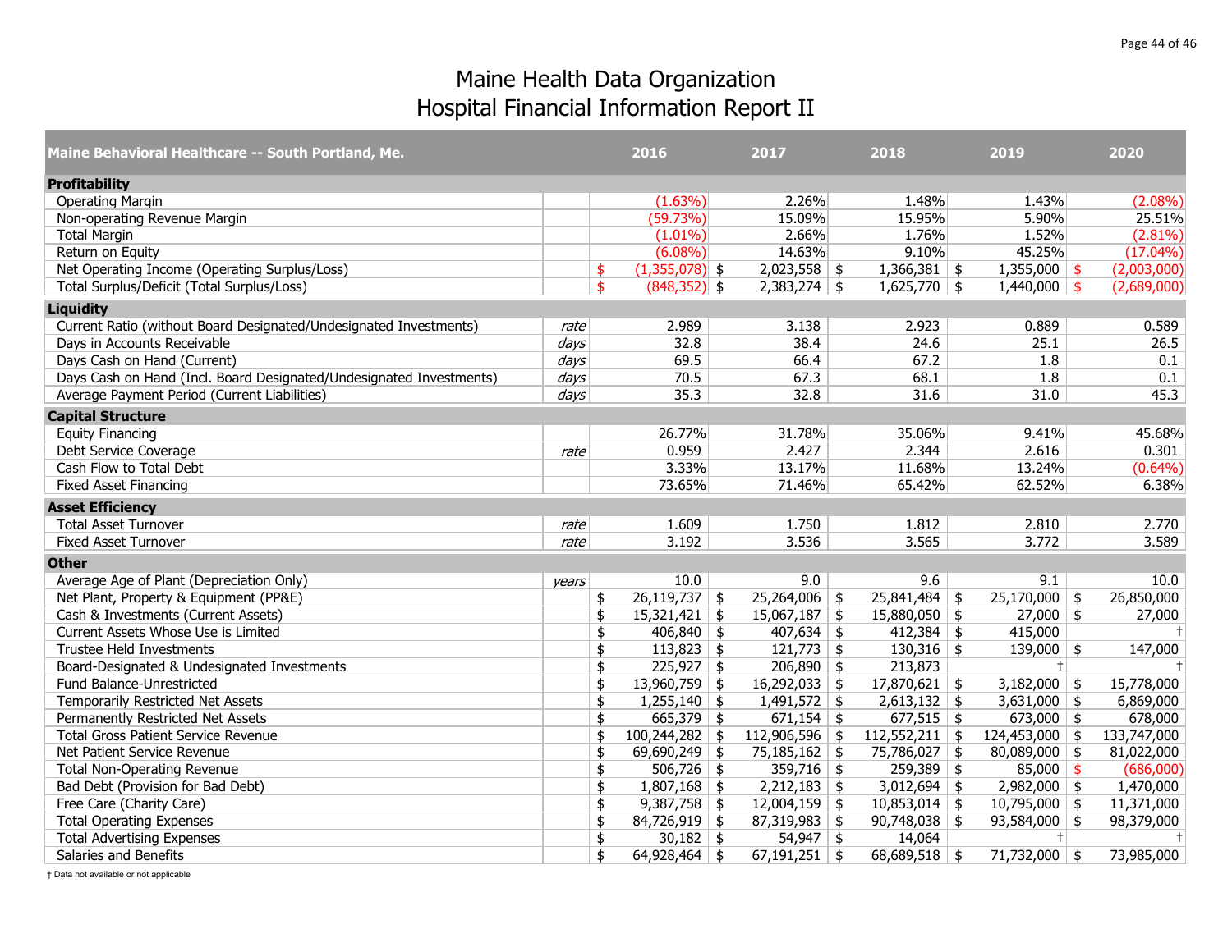# Maine Health Data Organization
# Hospital Financial Information Report II

| Maine Behavioral Healthcare -- South Portland, Me. | | 2016 | 2017 | 2018 | 2019 | 2020 |
|---|---|---|---|---|---|---|
| **Profitability** | | | | | | |
| Operating Margin | | (1.63%) | 2.26% | 1.48% | 1.43% | (2.08%) |
| Non-operating Revenue Margin | | (59.73%) | 15.09% | 15.95% | 5.90% | 25.51% |
| Total Margin | | (1.01%) | 2.66% | 1.76% | 1.52% | (2.81%) |
| Return on Equity | | (6.08%) | 14.63% | 9.10% | 45.25% | (17.04%) |
| Net Operating Income (Operating Surplus/Loss) | | $ (1,355,078) | $ 2,023,558 | $ 1,366,381 | $ 1,355,000 | $ (2,003,000) |
| Total Surplus/Deficit (Total Surplus/Loss) | | $ (848,352) | $ 2,383,274 | $ 1,625,770 | $ 1,440,000 | $ (2,689,000) |
| **Liquidity** | | | | | | |
| Current Ratio (without Board Designated/Undesignated Investments) | *rate* | 2.989 | 3.138 | 2.923 | 0.889 | 0.589 |
| Days in Accounts Receivable | *days* | 32.8 | 38.4 | 24.6 | 25.1 | 26.5 |
| Days Cash on Hand (Current) | *days* | 69.5 | 66.4 | 67.2 | 1.8 | 0.1 |
| Days Cash on Hand (Incl. Board Designated/Undesignated Investments) | *days* | 70.5 | 67.3 | 68.1 | 1.8 | 0.1 |
| Average Payment Period (Current Liabilities) | *days* | 35.3 | 32.8 | 31.6 | 31.0 | 45.3 |
| **Capital Structure** | | | | | | |
| Equity Financing | | 26.77% | 31.78% | 35.06% | 9.41% | 45.68% |
| Debt Service Coverage | *rate* | 0.959 | 2.427 | 2.344 | 2.616 | 0.301 |
| Cash Flow to Total Debt | | 3.33% | 13.17% | 11.68% | 13.24% | (0.64%) |
| Fixed Asset Financing | | 73.65% | 71.46% | 65.42% | 62.52% | 6.38% |
| **Asset Efficiency** | | | | | | |
| Total Asset Turnover | *rate* | 1.609 | 1.750 | 1.812 | 2.810 | 2.770 |
| Fixed Asset Turnover | *rate* | 3.192 | 3.536 | 3.565 | 3.772 | 3.589 |
| **Other** | | | | | | |
| Average Age of Plant (Depreciation Only) | *years* | 10.0 | 9.0 | 9.6 | 9.1 | 10.0 |
| Net Plant, Property & Equipment (PP&E) | | $ 26,119,737 | $ 25,264,006 | $ 25,841,484 | $ 25,170,000 | $ 26,850,000 |
| Cash & Investments (Current Assets) | | $ 15,321,421 | $ 15,067,187 | $ 15,880,050 | $ 27,000 | $ 27,000 |
| Current Assets Whose Use is Limited | | $ 406,840 | $ 407,634 | $ 412,384 | $ 415,000 | † |
| Trustee Held Investments | | $ 113,823 | $ 121,773 | $ 130,316 | $ 139,000 | $ 147,000 |
| Board-Designated & Undesignated Investments | | $ 225,927 | $ 206,890 | $ 213,873 | † | † |
| Fund Balance-Unrestricted | | $ 13,960,759 | $ 16,292,033 | $ 17,870,621 | $ 3,182,000 | $ 15,778,000 |
| Temporarily Restricted Net Assets | | $ 1,255,140 | $ 1,491,572 | $ 2,613,132 | $ 3,631,000 | $ 6,869,000 |
| Permanently Restricted Net Assets | | $ 665,379 | $ 671,154 | $ 677,515 | $ 673,000 | $ 678,000 |
| Total Gross Patient Service Revenue | | $ 100,244,282 | $ 112,906,596 | $ 112,552,211 | $ 124,453,000 | $ 133,747,000 |
| Net Patient Service Revenue | | $ 69,690,249 | $ 75,185,162 | $ 75,786,027 | $ 80,089,000 | $ 81,022,000 |
| Total Non-Operating Revenue | | $ 506,726 | $ 359,716 | $ 259,389 | $ 85,000 | $ (686,000) |
| Bad Debt (Provision for Bad Debt) | | $ 1,807,168 | $ 2,212,183 | $ 3,012,694 | $ 2,982,000 | $ 1,470,000 |
| Free Care (Charity Care) | | $ 9,387,758 | $ 12,004,159 | $ 10,853,014 | $ 10,795,000 | $ 11,371,000 |
| Total Operating Expenses | | $ 84,726,919 | $ 87,319,983 | $ 90,748,038 | $ 93,584,000 | $ 98,379,000 |
| Total Advertising Expenses | | $ 30,182 | $ 54,947 | $ 14,064 | † | † |
| Salaries and Benefits | | $ 64,928,464 | $ 67,191,251 | $ 68,689,518 | $ 71,732,000 | $ 73,985,000 |

† Data not available or not applicable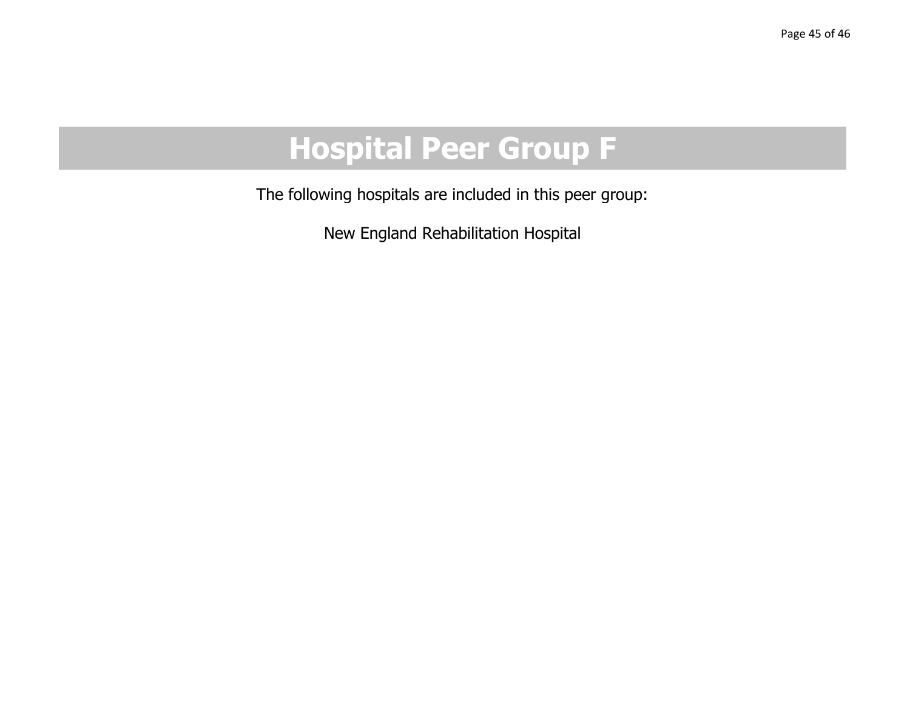# Hospital Peer Group F

The following hospitals are included in this peer group:

New England Rehabilitation Hospital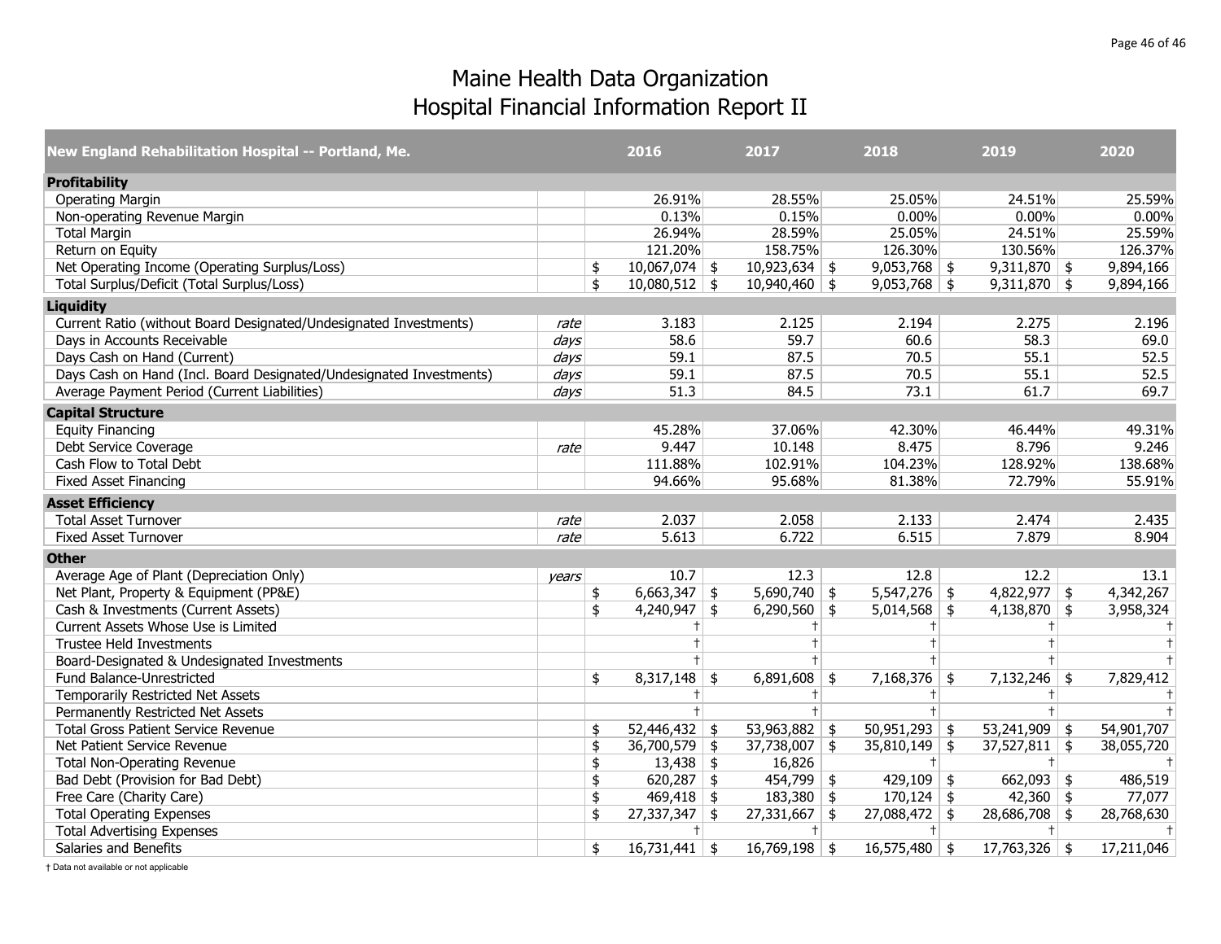# Maine Health Data Organization
# Hospital Financial Information Report II

| New England Rehabilitation Hospital -- Portland, Me. | | 2016 | 2017 | 2018 | 2019 | 2020 |
|---|---|---|---|---|---|---|
| **Profitability** | | | | | | |
| Operating Margin | | 26.91% | 28.55% | 25.05% | 24.51% | 25.59% |
| Non-operating Revenue Margin | | 0.13% | 0.15% | 0.00% | 0.00% | 0.00% |
| Total Margin | | 26.94% | 28.59% | 25.05% | 24.51% | 25.59% |
| Return on Equity | | 121.20% | 158.75% | 126.30% | 130.56% | 126.37% |
| Net Operating Income (Operating Surplus/Loss) | | $ 10,067,074 | $ 10,923,634 | $ 9,053,768 | $ 9,311,870 | $ 9,894,166 |
| Total Surplus/Deficit (Total Surplus/Loss) | | $ 10,080,512 | $ 10,940,460 | $ 9,053,768 | $ 9,311,870 | $ 9,894,166 |
| **Liquidity** | | | | | | |
| Current Ratio (without Board Designated/Undesignated Investments) | *rate* | 3.183 | 2.125 | 2.194 | 2.275 | 2.196 |
| Days in Accounts Receivable | *days* | 58.6 | 59.7 | 60.6 | 58.3 | 69.0 |
| Days Cash on Hand (Current) | *days* | 59.1 | 87.5 | 70.5 | 55.1 | 52.5 |
| Days Cash on Hand (Incl. Board Designated/Undesignated Investments) | *days* | 59.1 | 87.5 | 70.5 | 55.1 | 52.5 |
| Average Payment Period (Current Liabilities) | *days* | 51.3 | 84.5 | 73.1 | 61.7 | 69.7 |
| **Capital Structure** | | | | | | |
| Equity Financing | | 45.28% | 37.06% | 42.30% | 46.44% | 49.31% |
| Debt Service Coverage | *rate* | 9.447 | 10.148 | 8.475 | 8.796 | 9.246 |
| Cash Flow to Total Debt | | 111.88% | 102.91% | 104.23% | 128.92% | 138.68% |
| Fixed Asset Financing | | 94.66% | 95.68% | 81.38% | 72.79% | 55.91% |
| **Asset Efficiency** | | | | | | |
| Total Asset Turnover | *rate* | 2.037 | 2.058 | 2.133 | 2.474 | 2.435 |
| Fixed Asset Turnover | *rate* | 5.613 | 6.722 | 6.515 | 7.879 | 8.904 |
| **Other** | | | | | | |
| Average Age of Plant (Depreciation Only) | *years* | 10.7 | 12.3 | 12.8 | 12.2 | 13.1 |
| Net Plant, Property & Equipment (PP&E) | | $ 6,663,347 | $ 5,690,740 | $ 5,547,276 | $ 4,822,977 | $ 4,342,267 |
| Cash & Investments (Current Assets) | | $ 4,240,947 | $ 6,290,560 | $ 5,014,568 | $ 4,138,870 | $ 3,958,324 |
| Current Assets Whose Use is Limited | | † | † | † | † | † |
| Trustee Held Investments | | † | † | † | † | † |
| Board-Designated & Undesignated Investments | | † | † | † | † | † |
| Fund Balance-Unrestricted | | $ 8,317,148 | $ 6,891,608 | $ 7,168,376 | $ 7,132,246 | $ 7,829,412 |
| Temporarily Restricted Net Assets | | † | † | † | † | † |
| Permanently Restricted Net Assets | | † | † | † | † | † |
| Total Gross Patient Service Revenue | | $ 52,446,432 | $ 53,963,882 | $ 50,951,293 | $ 53,241,909 | $ 54,901,707 |
| Net Patient Service Revenue | | $ 36,700,579 | $ 37,738,007 | $ 35,810,149 | $ 37,527,811 | $ 38,055,720 |
| Total Non-Operating Revenue | | $ 13,438 | $ 16,826 | † | † | † |
| Bad Debt (Provision for Bad Debt) | | $ 620,287 | $ 454,799 | $ 429,109 | $ 662,093 | $ 486,519 |
| Free Care (Charity Care) | | $ 469,418 | $ 183,380 | $ 170,124 | $ 42,360 | $ 77,077 |
| Total Operating Expenses | | $ 27,337,347 | $ 27,331,667 | $ 27,088,472 | $ 28,686,708 | $ 28,768,630 |
| Total Advertising Expenses | | † | † | † | † | † |
| Salaries and Benefits | | $ 16,731,441 | $ 16,769,198 | $ 16,575,480 | $ 17,763,326 | $ 17,211,046 |

† Data not available or not applicable